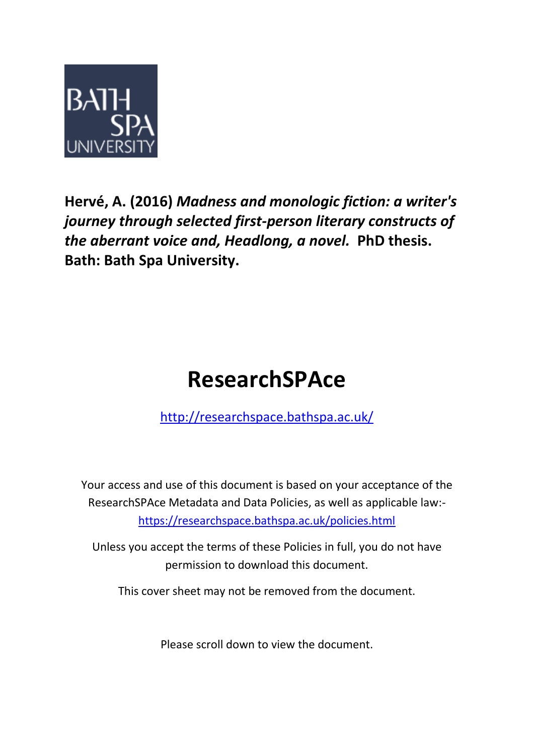BATH SPA UNIVERSITY

**Hervé, A. (2016)** ***Madness and monologic fiction: a writer's journey through selected first-person literary constructs of the aberrant voice and, Headlong, a novel.*** **PhD thesis. Bath: Bath Spa University.**

# ResearchSPAce

http://researchspace.bathspa.ac.uk/

Your access and use of this document is based on your acceptance of the ResearchSPAce Metadata and Data Policies, as well as applicable law:-
https://researchspace.bathspa.ac.uk/policies.html

Unless you accept the terms of these Policies in full, you do not have permission to download this document.

This cover sheet may not be removed from the document.

Please scroll down to view the document.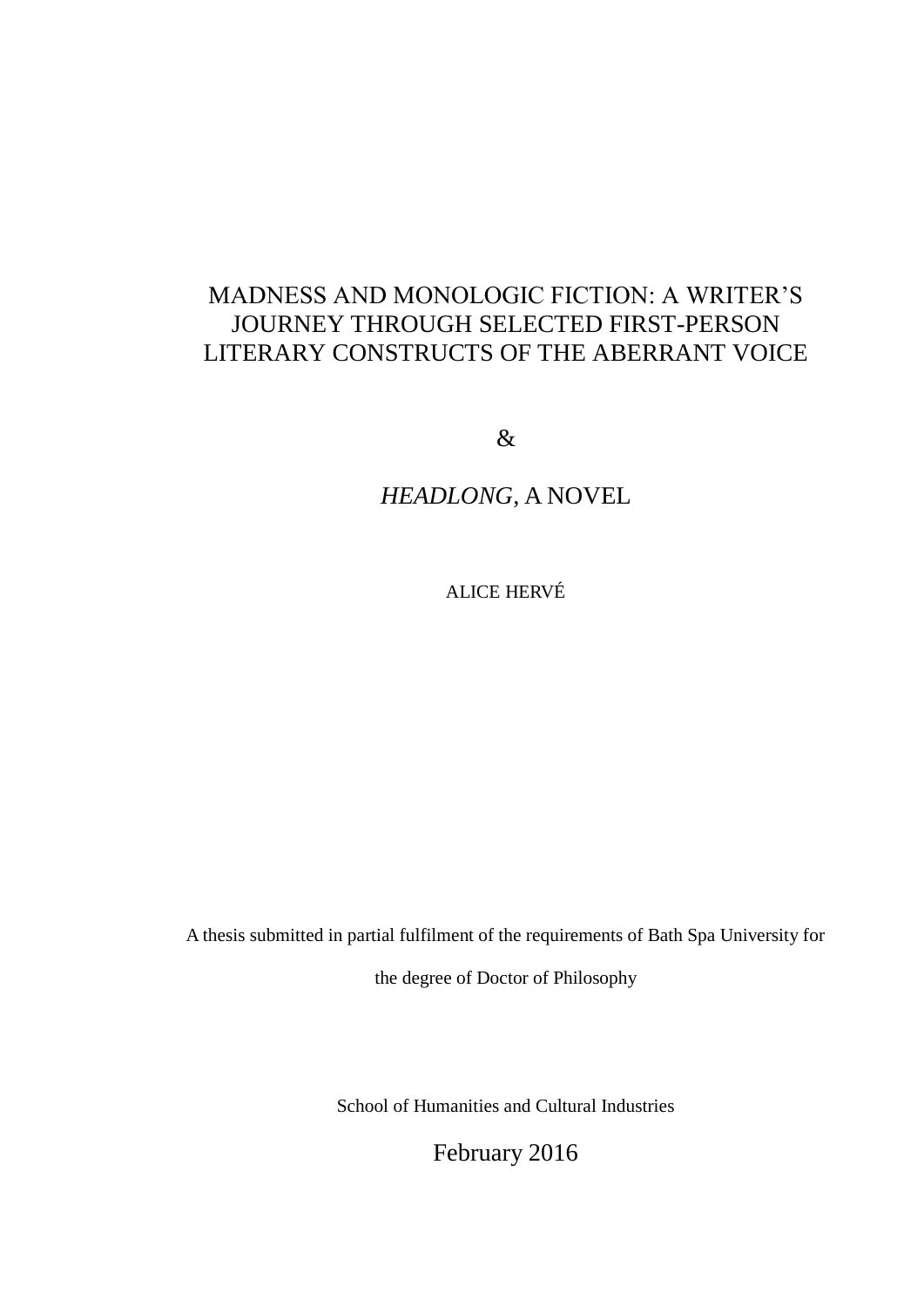# MADNESS AND MONOLOGIC FICTION: A WRITER'S JOURNEY THROUGH SELECTED FIRST-PERSON LITERARY CONSTRUCTS OF THE ABERRANT VOICE

&

## *HEADLONG*, A NOVEL

ALICE HERVÉ

A thesis submitted in partial fulfilment of the requirements of Bath Spa University for the degree of Doctor of Philosophy

School of Humanities and Cultural Industries

February 2016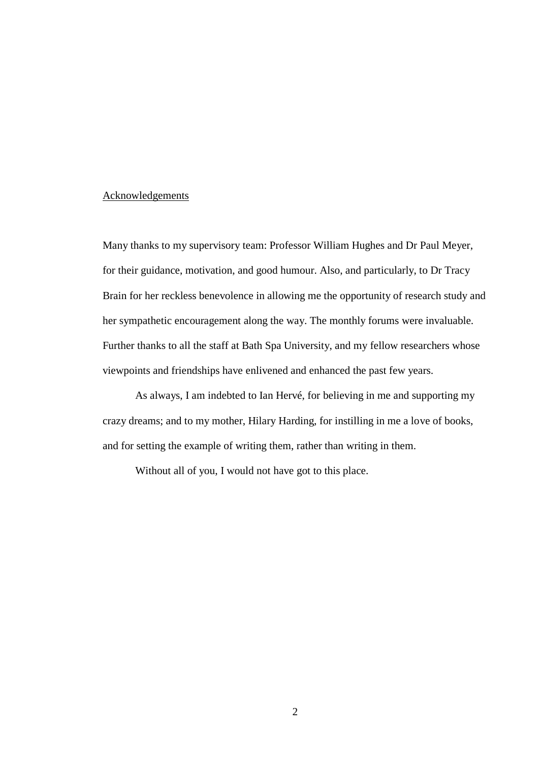## Acknowledgements

Many thanks to my supervisory team: Professor William Hughes and Dr Paul Meyer, for their guidance, motivation, and good humour. Also, and particularly, to Dr Tracy Brain for her reckless benevolence in allowing me the opportunity of research study and her sympathetic encouragement along the way. The monthly forums were invaluable. Further thanks to all the staff at Bath Spa University, and my fellow researchers whose viewpoints and friendships have enlivened and enhanced the past few years.

As always, I am indebted to Ian Hervé, for believing in me and supporting my crazy dreams; and to my mother, Hilary Harding, for instilling in me a love of books, and for setting the example of writing them, rather than writing in them.

Without all of you, I would not have got to this place.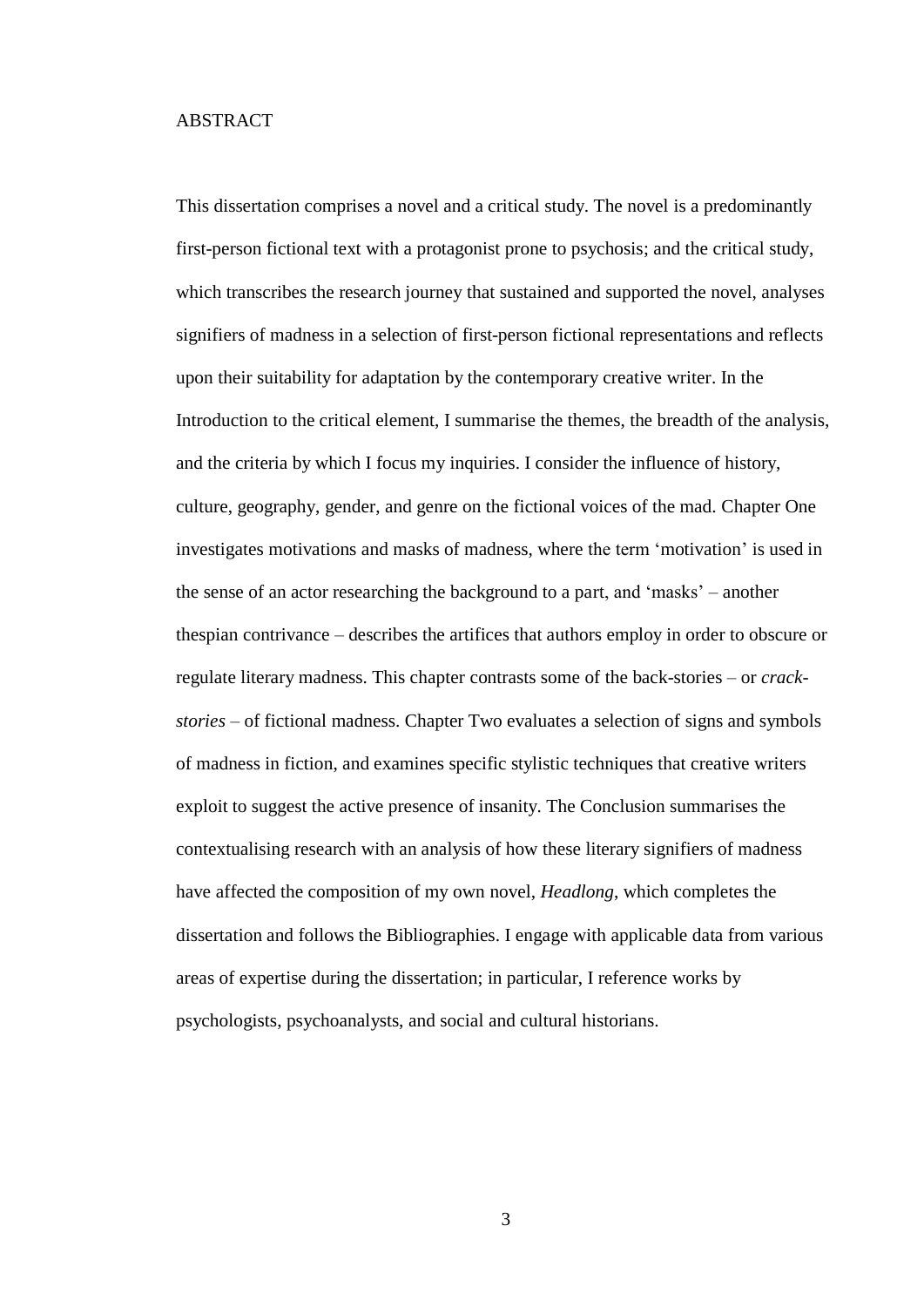# ABSTRACT

This dissertation comprises a novel and a critical study. The novel is a predominantly first-person fictional text with a protagonist prone to psychosis; and the critical study, which transcribes the research journey that sustained and supported the novel, analyses signifiers of madness in a selection of first-person fictional representations and reflects upon their suitability for adaptation by the contemporary creative writer. In the Introduction to the critical element, I summarise the themes, the breadth of the analysis, and the criteria by which I focus my inquiries. I consider the influence of history, culture, geography, gender, and genre on the fictional voices of the mad. Chapter One investigates motivations and masks of madness, where the term 'motivation' is used in the sense of an actor researching the background to a part, and 'masks' – another thespian contrivance – describes the artifices that authors employ in order to obscure or regulate literary madness. This chapter contrasts some of the back-stories – or *crack-stories* – of fictional madness. Chapter Two evaluates a selection of signs and symbols of madness in fiction, and examines specific stylistic techniques that creative writers exploit to suggest the active presence of insanity. The Conclusion summarises the contextualising research with an analysis of how these literary signifiers of madness have affected the composition of my own novel, *Headlong*, which completes the dissertation and follows the Bibliographies. I engage with applicable data from various areas of expertise during the dissertation; in particular, I reference works by psychologists, psychoanalysts, and social and cultural historians.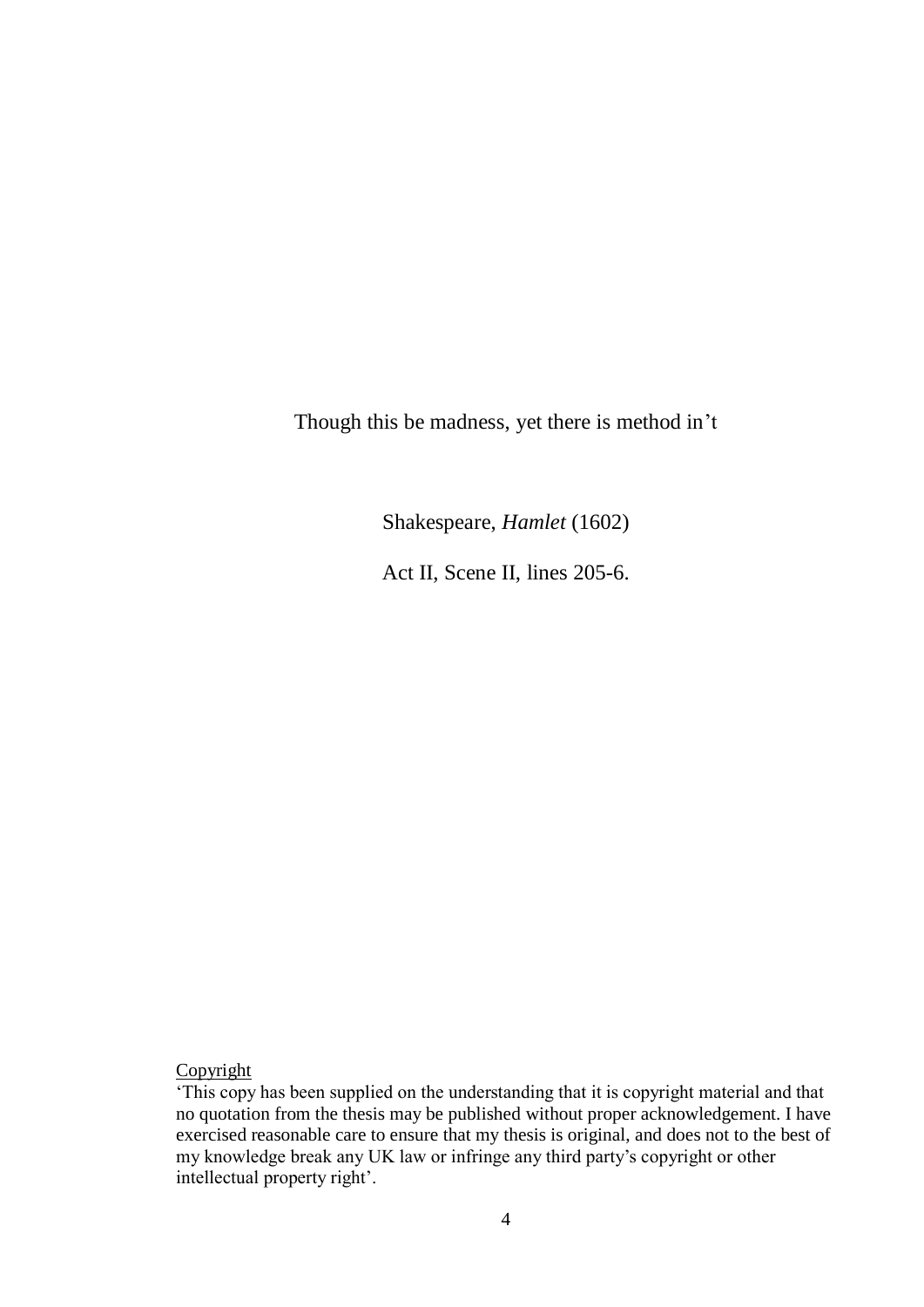Though this be madness, yet there is method in't

Shakespeare, *Hamlet* (1602)

Act II, Scene II, lines 205-6.

Copyright

'This copy has been supplied on the understanding that it is copyright material and that no quotation from the thesis may be published without proper acknowledgement. I have exercised reasonable care to ensure that my thesis is original, and does not to the best of my knowledge break any UK law or infringe any third party's copyright or other intellectual property right'.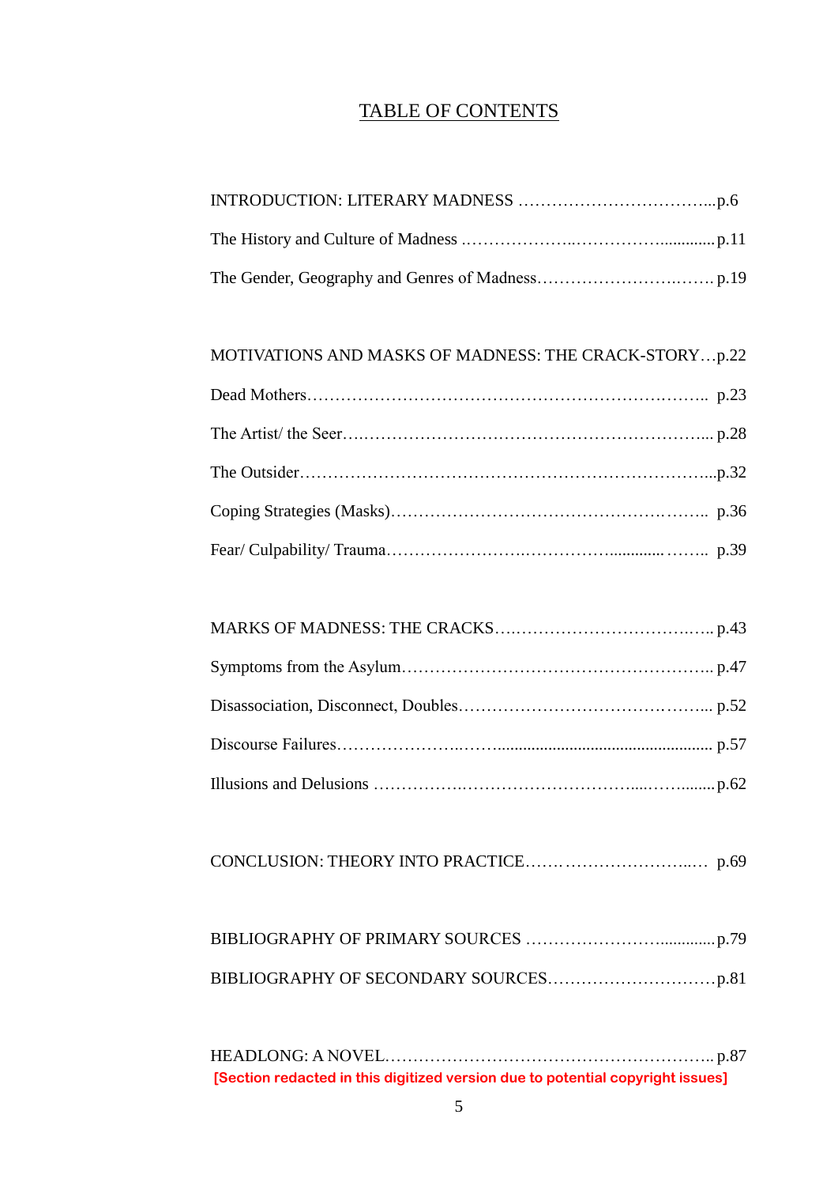# TABLE OF CONTENTS

INTRODUCTION: LITERARY MADNESS ……………………………...p.6

The History and Culture of Madness ………………..…………….............p.11

The Gender, Geography and Genres of Madness……………………..……. p.19

MOTIVATIONS AND MASKS OF MADNESS: THE CRACK-STORY…p.22

Dead Mothers……………………………………………….…………….. p.23

The Artist/ the Seer….……………………………………………………... p.28

The Outsider…………………………….………………………………...p.32

Coping Strategies (Masks)…………………………………………….…….. p.36

Fear/ Culpability/ Trauma……………………..……………............ …….. p.39

MARKS OF MADNESS: THE CRACKS….……………………………..….. p.43

Symptoms from the Asylum……………………………………………….. p.47

Disassociation, Disconnect, Doubles……………………………….……... p.52

Discourse Failures…………………..……................................................... p.57

Illusions and Delusions …………….………………………….....……........p.62

CONCLUSION: THEORY INTO PRACTICE…….…………………..… p.69

BIBLIOGRAPHY OF PRIMARY SOURCES ……………………..............p.79

BIBLIOGRAPHY OF SECONDARY SOURCES…………………………p.81

HEADLONG: A NOVEL………………………………………………….. p.87

[Section redacted in this digitized version due to potential copyright issues]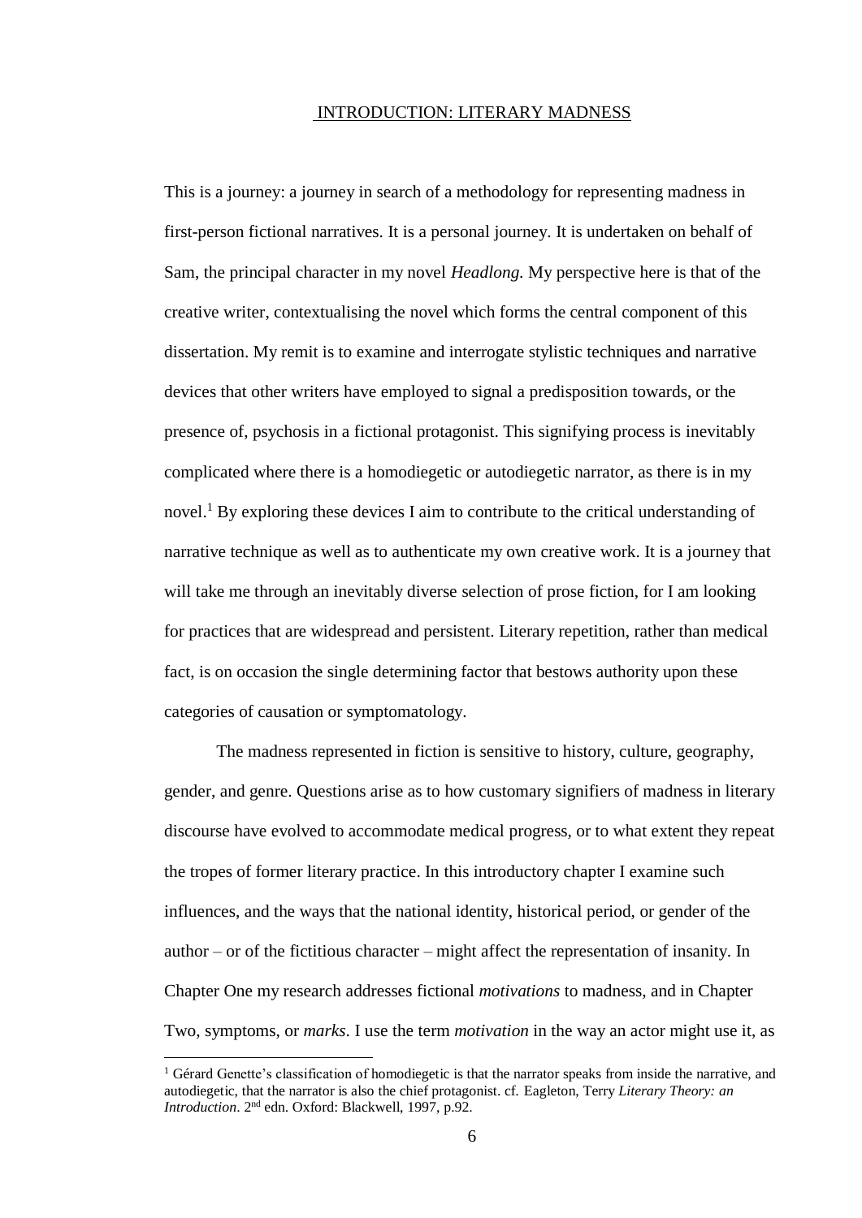# INTRODUCTION: LITERARY MADNESS

This is a journey: a journey in search of a methodology for representing madness in first-person fictional narratives. It is a personal journey. It is undertaken on behalf of Sam, the principal character in my novel *Headlong.* My perspective here is that of the creative writer, contextualising the novel which forms the central component of this dissertation. My remit is to examine and interrogate stylistic techniques and narrative devices that other writers have employed to signal a predisposition towards, or the presence of, psychosis in a fictional protagonist. This signifying process is inevitably complicated where there is a homodiegetic or autodiegetic narrator, as there is in my novel.[1] By exploring these devices I aim to contribute to the critical understanding of narrative technique as well as to authenticate my own creative work. It is a journey that will take me through an inevitably diverse selection of prose fiction, for I am looking for practices that are widespread and persistent. Literary repetition, rather than medical fact, is on occasion the single determining factor that bestows authority upon these categories of causation or symptomatology.

The madness represented in fiction is sensitive to history, culture, geography, gender, and genre. Questions arise as to how customary signifiers of madness in literary discourse have evolved to accommodate medical progress, or to what extent they repeat the tropes of former literary practice. In this introductory chapter I examine such influences, and the ways that the national identity, historical period, or gender of the author – or of the fictitious character – might affect the representation of insanity. In Chapter One my research addresses fictional *motivations* to madness, and in Chapter Two, symptoms, or *marks*. I use the term *motivation* in the way an actor might use it, as

---

[1] Gérard Genette's classification of homodiegetic is that the narrator speaks from inside the narrative, and autodiegetic, that the narrator is also the chief protagonist. cf. Eagleton, Terry *Literary Theory: an Introduction*. 2nd edn. Oxford: Blackwell, 1997, p.92.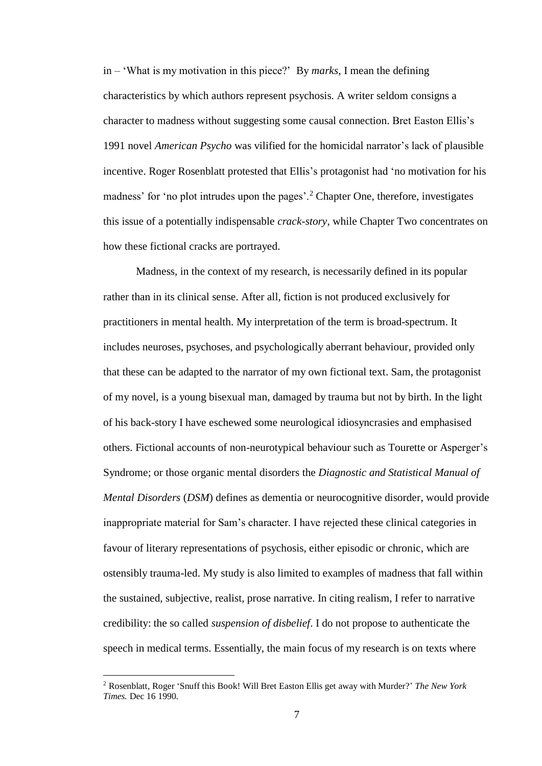in – 'What is my motivation in this piece?' By *marks*, I mean the defining characteristics by which authors represent psychosis. A writer seldom consigns a character to madness without suggesting some causal connection. Bret Easton Ellis's 1991 novel *American Psycho* was vilified for the homicidal narrator's lack of plausible incentive. Roger Rosenblatt protested that Ellis's protagonist had 'no motivation for his madness' for 'no plot intrudes upon the pages'.[2] Chapter One, therefore, investigates this issue of a potentially indispensable *crack-story*, while Chapter Two concentrates on how these fictional cracks are portrayed.

Madness, in the context of my research, is necessarily defined in its popular rather than in its clinical sense. After all, fiction is not produced exclusively for practitioners in mental health. My interpretation of the term is broad-spectrum. It includes neuroses, psychoses, and psychologically aberrant behaviour, provided only that these can be adapted to the narrator of my own fictional text. Sam, the protagonist of my novel, is a young bisexual man, damaged by trauma but not by birth. In the light of his back-story I have eschewed some neurological idiosyncrasies and emphasised others. Fictional accounts of non-neurotypical behaviour such as Tourette or Asperger's Syndrome; or those organic mental disorders the *Diagnostic and Statistical Manual of Mental Disorders* (*DSM*) defines as dementia or neurocognitive disorder, would provide inappropriate material for Sam's character. I have rejected these clinical categories in favour of literary representations of psychosis, either episodic or chronic, which are ostensibly trauma-led. My study is also limited to examples of madness that fall within the sustained, subjective, realist, prose narrative. In citing realism, I refer to narrative credibility: the so called *suspension of disbelief*. I do not propose to authenticate the speech in medical terms. Essentially, the main focus of my research is on texts where

---

[2] Rosenblatt, Roger 'Snuff this Book! Will Bret Easton Ellis get away with Murder?' *The New York Times.* Dec 16 1990.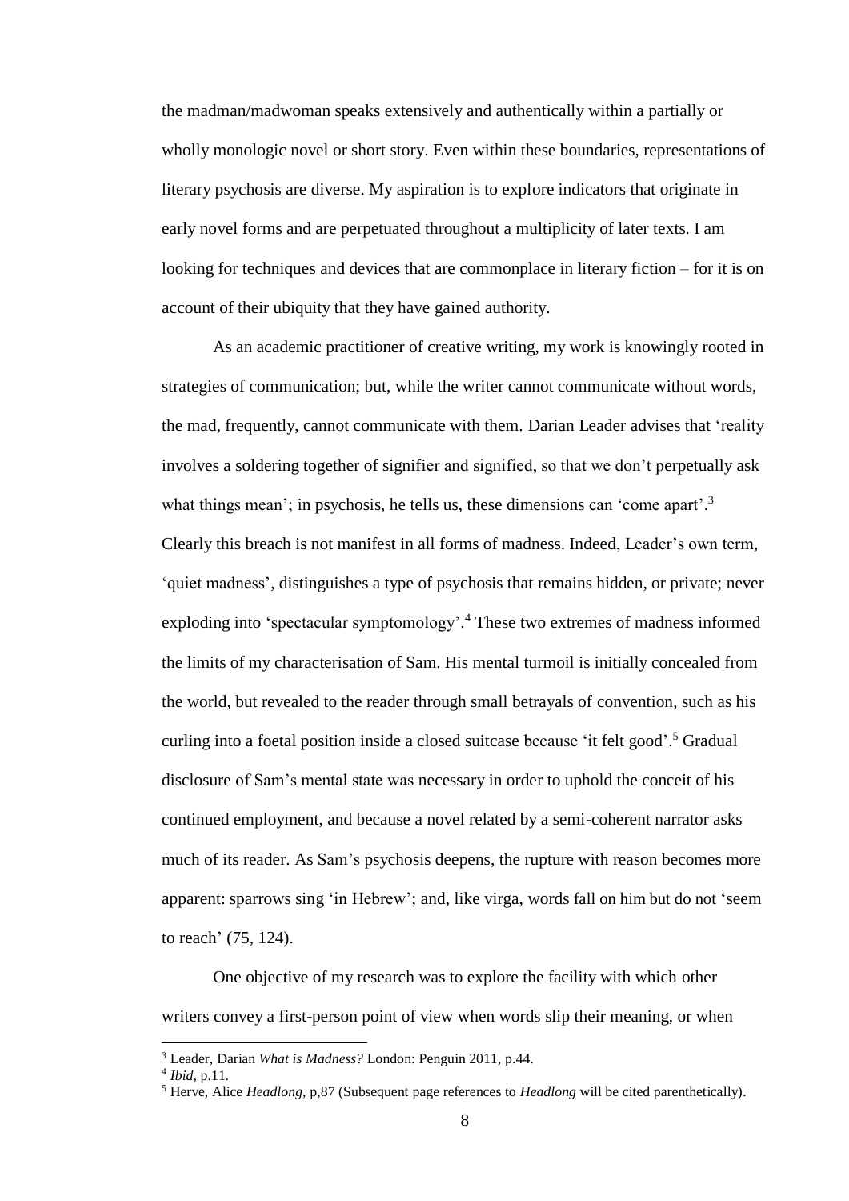the madman/madwoman speaks extensively and authentically within a partially or wholly monologic novel or short story. Even within these boundaries, representations of literary psychosis are diverse. My aspiration is to explore indicators that originate in early novel forms and are perpetuated throughout a multiplicity of later texts. I am looking for techniques and devices that are commonplace in literary fiction – for it is on account of their ubiquity that they have gained authority.

As an academic practitioner of creative writing, my work is knowingly rooted in strategies of communication; but, while the writer cannot communicate without words, the mad, frequently, cannot communicate with them. Darian Leader advises that 'reality involves a soldering together of signifier and signified, so that we don't perpetually ask what things mean'; in psychosis, he tells us, these dimensions can 'come apart'.[3] Clearly this breach is not manifest in all forms of madness. Indeed, Leader's own term, 'quiet madness', distinguishes a type of psychosis that remains hidden, or private; never exploding into 'spectacular symptomology'.[4] These two extremes of madness informed the limits of my characterisation of Sam. His mental turmoil is initially concealed from the world, but revealed to the reader through small betrayals of convention, such as his curling into a foetal position inside a closed suitcase because 'it felt good'.[5] Gradual disclosure of Sam's mental state was necessary in order to uphold the conceit of his continued employment, and because a novel related by a semi-coherent narrator asks much of its reader. As Sam's psychosis deepens, the rupture with reason becomes more apparent: sparrows sing 'in Hebrew'; and, like virga, words fall on him but do not 'seem to reach' (75, 124).

One objective of my research was to explore the facility with which other writers convey a first-person point of view when words slip their meaning, or when

---

[3] Leader, Darian *What is Madness?* London: Penguin 2011, p.44.

[4] *Ibid*, p.11.

[5] Herve, Alice *Headlong*, p,87 (Subsequent page references to *Headlong* will be cited parenthetically).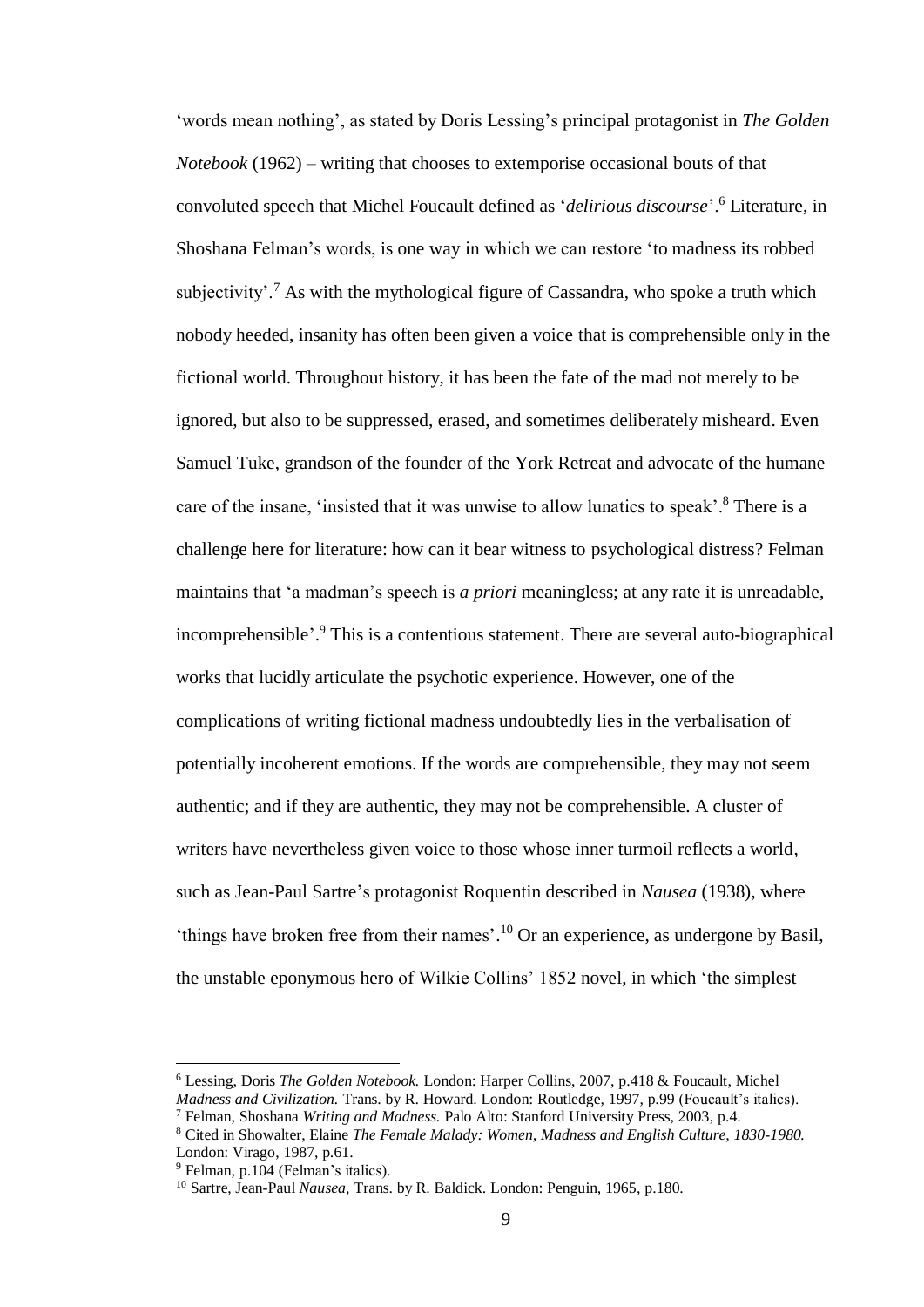'words mean nothing', as stated by Doris Lessing's principal protagonist in *The Golden Notebook* (1962) – writing that chooses to extemporise occasional bouts of that convoluted speech that Michel Foucault defined as '*delirious discourse*'.[6] Literature, in Shoshana Felman's words, is one way in which we can restore 'to madness its robbed subjectivity'.[7] As with the mythological figure of Cassandra, who spoke a truth which nobody heeded, insanity has often been given a voice that is comprehensible only in the fictional world. Throughout history, it has been the fate of the mad not merely to be ignored, but also to be suppressed, erased, and sometimes deliberately misheard. Even Samuel Tuke, grandson of the founder of the York Retreat and advocate of the humane care of the insane, 'insisted that it was unwise to allow lunatics to speak'.[8] There is a challenge here for literature: how can it bear witness to psychological distress? Felman maintains that 'a madman's speech is *a priori* meaningless; at any rate it is unreadable, incomprehensible'.[9] This is a contentious statement. There are several auto-biographical works that lucidly articulate the psychotic experience. However, one of the complications of writing fictional madness undoubtedly lies in the verbalisation of potentially incoherent emotions. If the words are comprehensible, they may not seem authentic; and if they are authentic, they may not be comprehensible. A cluster of writers have nevertheless given voice to those whose inner turmoil reflects a world, such as Jean-Paul Sartre's protagonist Roquentin described in *Nausea* (1938), where 'things have broken free from their names'.[10] Or an experience, as undergone by Basil, the unstable eponymous hero of Wilkie Collins' 1852 novel, in which 'the simplest

---

[6] Lessing, Doris *The Golden Notebook.* London: Harper Collins, 2007, p.418 & Foucault, Michel *Madness and Civilization.* Trans. by R. Howard. London: Routledge, 1997, p.99 (Foucault's italics).

[7] Felman, Shoshana *Writing and Madness.* Palo Alto: Stanford University Press, 2003, p.4.

[8] Cited in Showalter, Elaine *The Female Malady: Women, Madness and English Culture, 1830-1980.* London: Virago, 1987, p.61.

[9] Felman, p.104 (Felman's italics).

[10] Sartre, Jean-Paul *Nausea,* Trans. by R. Baldick. London: Penguin, 1965, p.180.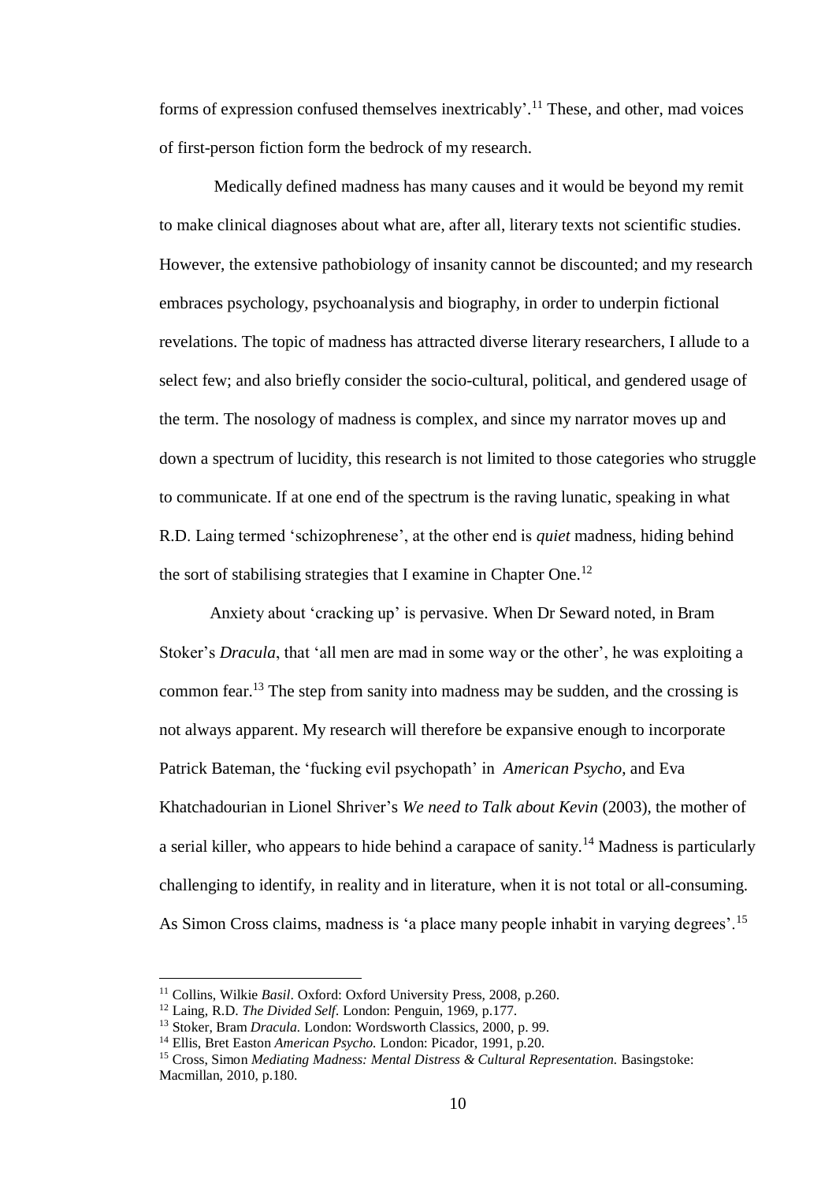forms of expression confused themselves inextricably'.[11] These, and other, mad voices of first-person fiction form the bedrock of my research.

Medically defined madness has many causes and it would be beyond my remit to make clinical diagnoses about what are, after all, literary texts not scientific studies. However, the extensive pathobiology of insanity cannot be discounted; and my research embraces psychology, psychoanalysis and biography, in order to underpin fictional revelations. The topic of madness has attracted diverse literary researchers, I allude to a select few; and also briefly consider the socio-cultural, political, and gendered usage of the term. The nosology of madness is complex, and since my narrator moves up and down a spectrum of lucidity, this research is not limited to those categories who struggle to communicate. If at one end of the spectrum is the raving lunatic, speaking in what R.D. Laing termed 'schizophrenese', at the other end is *quiet* madness, hiding behind the sort of stabilising strategies that I examine in Chapter One.[12]

Anxiety about 'cracking up' is pervasive. When Dr Seward noted, in Bram Stoker's *Dracula*, that 'all men are mad in some way or the other', he was exploiting a common fear.[13] The step from sanity into madness may be sudden, and the crossing is not always apparent. My research will therefore be expansive enough to incorporate Patrick Bateman, the 'fucking evil psychopath' in *American Psycho*, and Eva Khatchadourian in Lionel Shriver's *We need to Talk about Kevin* (2003), the mother of a serial killer, who appears to hide behind a carapace of sanity.[14] Madness is particularly challenging to identify, in reality and in literature, when it is not total or all-consuming. As Simon Cross claims, madness is 'a place many people inhabit in varying degrees'.[15]

---

[11] Collins, Wilkie *Basil*. Oxford: Oxford University Press, 2008, p.260.

[12] Laing, R.D. *The Divided Self*. London: Penguin, 1969, p.177.

[13] Stoker, Bram *Dracula.* London: Wordsworth Classics, 2000, p. 99.

[14] Ellis, Bret Easton *American Psycho.* London: Picador, 1991, p.20.

[15] Cross, Simon *Mediating Madness: Mental Distress & Cultural Representation.* Basingstoke: Macmillan, 2010, p.180.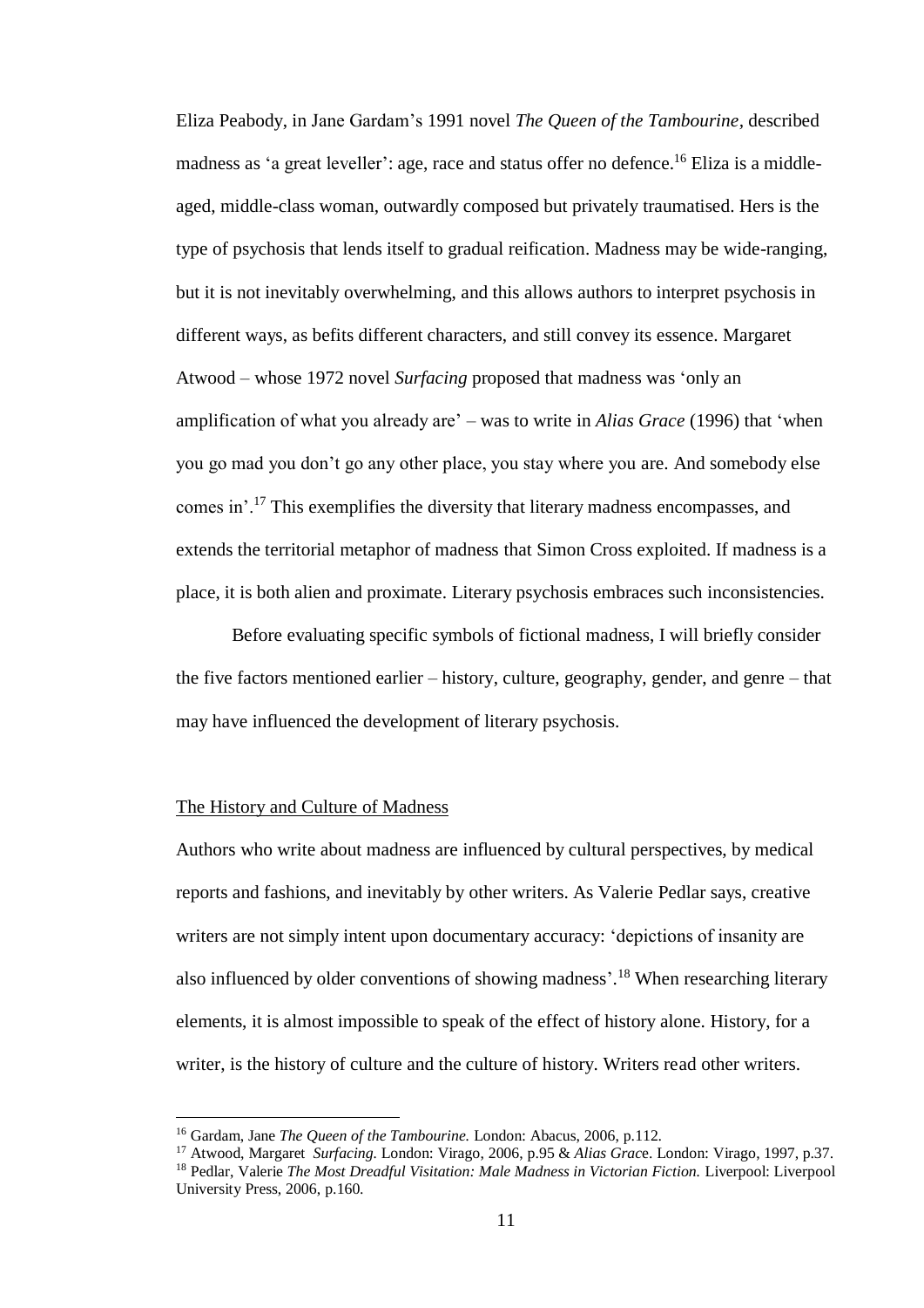Eliza Peabody, in Jane Gardam's 1991 novel *The Queen of the Tambourine*, described madness as 'a great leveller': age, race and status offer no defence.[16] Eliza is a middle-aged, middle-class woman, outwardly composed but privately traumatised. Hers is the type of psychosis that lends itself to gradual reification. Madness may be wide-ranging, but it is not inevitably overwhelming, and this allows authors to interpret psychosis in different ways, as befits different characters, and still convey its essence. Margaret Atwood – whose 1972 novel *Surfacing* proposed that madness was 'only an amplification of what you already are' – was to write in *Alias Grace* (1996) that 'when you go mad you don't go any other place, you stay where you are. And somebody else comes in'.[17] This exemplifies the diversity that literary madness encompasses, and extends the territorial metaphor of madness that Simon Cross exploited. If madness is a place, it is both alien and proximate. Literary psychosis embraces such inconsistencies.

Before evaluating specific symbols of fictional madness, I will briefly consider the five factors mentioned earlier – history, culture, geography, gender, and genre – that may have influenced the development of literary psychosis.

## The History and Culture of Madness

Authors who write about madness are influenced by cultural perspectives, by medical reports and fashions, and inevitably by other writers. As Valerie Pedlar says, creative writers are not simply intent upon documentary accuracy: 'depictions of insanity are also influenced by older conventions of showing madness'.[18] When researching literary elements, it is almost impossible to speak of the effect of history alone. History, for a writer, is the history of culture and the culture of history. Writers read other writers.

---

[16] Gardam, Jane *The Queen of the Tambourine.* London: Abacus, 2006, p.112.

[17] Atwood, Margaret *Surfacing.* London: Virago, 2006, p.95 & *Alias Grace*. London: Virago, 1997, p.37.

[18] Pedlar, Valerie *The Most Dreadful Visitation: Male Madness in Victorian Fiction.* Liverpool: Liverpool University Press, 2006, p.160.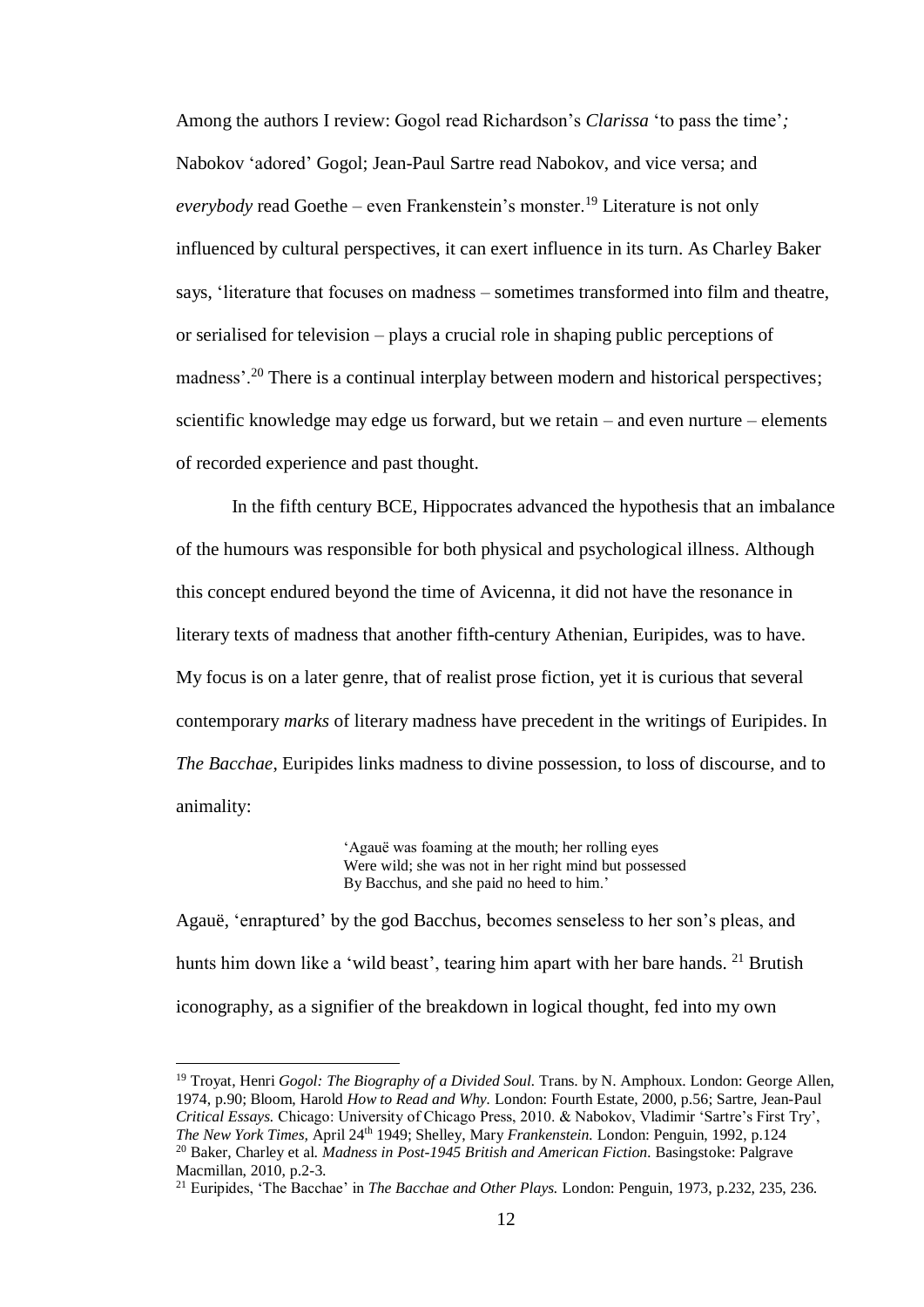Among the authors I review: Gogol read Richardson's *Clarissa* 'to pass the time'*;* Nabokov 'adored' Gogol; Jean-Paul Sartre read Nabokov, and vice versa; and *everybody* read Goethe – even Frankenstein's monster.[19] Literature is not only influenced by cultural perspectives, it can exert influence in its turn. As Charley Baker says, 'literature that focuses on madness – sometimes transformed into film and theatre, or serialised for television – plays a crucial role in shaping public perceptions of madness'.[20] There is a continual interplay between modern and historical perspectives; scientific knowledge may edge us forward, but we retain – and even nurture – elements of recorded experience and past thought.

In the fifth century BCE, Hippocrates advanced the hypothesis that an imbalance of the humours was responsible for both physical and psychological illness. Although this concept endured beyond the time of Avicenna, it did not have the resonance in literary texts of madness that another fifth-century Athenian, Euripides, was to have. My focus is on a later genre, that of realist prose fiction, yet it is curious that several contemporary *marks* of literary madness have precedent in the writings of Euripides. In *The Bacchae*, Euripides links madness to divine possession, to loss of discourse, and to animality:

> 'Agauë was foaming at the mouth; her rolling eyes
> Were wild; she was not in her right mind but possessed
> By Bacchus, and she paid no heed to him.'

Agauë, 'enraptured' by the god Bacchus, becomes senseless to her son's pleas, and hunts him down like a 'wild beast', tearing him apart with her bare hands. [21] Brutish iconography, as a signifier of the breakdown in logical thought, fed into my own

---

[19] Troyat, Henri *Gogol: The Biography of a Divided Soul.* Trans. by N. Amphoux. London: George Allen, 1974, p.90; Bloom, Harold *How to Read and Why.* London: Fourth Estate, 2000, p.56; Sartre, Jean-Paul *Critical Essays.* Chicago: University of Chicago Press, 2010. & Nabokov, Vladimir 'Sartre's First Try', *The New York Times,* April 24th 1949; Shelley, Mary *Frankenstein.* London: Penguin, 1992, p.124

[20] Baker, Charley et al. *Madness in Post-1945 British and American Fiction.* Basingstoke: Palgrave Macmillan, 2010, p.2-3.

[21] Euripides, 'The Bacchae' in *The Bacchae and Other Plays.* London: Penguin, 1973, p.232, 235, 236.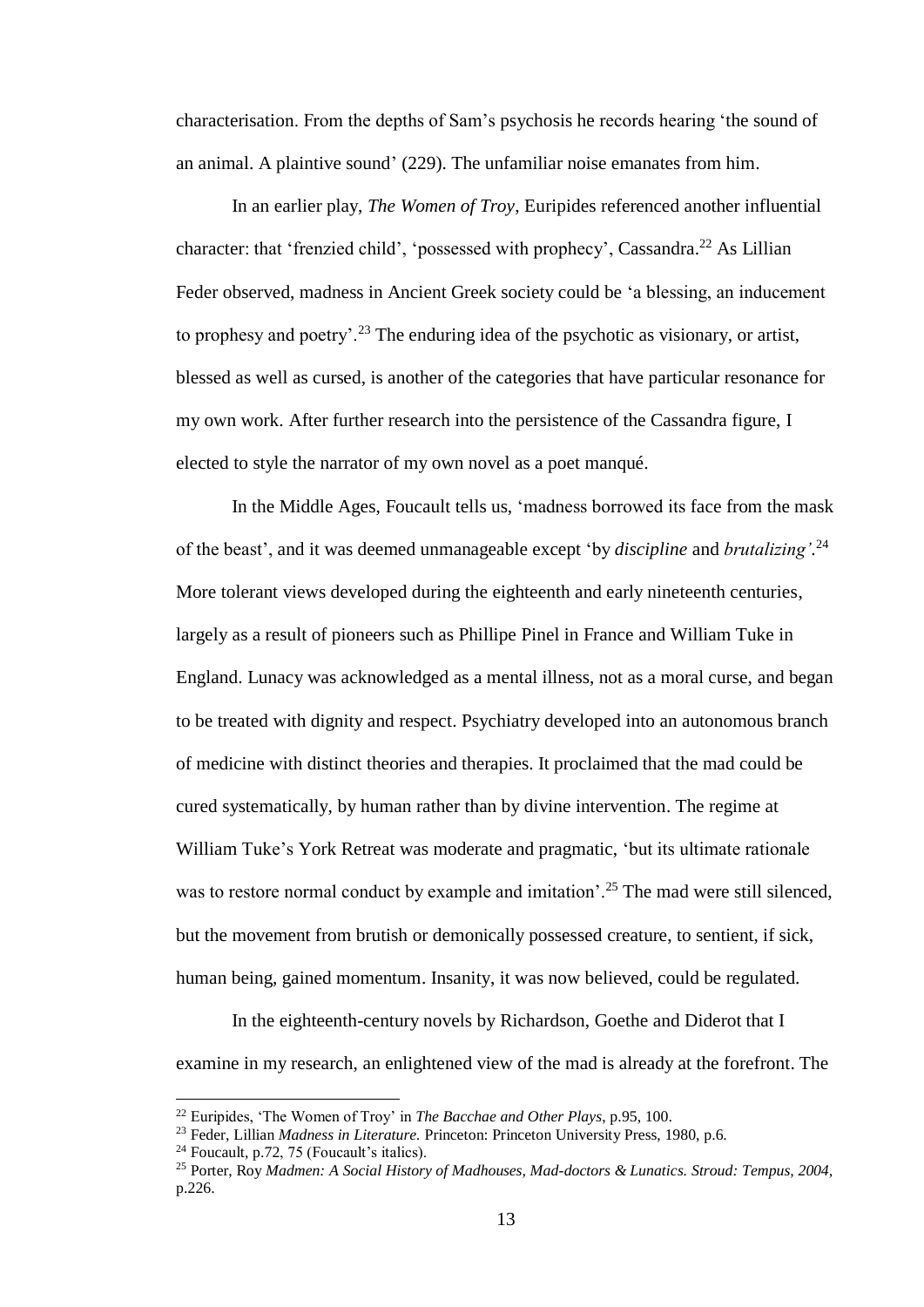characterisation. From the depths of Sam's psychosis he records hearing 'the sound of an animal. A plaintive sound' (229). The unfamiliar noise emanates from him.

In an earlier play, *The Women of Troy*, Euripides referenced another influential character: that 'frenzied child', 'possessed with prophecy', Cassandra.[22] As Lillian Feder observed, madness in Ancient Greek society could be 'a blessing, an inducement to prophesy and poetry'.[23] The enduring idea of the psychotic as visionary, or artist, blessed as well as cursed, is another of the categories that have particular resonance for my own work. After further research into the persistence of the Cassandra figure, I elected to style the narrator of my own novel as a poet manqué.

In the Middle Ages, Foucault tells us, 'madness borrowed its face from the mask of the beast', and it was deemed unmanageable except 'by *discipline* and *brutalizing'*.[24] More tolerant views developed during the eighteenth and early nineteenth centuries, largely as a result of pioneers such as Phillipe Pinel in France and William Tuke in England. Lunacy was acknowledged as a mental illness, not as a moral curse, and began to be treated with dignity and respect. Psychiatry developed into an autonomous branch of medicine with distinct theories and therapies. It proclaimed that the mad could be cured systematically, by human rather than by divine intervention. The regime at William Tuke's York Retreat was moderate and pragmatic, 'but its ultimate rationale was to restore normal conduct by example and imitation'.[25] The mad were still silenced, but the movement from brutish or demonically possessed creature, to sentient, if sick, human being, gained momentum. Insanity, it was now believed, could be regulated.

In the eighteenth-century novels by Richardson, Goethe and Diderot that I examine in my research, an enlightened view of the mad is already at the forefront. The

---

[22] Euripides, 'The Women of Troy' in *The Bacchae and Other Plays*, p.95, 100.

[23] Feder, Lillian *Madness in Literature.* Princeton: Princeton University Press, 1980, p.6.

[24] Foucault, p.72, 75 (Foucault's italics).

[25] Porter, Roy *Madmen: A Social History of Madhouses, Mad-doctors & Lunatics. Stroud: Tempus, 2004*, p.226.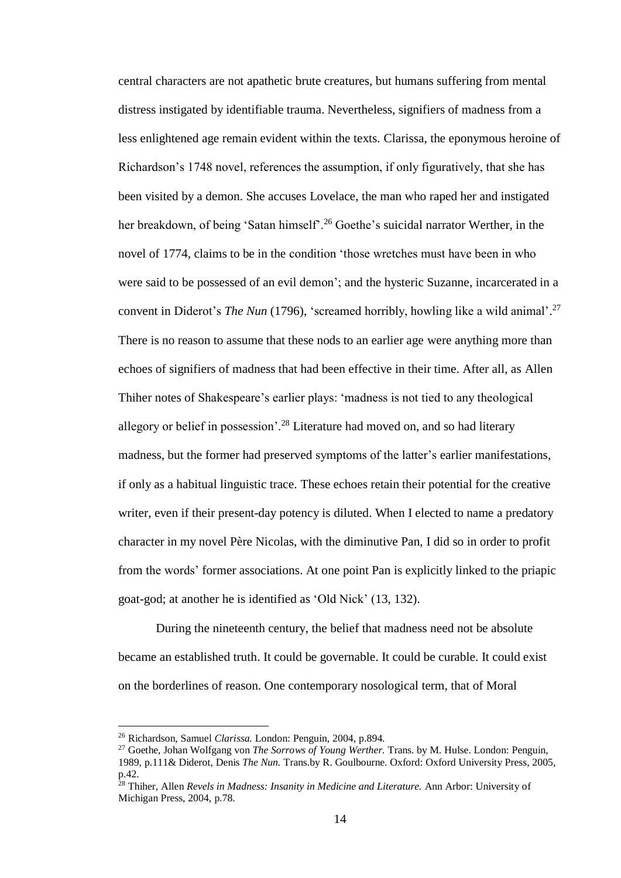central characters are not apathetic brute creatures, but humans suffering from mental distress instigated by identifiable trauma. Nevertheless, signifiers of madness from a less enlightened age remain evident within the texts. Clarissa, the eponymous heroine of Richardson's 1748 novel, references the assumption, if only figuratively, that she has been visited by a demon. She accuses Lovelace, the man who raped her and instigated her breakdown, of being 'Satan himself'.[26] Goethe's suicidal narrator Werther, in the novel of 1774, claims to be in the condition 'those wretches must have been in who were said to be possessed of an evil demon'; and the hysteric Suzanne, incarcerated in a convent in Diderot's *The Nun* (1796), 'screamed horribly, howling like a wild animal'.[27] There is no reason to assume that these nods to an earlier age were anything more than echoes of signifiers of madness that had been effective in their time. After all, as Allen Thiher notes of Shakespeare's earlier plays: 'madness is not tied to any theological allegory or belief in possession'.[28] Literature had moved on, and so had literary madness, but the former had preserved symptoms of the latter's earlier manifestations, if only as a habitual linguistic trace. These echoes retain their potential for the creative writer, even if their present-day potency is diluted. When I elected to name a predatory character in my novel Père Nicolas, with the diminutive Pan, I did so in order to profit from the words' former associations. At one point Pan is explicitly linked to the priapic goat-god; at another he is identified as 'Old Nick' (13, 132).

During the nineteenth century, the belief that madness need not be absolute became an established truth. It could be governable. It could be curable. It could exist on the borderlines of reason. One contemporary nosological term, that of Moral

---

[26] Richardson, Samuel *Clarissa.* London: Penguin, 2004, p.894.

[27] Goethe, Johan Wolfgang von *The Sorrows of Young Werther.* Trans. by M. Hulse. London: Penguin, 1989, p.111& Diderot, Denis *The Nun.* Trans.by R. Goulbourne. Oxford: Oxford University Press, 2005, p.42.

[28] Thiher, Allen *Revels in Madness: Insanity in Medicine and Literature.* Ann Arbor: University of Michigan Press, 2004, p.78.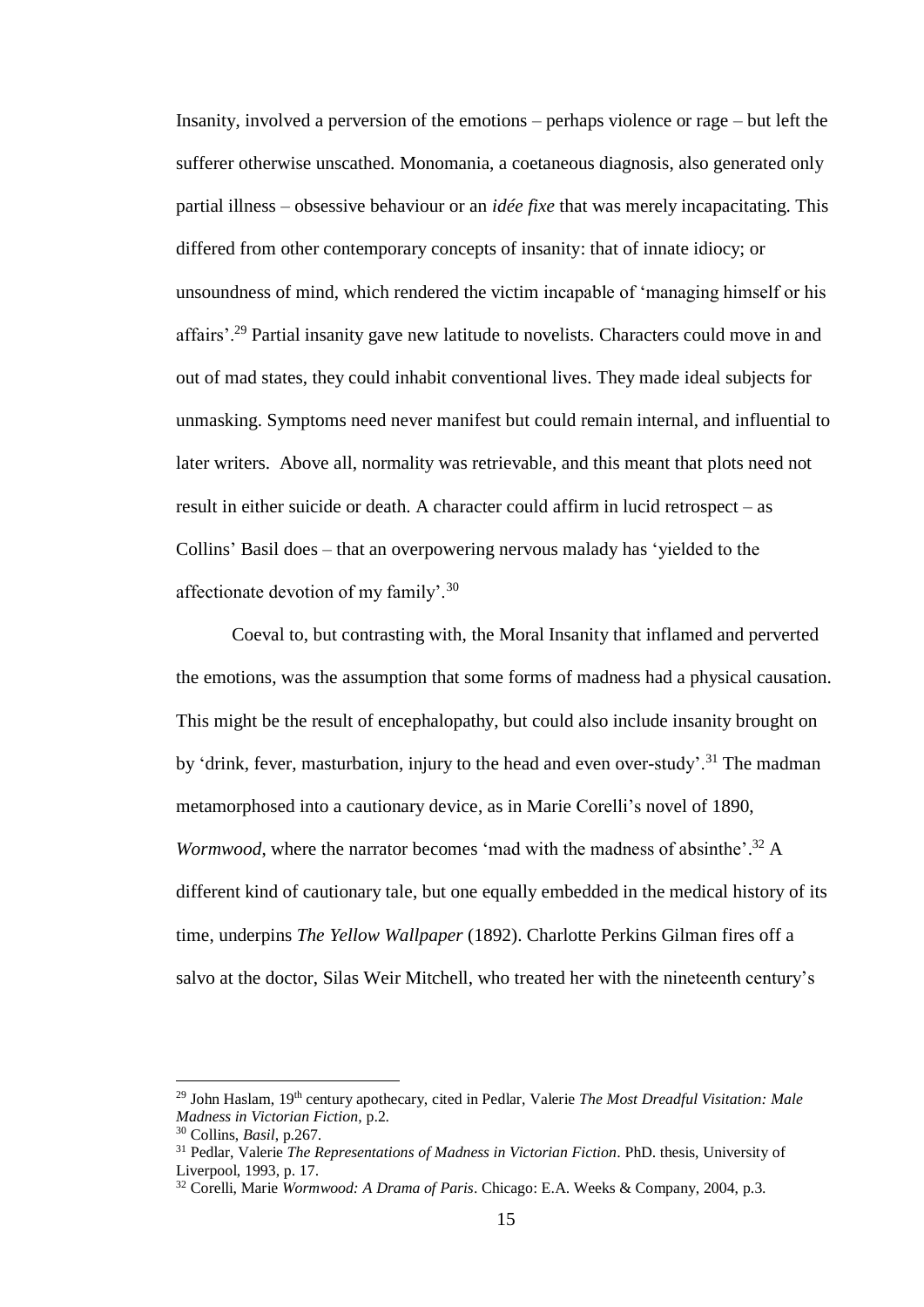Insanity, involved a perversion of the emotions – perhaps violence or rage – but left the sufferer otherwise unscathed. Monomania, a coetaneous diagnosis, also generated only partial illness – obsessive behaviour or an *idée fixe* that was merely incapacitating. This differed from other contemporary concepts of insanity: that of innate idiocy; or unsoundness of mind, which rendered the victim incapable of 'managing himself or his affairs'.[29] Partial insanity gave new latitude to novelists. Characters could move in and out of mad states, they could inhabit conventional lives. They made ideal subjects for unmasking. Symptoms need never manifest but could remain internal, and influential to later writers. Above all, normality was retrievable, and this meant that plots need not result in either suicide or death. A character could affirm in lucid retrospect – as Collins' Basil does – that an overpowering nervous malady has 'yielded to the affectionate devotion of my family'.[30]

Coeval to, but contrasting with, the Moral Insanity that inflamed and perverted the emotions, was the assumption that some forms of madness had a physical causation. This might be the result of encephalopathy, but could also include insanity brought on by 'drink, fever, masturbation, injury to the head and even over-study'.[31] The madman metamorphosed into a cautionary device, as in Marie Corelli's novel of 1890, *Wormwood*, where the narrator becomes 'mad with the madness of absinthe'.[32] A different kind of cautionary tale, but one equally embedded in the medical history of its time, underpins *The Yellow Wallpaper* (1892). Charlotte Perkins Gilman fires off a salvo at the doctor, Silas Weir Mitchell, who treated her with the nineteenth century's

---

[29] John Haslam, 19th century apothecary, cited in Pedlar, Valerie *The Most Dreadful Visitation: Male Madness in Victorian Fiction*, p.2.

[30] Collins, *Basil*, p.267.

[31] Pedlar, Valerie *The Representations of Madness in Victorian Fiction*. PhD. thesis, University of Liverpool, 1993, p. 17.

[32] Corelli, Marie *Wormwood: A Drama of Paris*. Chicago: E.A. Weeks & Company, 2004, p.3.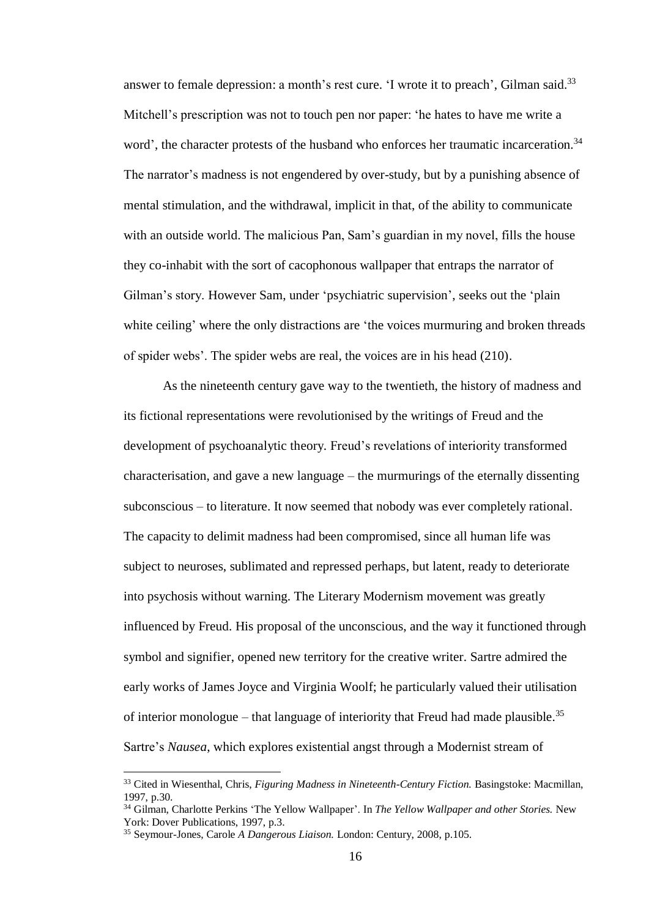answer to female depression: a month's rest cure. 'I wrote it to preach', Gilman said.[33] Mitchell's prescription was not to touch pen nor paper: 'he hates to have me write a word', the character protests of the husband who enforces her traumatic incarceration.[34] The narrator's madness is not engendered by over-study, but by a punishing absence of mental stimulation, and the withdrawal, implicit in that, of the ability to communicate with an outside world. The malicious Pan, Sam's guardian in my novel, fills the house they co-inhabit with the sort of cacophonous wallpaper that entraps the narrator of Gilman's story. However Sam, under 'psychiatric supervision', seeks out the 'plain white ceiling' where the only distractions are 'the voices murmuring and broken threads of spider webs'. The spider webs are real, the voices are in his head (210).

As the nineteenth century gave way to the twentieth, the history of madness and its fictional representations were revolutionised by the writings of Freud and the development of psychoanalytic theory. Freud's revelations of interiority transformed characterisation, and gave a new language – the murmurings of the eternally dissenting subconscious – to literature. It now seemed that nobody was ever completely rational. The capacity to delimit madness had been compromised, since all human life was subject to neuroses, sublimated and repressed perhaps, but latent, ready to deteriorate into psychosis without warning. The Literary Modernism movement was greatly influenced by Freud. His proposal of the unconscious, and the way it functioned through symbol and signifier, opened new territory for the creative writer. Sartre admired the early works of James Joyce and Virginia Woolf; he particularly valued their utilisation of interior monologue – that language of interiority that Freud had made plausible.[35] Sartre's *Nausea*, which explores existential angst through a Modernist stream of

---

[33] Cited in Wiesenthal, Chris, *Figuring Madness in Nineteenth-Century Fiction.* Basingstoke: Macmillan, 1997, p.30.

[34] Gilman, Charlotte Perkins 'The Yellow Wallpaper'. In *The Yellow Wallpaper and other Stories.* New York: Dover Publications, 1997, p.3.

[35] Seymour-Jones, Carole *A Dangerous Liaison.* London: Century, 2008, p.105.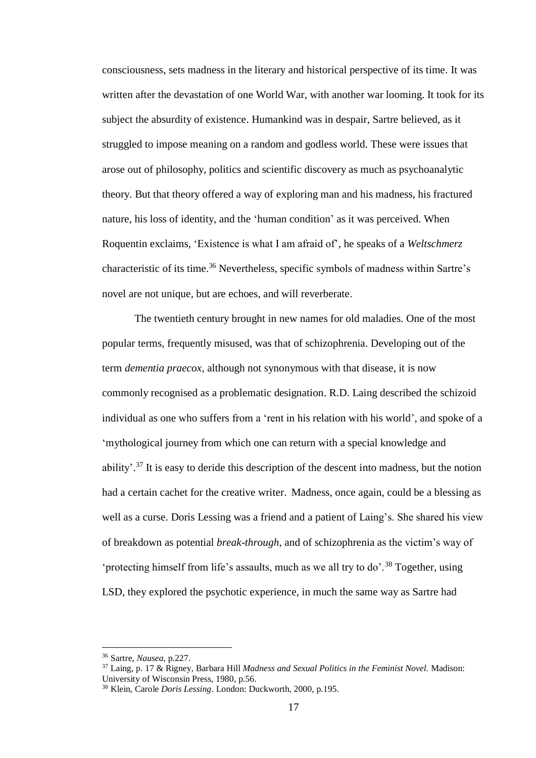consciousness, sets madness in the literary and historical perspective of its time. It was written after the devastation of one World War, with another war looming. It took for its subject the absurdity of existence. Humankind was in despair, Sartre believed, as it struggled to impose meaning on a random and godless world. These were issues that arose out of philosophy, politics and scientific discovery as much as psychoanalytic theory. But that theory offered a way of exploring man and his madness, his fractured nature, his loss of identity, and the 'human condition' as it was perceived. When Roquentin exclaims, 'Existence is what I am afraid of', he speaks of a *Weltschmerz* characteristic of its time.[36] Nevertheless, specific symbols of madness within Sartre's novel are not unique, but are echoes, and will reverberate.

The twentieth century brought in new names for old maladies. One of the most popular terms, frequently misused, was that of schizophrenia. Developing out of the term *dementia praecox*, although not synonymous with that disease, it is now commonly recognised as a problematic designation. R.D. Laing described the schizoid individual as one who suffers from a 'rent in his relation with his world', and spoke of a 'mythological journey from which one can return with a special knowledge and ability'.[37] It is easy to deride this description of the descent into madness, but the notion had a certain cachet for the creative writer. Madness, once again, could be a blessing as well as a curse. Doris Lessing was a friend and a patient of Laing's. She shared his view of breakdown as potential *break-through*, and of schizophrenia as the victim's way of 'protecting himself from life's assaults, much as we all try to do'.[38] Together, using LSD, they explored the psychotic experience, in much the same way as Sartre had

---

[36] Sartre, *Nausea*, p.227.

[37] Laing, p. 17 & Rigney, Barbara Hill *Madness and Sexual Politics in the Feminist Novel.* Madison: University of Wisconsin Press, 1980, p.56.

[38] Klein, Carole *Doris Lessing*. London: Duckworth, 2000, p.195.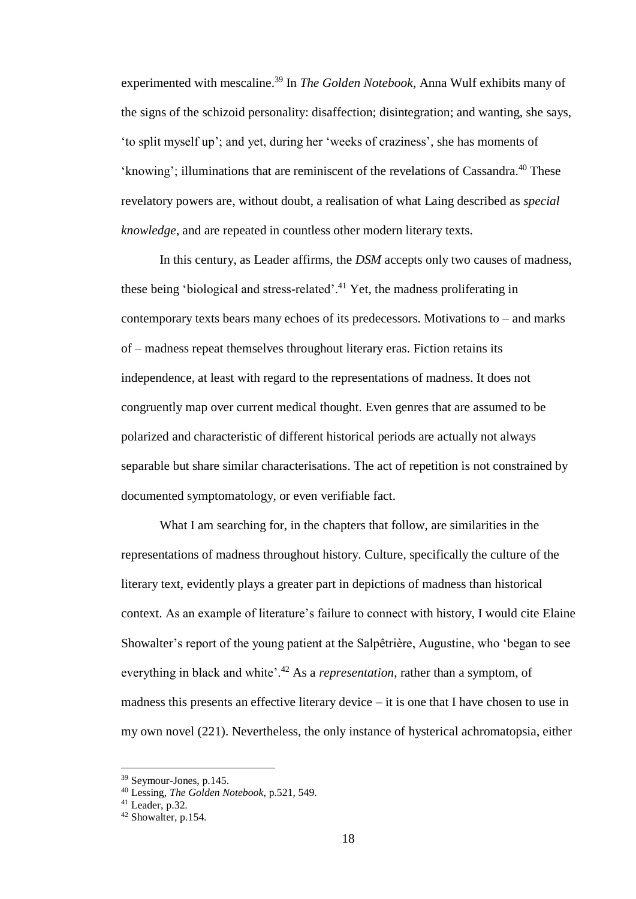experimented with mescaline.[39] In *The Golden Notebook*, Anna Wulf exhibits many of the signs of the schizoid personality: disaffection; disintegration; and wanting, she says, 'to split myself up'; and yet, during her 'weeks of craziness', she has moments of 'knowing'; illuminations that are reminiscent of the revelations of Cassandra.[40] These revelatory powers are, without doubt, a realisation of what Laing described as *special knowledge*, and are repeated in countless other modern literary texts.

In this century, as Leader affirms, the *DSM* accepts only two causes of madness, these being 'biological and stress-related'.[41] Yet, the madness proliferating in contemporary texts bears many echoes of its predecessors. Motivations to – and marks of – madness repeat themselves throughout literary eras. Fiction retains its independence, at least with regard to the representations of madness. It does not congruently map over current medical thought. Even genres that are assumed to be polarized and characteristic of different historical periods are actually not always separable but share similar characterisations. The act of repetition is not constrained by documented symptomatology, or even verifiable fact.

What I am searching for, in the chapters that follow, are similarities in the representations of madness throughout history. Culture, specifically the culture of the literary text, evidently plays a greater part in depictions of madness than historical context. As an example of literature's failure to connect with history, I would cite Elaine Showalter's report of the young patient at the Salpêtrière, Augustine, who 'began to see everything in black and white'.[42] As a *representation*, rather than a symptom, of madness this presents an effective literary device – it is one that I have chosen to use in my own novel (221). Nevertheless, the only instance of hysterical achromatopsia, either

---

[39] Seymour-Jones, p.145.

[40] Lessing, *The Golden Notebook*, p.521, 549.

[41] Leader, p.32.

[42] Showalter, p.154.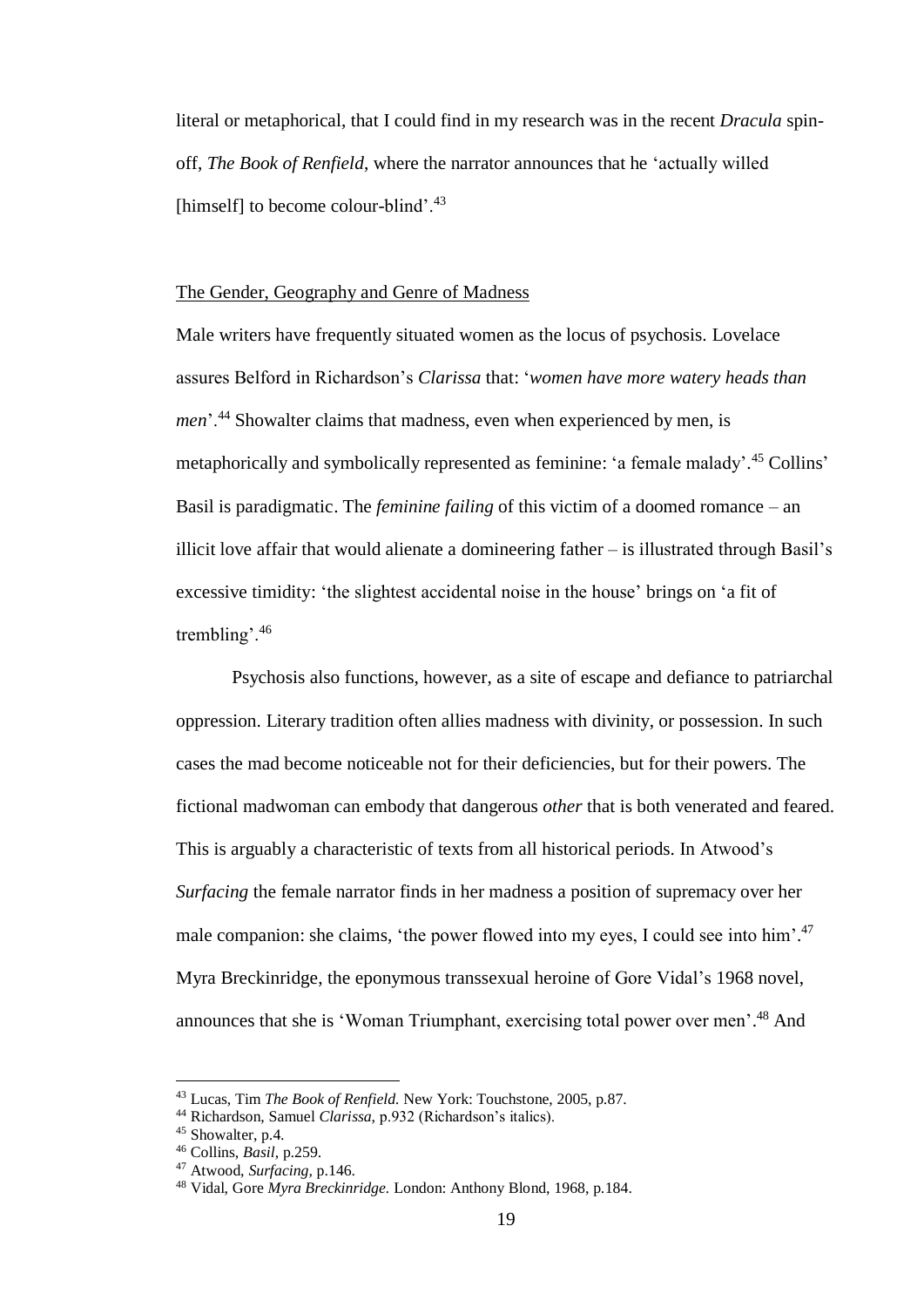literal or metaphorical, that I could find in my research was in the recent *Dracula* spin-off, *The Book of Renfield*, where the narrator announces that he 'actually willed [himself] to become colour-blind'.[43]

## The Gender, Geography and Genre of Madness

Male writers have frequently situated women as the locus of psychosis. Lovelace assures Belford in Richardson's *Clarissa* that: '*women have more watery heads than men*'.[44] Showalter claims that madness, even when experienced by men, is metaphorically and symbolically represented as feminine: 'a female malady'.[45] Collins' Basil is paradigmatic. The *feminine failing* of this victim of a doomed romance – an illicit love affair that would alienate a domineering father – is illustrated through Basil's excessive timidity: 'the slightest accidental noise in the house' brings on 'a fit of trembling'.[46]

Psychosis also functions, however, as a site of escape and defiance to patriarchal oppression. Literary tradition often allies madness with divinity, or possession. In such cases the mad become noticeable not for their deficiencies, but for their powers. The fictional madwoman can embody that dangerous *other* that is both venerated and feared. This is arguably a characteristic of texts from all historical periods. In Atwood's *Surfacing* the female narrator finds in her madness a position of supremacy over her male companion: she claims, 'the power flowed into my eyes, I could see into him'.[47] Myra Breckinridge, the eponymous transsexual heroine of Gore Vidal's 1968 novel, announces that she is 'Woman Triumphant, exercising total power over men'.[48] And

---

[43] Lucas, Tim *The Book of Renfield*. New York: Touchstone, 2005, p.87.

[44] Richardson, Samuel *Clarissa*, p.932 (Richardson's italics).

[45] Showalter, p.4.

[46] Collins, *Basil*, p.259.

[47] Atwood, *Surfacing*, p.146.

[48] Vidal, Gore *Myra Breckinridge*. London: Anthony Blond, 1968, p.184.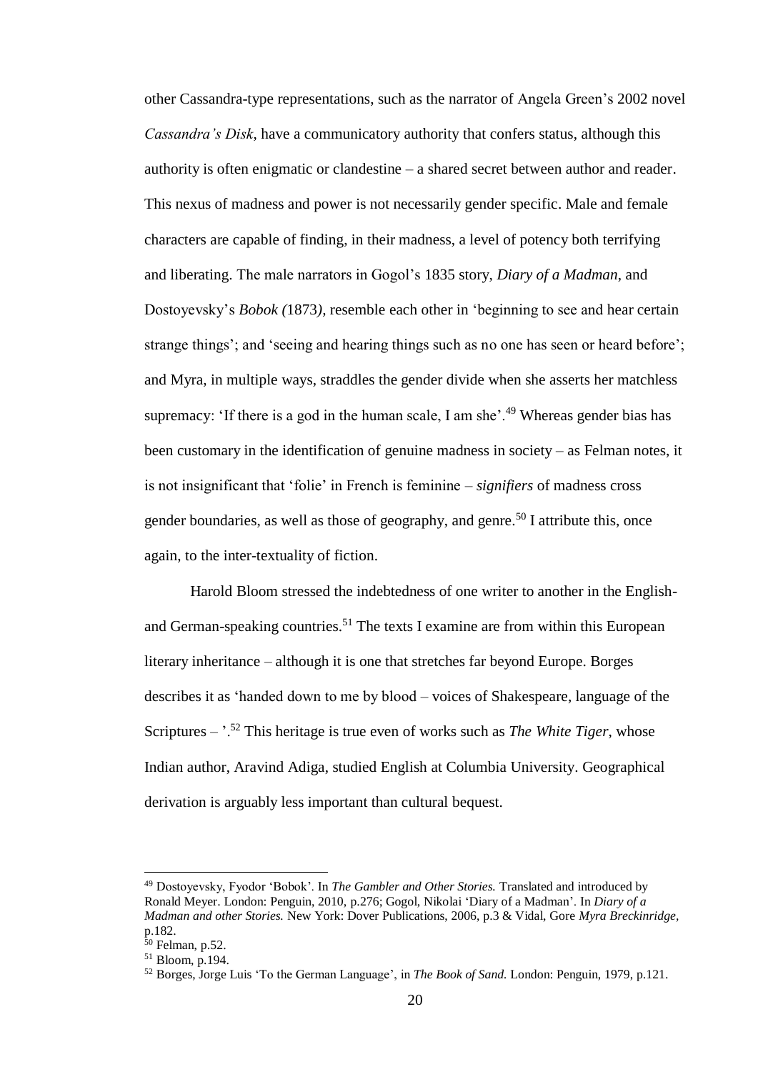other Cassandra-type representations, such as the narrator of Angela Green's 2002 novel *Cassandra's Disk*, have a communicatory authority that confers status, although this authority is often enigmatic or clandestine – a shared secret between author and reader. This nexus of madness and power is not necessarily gender specific. Male and female characters are capable of finding, in their madness, a level of potency both terrifying and liberating. The male narrators in Gogol's 1835 story, *Diary of a Madman*, and Dostoyevsky's *Bobok (*1873*)*, resemble each other in 'beginning to see and hear certain strange things'; and 'seeing and hearing things such as no one has seen or heard before'; and Myra, in multiple ways, straddles the gender divide when she asserts her matchless supremacy: 'If there is a god in the human scale, I am she'.[49] Whereas gender bias has been customary in the identification of genuine madness in society – as Felman notes, it is not insignificant that 'folie' in French is feminine – *signifiers* of madness cross gender boundaries, as well as those of geography, and genre.[50] I attribute this, once again, to the inter-textuality of fiction.

Harold Bloom stressed the indebtedness of one writer to another in the English- and German-speaking countries.[51] The texts I examine are from within this European literary inheritance – although it is one that stretches far beyond Europe. Borges describes it as 'handed down to me by blood – voices of Shakespeare, language of the Scriptures – '.[52] This heritage is true even of works such as *The White Tiger*, whose Indian author, Aravind Adiga, studied English at Columbia University. Geographical derivation is arguably less important than cultural bequest.

---

[49] Dostoyevsky, Fyodor 'Bobok'. In *The Gambler and Other Stories.* Translated and introduced by Ronald Meyer. London: Penguin, 2010, p.276; Gogol, Nikolai 'Diary of a Madman'. In *Diary of a Madman and other Stories.* New York: Dover Publications, 2006, p.3 & Vidal, Gore *Myra Breckinridge*, p.182.

[50] Felman, p.52.

[51] Bloom, p.194.

[52] Borges, Jorge Luis 'To the German Language', in *The Book of Sand.* London: Penguin, 1979, p.121.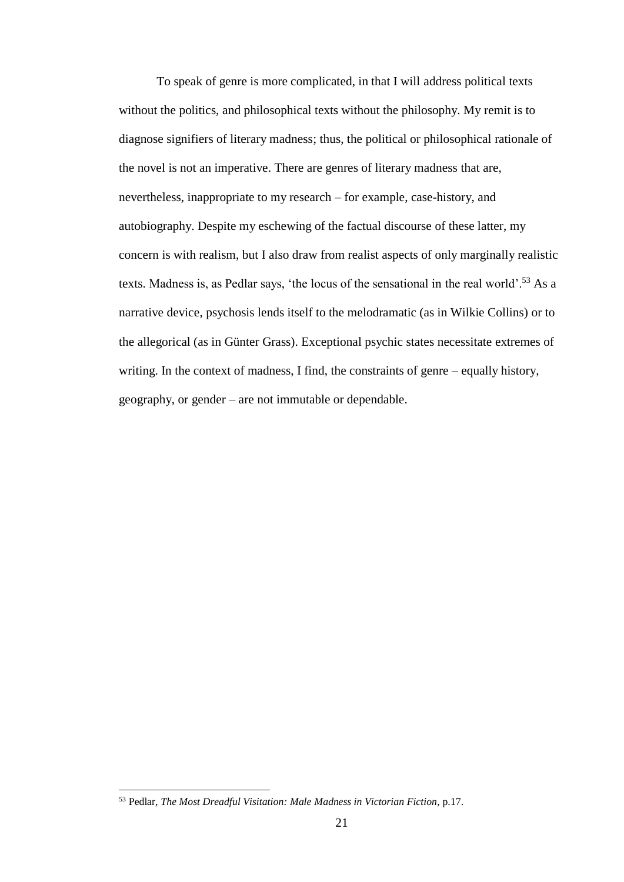To speak of genre is more complicated, in that I will address political texts without the politics, and philosophical texts without the philosophy. My remit is to diagnose signifiers of literary madness; thus, the political or philosophical rationale of the novel is not an imperative. There are genres of literary madness that are, nevertheless, inappropriate to my research – for example, case-history, and autobiography. Despite my eschewing of the factual discourse of these latter, my concern is with realism, but I also draw from realist aspects of only marginally realistic texts. Madness is, as Pedlar says, 'the locus of the sensational in the real world'.[53] As a narrative device, psychosis lends itself to the melodramatic (as in Wilkie Collins) or to the allegorical (as in Günter Grass). Exceptional psychic states necessitate extremes of writing. In the context of madness, I find, the constraints of genre – equally history, geography, or gender – are not immutable or dependable.

---

[53] Pedlar, *The Most Dreadful Visitation: Male Madness in Victorian Fiction*, p.17.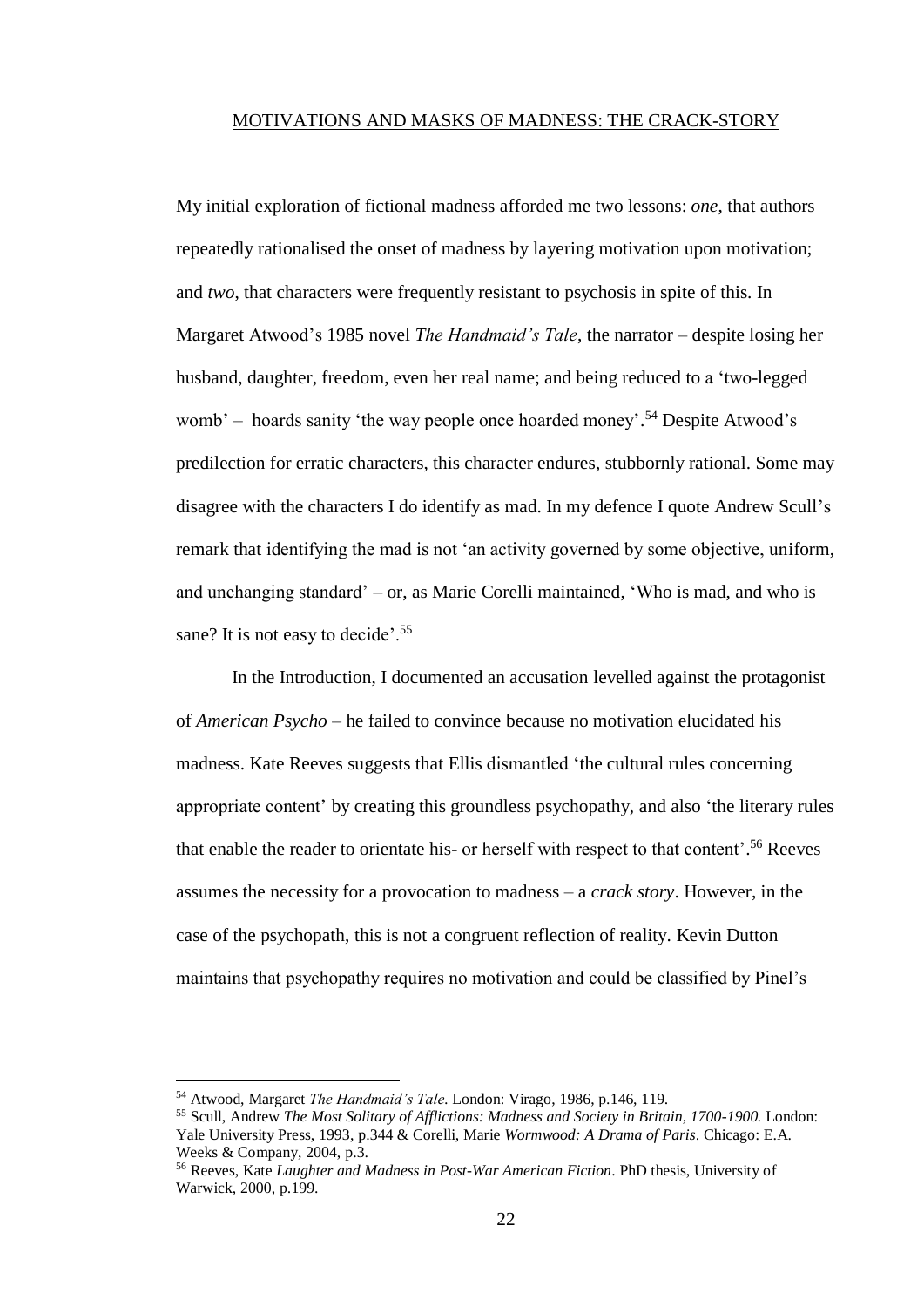## MOTIVATIONS AND MASKS OF MADNESS: THE CRACK-STORY

My initial exploration of fictional madness afforded me two lessons: *one*, that authors repeatedly rationalised the onset of madness by layering motivation upon motivation; and *two*, that characters were frequently resistant to psychosis in spite of this. In Margaret Atwood's 1985 novel *The Handmaid's Tale*, the narrator – despite losing her husband, daughter, freedom, even her real name; and being reduced to a 'two-legged womb' – hoards sanity 'the way people once hoarded money'.[54] Despite Atwood's predilection for erratic characters, this character endures, stubbornly rational. Some may disagree with the characters I do identify as mad. In my defence I quote Andrew Scull's remark that identifying the mad is not 'an activity governed by some objective, uniform, and unchanging standard' – or, as Marie Corelli maintained, 'Who is mad, and who is sane? It is not easy to decide'.[55]

In the Introduction, I documented an accusation levelled against the protagonist of *American Psycho* – he failed to convince because no motivation elucidated his madness. Kate Reeves suggests that Ellis dismantled 'the cultural rules concerning appropriate content' by creating this groundless psychopathy, and also 'the literary rules that enable the reader to orientate his- or herself with respect to that content'.[56] Reeves assumes the necessity for a provocation to madness – a *crack story*. However, in the case of the psychopath, this is not a congruent reflection of reality. Kevin Dutton maintains that psychopathy requires no motivation and could be classified by Pinel's

---

[54] Atwood, Margaret *The Handmaid's Tale*. London: Virago, 1986, p.146, 119.

[55] Scull, Andrew *The Most Solitary of Afflictions: Madness and Society in Britain, 1700-1900.* London: Yale University Press, 1993, p.344 & Corelli, Marie *Wormwood: A Drama of Paris*. Chicago: E.A. Weeks & Company, 2004, p.3.

[56] Reeves, Kate *Laughter and Madness in Post-War American Fiction*. PhD thesis, University of Warwick, 2000, p.199.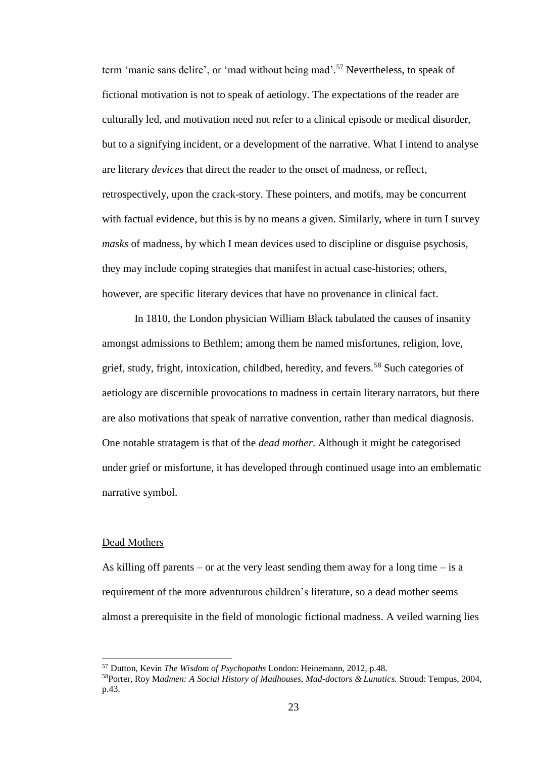term 'manie sans delire', or 'mad without being mad'.[57] Nevertheless, to speak of fictional motivation is not to speak of aetiology. The expectations of the reader are culturally led, and motivation need not refer to a clinical episode or medical disorder, but to a signifying incident, or a development of the narrative. What I intend to analyse are literary *devices* that direct the reader to the onset of madness, or reflect, retrospectively, upon the crack-story. These pointers, and motifs, may be concurrent with factual evidence, but this is by no means a given. Similarly, where in turn I survey *masks* of madness, by which I mean devices used to discipline or disguise psychosis, they may include coping strategies that manifest in actual case-histories; others, however, are specific literary devices that have no provenance in clinical fact.

In 1810, the London physician William Black tabulated the causes of insanity amongst admissions to Bethlem; among them he named misfortunes, religion, love, grief, study, fright, intoxication, childbed, heredity, and fevers.[58] Such categories of aetiology are discernible provocations to madness in certain literary narrators, but there are also motivations that speak of narrative convention, rather than medical diagnosis. One notable stratagem is that of the *dead mother*. Although it might be categorised under grief or misfortune, it has developed through continued usage into an emblematic narrative symbol.

## Dead Mothers

As killing off parents – or at the very least sending them away for a long time – is a requirement of the more adventurous children's literature, so a dead mother seems almost a prerequisite in the field of monologic fictional madness. A veiled warning lies

---

[57] Dutton, Kevin *The Wisdom of Psychopaths* London: Heinemann, 2012, p.48.

[58] Porter, Roy *Madmen: A Social History of Madhouses, Mad-doctors & Lunatics.* Stroud: Tempus, 2004, p.43.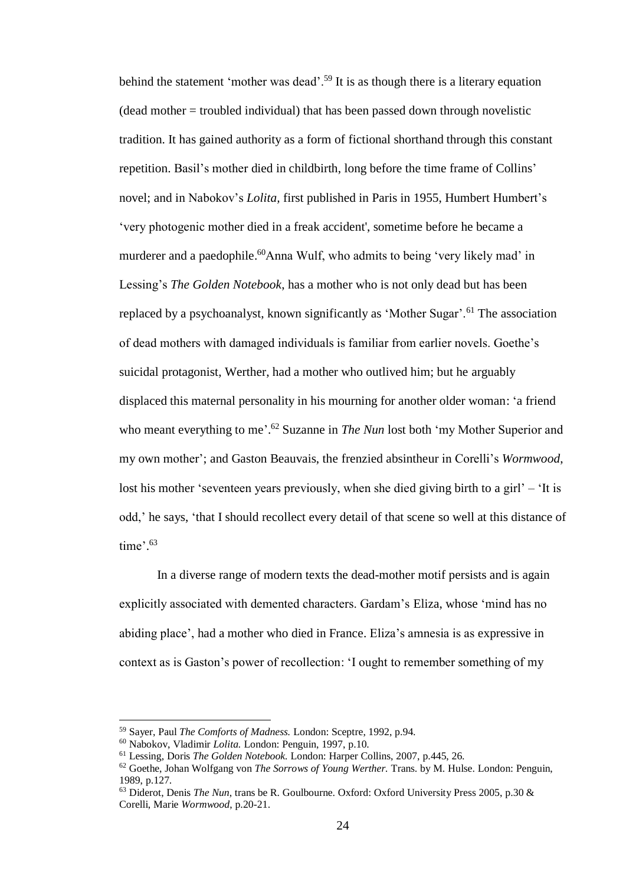behind the statement 'mother was dead'.[59] It is as though there is a literary equation (dead mother = troubled individual) that has been passed down through novelistic tradition. It has gained authority as a form of fictional shorthand through this constant repetition. Basil's mother died in childbirth, long before the time frame of Collins' novel; and in Nabokov's *Lolita,* first published in Paris in 1955, Humbert Humbert's 'very photogenic mother died in a freak accident', sometime before he became a murderer and a paedophile.[60]Anna Wulf, who admits to being 'very likely mad' in Lessing's *The Golden Notebook*, has a mother who is not only dead but has been replaced by a psychoanalyst, known significantly as 'Mother Sugar'.[61] The association of dead mothers with damaged individuals is familiar from earlier novels. Goethe's suicidal protagonist, Werther, had a mother who outlived him; but he arguably displaced this maternal personality in his mourning for another older woman: 'a friend who meant everything to me'.[62] Suzanne in *The Nun* lost both 'my Mother Superior and my own mother'; and Gaston Beauvais, the frenzied absintheur in Corelli's *Wormwood*, lost his mother 'seventeen years previously, when she died giving birth to a girl' – 'It is odd,' he says, 'that I should recollect every detail of that scene so well at this distance of time'.[63]

In a diverse range of modern texts the dead-mother motif persists and is again explicitly associated with demented characters. Gardam's Eliza, whose 'mind has no abiding place', had a mother who died in France. Eliza's amnesia is as expressive in context as is Gaston's power of recollection: 'I ought to remember something of my

---

[59] Sayer, Paul *The Comforts of Madness.* London: Sceptre, 1992, p.94.

[60] Nabokov, Vladimir *Lolita.* London: Penguin, 1997, p.10.

[61] Lessing, Doris *The Golden Notebook.* London: Harper Collins, 2007, p.445, 26.

[62] Goethe, Johan Wolfgang von *The Sorrows of Young Werther.* Trans. by M. Hulse. London: Penguin, 1989, p.127.

[63] Diderot, Denis *The Nun*, trans be R. Goulbourne. Oxford: Oxford University Press 2005, p.30 & Corelli, Marie *Wormwood*, p.20-21.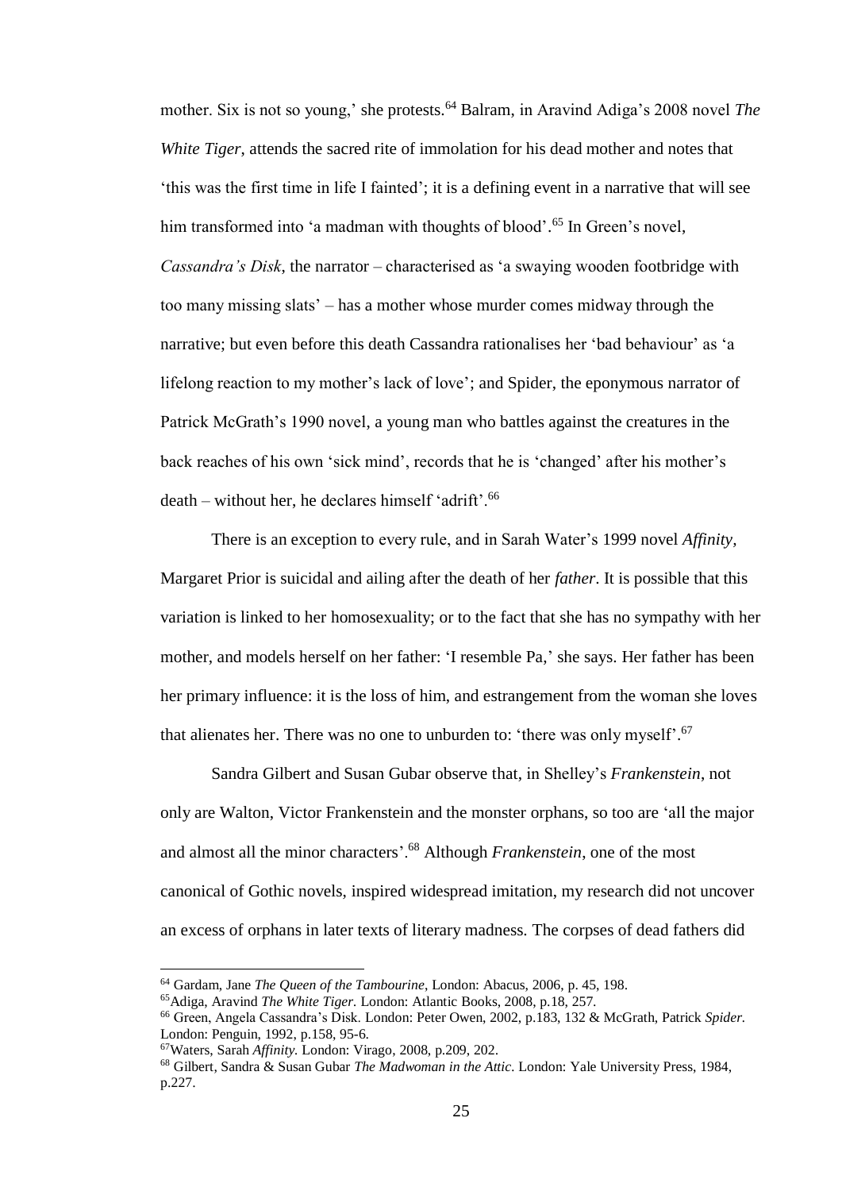mother. Six is not so young,' she protests.[64] Balram, in Aravind Adiga's 2008 novel *The White Tiger*, attends the sacred rite of immolation for his dead mother and notes that 'this was the first time in life I fainted'; it is a defining event in a narrative that will see him transformed into 'a madman with thoughts of blood'.[65] In Green's novel, *Cassandra's Disk*, the narrator – characterised as 'a swaying wooden footbridge with too many missing slats' – has a mother whose murder comes midway through the narrative; but even before this death Cassandra rationalises her 'bad behaviour' as 'a lifelong reaction to my mother's lack of love'; and Spider, the eponymous narrator of Patrick McGrath's 1990 novel, a young man who battles against the creatures in the back reaches of his own 'sick mind', records that he is 'changed' after his mother's death – without her, he declares himself 'adrift'.[66]

There is an exception to every rule, and in Sarah Water's 1999 novel *Affinity,* Margaret Prior is suicidal and ailing after the death of her *father*. It is possible that this variation is linked to her homosexuality; or to the fact that she has no sympathy with her mother, and models herself on her father: 'I resemble Pa,' she says. Her father has been her primary influence: it is the loss of him, and estrangement from the woman she loves that alienates her. There was no one to unburden to: 'there was only myself'.[67]

Sandra Gilbert and Susan Gubar observe that, in Shelley's *Frankenstein*, not only are Walton, Victor Frankenstein and the monster orphans, so too are 'all the major and almost all the minor characters'.[68] Although *Frankenstein*, one of the most canonical of Gothic novels, inspired widespread imitation, my research did not uncover an excess of orphans in later texts of literary madness. The corpses of dead fathers did

---

[64] Gardam, Jane *The Queen of the Tambourine*, London: Abacus, 2006, p. 45, 198.

[65] Adiga, Aravind *The White Tiger.* London: Atlantic Books, 2008, p.18, 257.

[66] Green, Angela Cassandra's Disk. London: Peter Owen, 2002, p.183, 132 & McGrath, Patrick *Spider.* London: Penguin, 1992, p.158, 95-6.

[67] Waters, Sarah *Affinity.* London: Virago, 2008, p.209, 202.

[68] Gilbert, Sandra & Susan Gubar *The Madwoman in the Attic*. London: Yale University Press, 1984, p.227.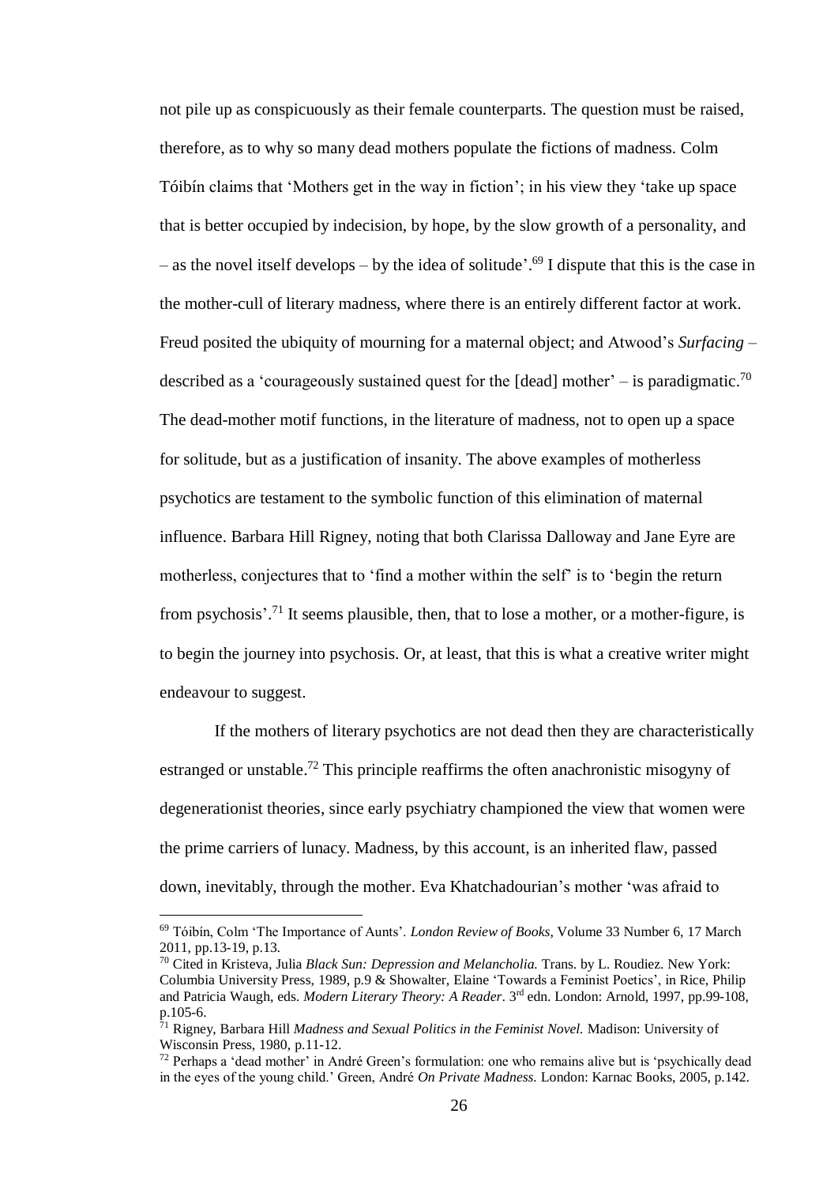not pile up as conspicuously as their female counterparts. The question must be raised, therefore, as to why so many dead mothers populate the fictions of madness. Colm Tóibín claims that 'Mothers get in the way in fiction'; in his view they 'take up space that is better occupied by indecision, by hope, by the slow growth of a personality, and – as the novel itself develops – by the idea of solitude'.[69] I dispute that this is the case in the mother-cull of literary madness, where there is an entirely different factor at work. Freud posited the ubiquity of mourning for a maternal object; and Atwood's *Surfacing* – described as a 'courageously sustained quest for the [dead] mother' – is paradigmatic.[70] The dead-mother motif functions, in the literature of madness, not to open up a space for solitude, but as a justification of insanity. The above examples of motherless psychotics are testament to the symbolic function of this elimination of maternal influence. Barbara Hill Rigney, noting that both Clarissa Dalloway and Jane Eyre are motherless, conjectures that to 'find a mother within the self' is to 'begin the return from psychosis'.[71] It seems plausible, then, that to lose a mother, or a mother-figure, is to begin the journey into psychosis. Or, at least, that this is what a creative writer might endeavour to suggest.

If the mothers of literary psychotics are not dead then they are characteristically estranged or unstable.[72] This principle reaffirms the often anachronistic misogyny of degenerationist theories, since early psychiatry championed the view that women were the prime carriers of lunacy. Madness, by this account, is an inherited flaw, passed down, inevitably, through the mother. Eva Khatchadourian's mother 'was afraid to

[69] Tóibín, Colm 'The Importance of Aunts'. *London Review of Books*, Volume 33 Number 6, 17 March 2011, pp.13-19, p.13.

[70] Cited in Kristeva, Julia *Black Sun: Depression and Melancholia.* Trans. by L. Roudiez. New York: Columbia University Press, 1989, p.9 & Showalter, Elaine 'Towards a Feminist Poetics', in Rice, Philip and Patricia Waugh, eds. *Modern Literary Theory: A Reader*. 3rd edn. London: Arnold, 1997, pp.99-108, p.105-6.

[71] Rigney, Barbara Hill *Madness and Sexual Politics in the Feminist Novel.* Madison: University of Wisconsin Press, 1980, p.11-12.

[72] Perhaps a 'dead mother' in André Green's formulation: one who remains alive but is 'psychically dead in the eyes of the young child.' Green, André *On Private Madness.* London: Karnac Books, 2005, p.142.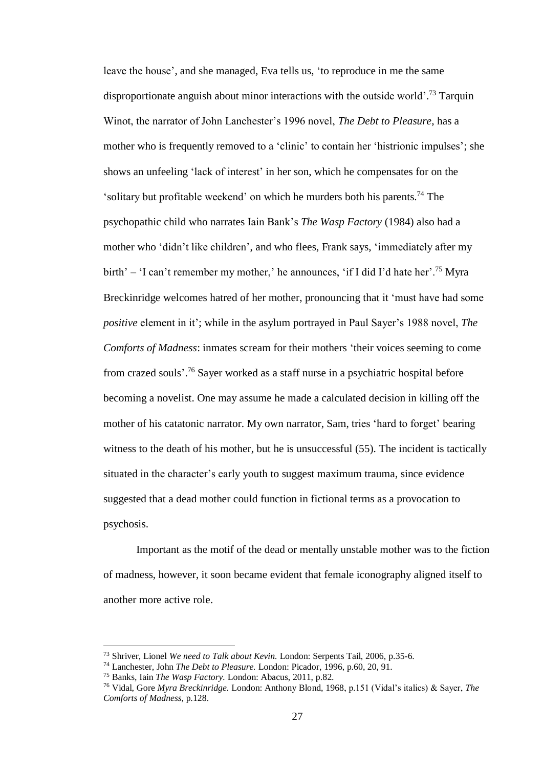leave the house', and she managed, Eva tells us, 'to reproduce in me the same disproportionate anguish about minor interactions with the outside world'.[73] Tarquin Winot, the narrator of John Lanchester's 1996 novel, *The Debt to Pleasure*, has a mother who is frequently removed to a 'clinic' to contain her 'histrionic impulses'; she shows an unfeeling 'lack of interest' in her son, which he compensates for on the 'solitary but profitable weekend' on which he murders both his parents.[74] The psychopathic child who narrates Iain Bank's *The Wasp Factory* (1984) also had a mother who 'didn't like children', and who flees, Frank says, 'immediately after my birth' – 'I can't remember my mother,' he announces, 'if I did I'd hate her'.[75] Myra Breckinridge welcomes hatred of her mother, pronouncing that it 'must have had some *positive* element in it'; while in the asylum portrayed in Paul Sayer's 1988 novel, *The Comforts of Madness*: inmates scream for their mothers 'their voices seeming to come from crazed souls'.[76] Sayer worked as a staff nurse in a psychiatric hospital before becoming a novelist. One may assume he made a calculated decision in killing off the mother of his catatonic narrator. My own narrator, Sam, tries 'hard to forget' bearing witness to the death of his mother, but he is unsuccessful (55). The incident is tactically situated in the character's early youth to suggest maximum trauma, since evidence suggested that a dead mother could function in fictional terms as a provocation to psychosis.

Important as the motif of the dead or mentally unstable mother was to the fiction of madness, however, it soon became evident that female iconography aligned itself to another more active role.

---

[73] Shriver, Lionel *We need to Talk about Kevin.* London: Serpents Tail, 2006, p.35-6.

[74] Lanchester, John *The Debt to Pleasure.* London: Picador, 1996, p.60, 20, 91.

[75] Banks, Iain *The Wasp Factory.* London: Abacus, 2011, p.82.

[76] Vidal, Gore *Myra Breckinridge.* London: Anthony Blond, 1968, p.151 (Vidal's italics) & Sayer, *The Comforts of Madness,* p.128.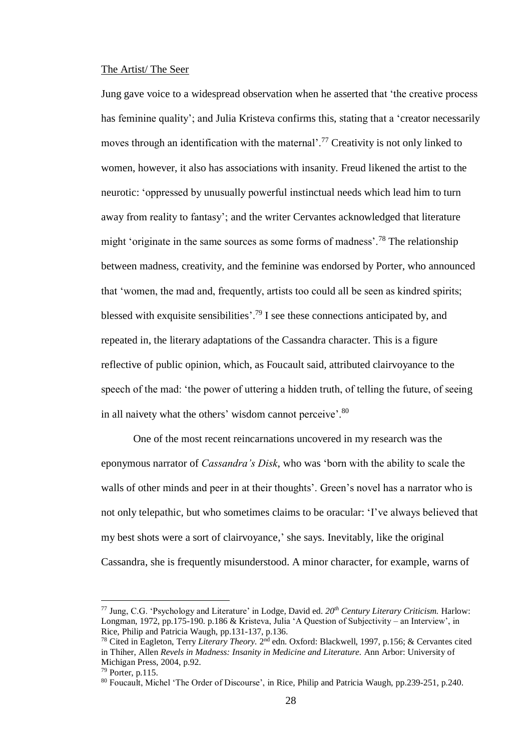The Artist/ The Seer

Jung gave voice to a widespread observation when he asserted that 'the creative process has feminine quality'; and Julia Kristeva confirms this, stating that a 'creator necessarily moves through an identification with the maternal'.[77] Creativity is not only linked to women, however, it also has associations with insanity. Freud likened the artist to the neurotic: 'oppressed by unusually powerful instinctual needs which lead him to turn away from reality to fantasy'; and the writer Cervantes acknowledged that literature might 'originate in the same sources as some forms of madness'.[78] The relationship between madness, creativity, and the feminine was endorsed by Porter, who announced that 'women, the mad and, frequently, artists too could all be seen as kindred spirits; blessed with exquisite sensibilities'.[79] I see these connections anticipated by, and repeated in, the literary adaptations of the Cassandra character. This is a figure reflective of public opinion, which, as Foucault said, attributed clairvoyance to the speech of the mad: 'the power of uttering a hidden truth, of telling the future, of seeing in all naivety what the others' wisdom cannot perceive'.[80]

One of the most recent reincarnations uncovered in my research was the eponymous narrator of *Cassandra's Disk*, who was 'born with the ability to scale the walls of other minds and peer in at their thoughts'. Green's novel has a narrator who is not only telepathic, but who sometimes claims to be oracular: 'I've always believed that my best shots were a sort of clairvoyance,' she says. Inevitably, like the original Cassandra, she is frequently misunderstood. A minor character, for example, warns of

---

[77] Jung, C.G. 'Psychology and Literature' in Lodge, David ed. *20th Century Literary Criticism.* Harlow: Longman, 1972, pp.175-190. p.186 & Kristeva, Julia 'A Question of Subjectivity – an Interview', in Rice, Philip and Patricia Waugh, pp.131-137, p.136.

[78] Cited in Eagleton, Terry *Literary Theory.* 2nd edn. Oxford: Blackwell, 1997, p.156; & Cervantes cited in Thiher, Allen *Revels in Madness: Insanity in Medicine and Literature.* Ann Arbor: University of Michigan Press, 2004, p.92.

[79] Porter, p.115.

[80] Foucault, Michel 'The Order of Discourse', in Rice, Philip and Patricia Waugh, pp.239-251, p.240.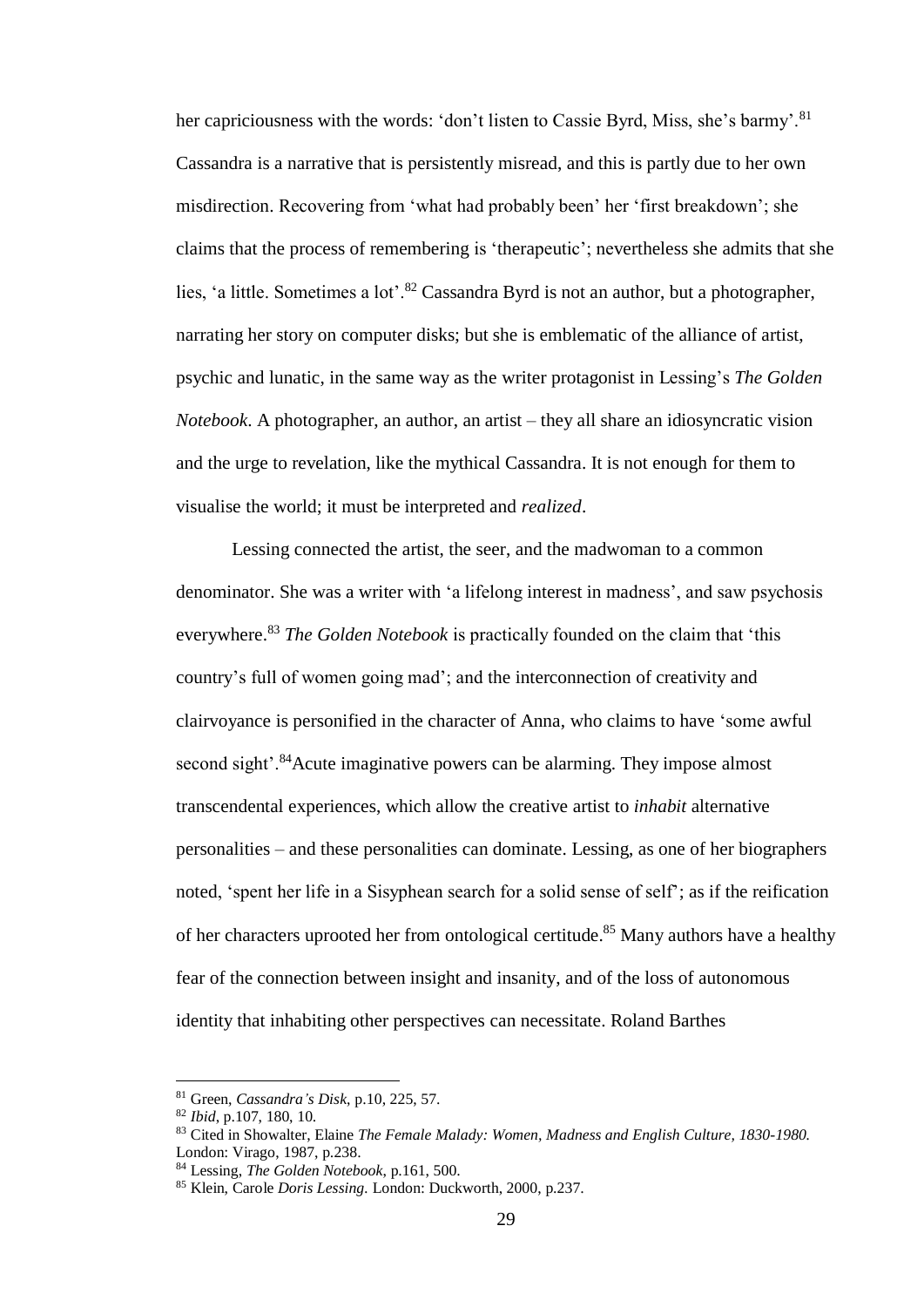her capriciousness with the words: 'don't listen to Cassie Byrd, Miss, she's barmy'.[81] Cassandra is a narrative that is persistently misread, and this is partly due to her own misdirection. Recovering from 'what had probably been' her 'first breakdown'; she claims that the process of remembering is 'therapeutic'; nevertheless she admits that she lies, 'a little. Sometimes a lot'.[82] Cassandra Byrd is not an author, but a photographer, narrating her story on computer disks; but she is emblematic of the alliance of artist, psychic and lunatic, in the same way as the writer protagonist in Lessing's *The Golden Notebook*. A photographer, an author, an artist – they all share an idiosyncratic vision and the urge to revelation, like the mythical Cassandra. It is not enough for them to visualise the world; it must be interpreted and *realized*.

Lessing connected the artist, the seer, and the madwoman to a common denominator. She was a writer with 'a lifelong interest in madness', and saw psychosis everywhere.[83] *The Golden Notebook* is practically founded on the claim that 'this country's full of women going mad'; and the interconnection of creativity and clairvoyance is personified in the character of Anna, who claims to have 'some awful second sight'.[84]Acute imaginative powers can be alarming. They impose almost transcendental experiences, which allow the creative artist to *inhabit* alternative personalities – and these personalities can dominate. Lessing, as one of her biographers noted, 'spent her life in a Sisyphean search for a solid sense of self'; as if the reification of her characters uprooted her from ontological certitude.[85] Many authors have a healthy fear of the connection between insight and insanity, and of the loss of autonomous identity that inhabiting other perspectives can necessitate. Roland Barthes

---

[81] Green, *Cassandra's Disk*, p.10, 225, 57.

[82] *Ibid*, p.107, 180, 10.

[83] Cited in Showalter, Elaine *The Female Malady: Women, Madness and English Culture, 1830-1980.* London: Virago, 1987, p.238.

[84] Lessing, *The Golden Notebook*, p.161, 500.

[85] Klein, Carole *Doris Lessing.* London: Duckworth, 2000, p.237.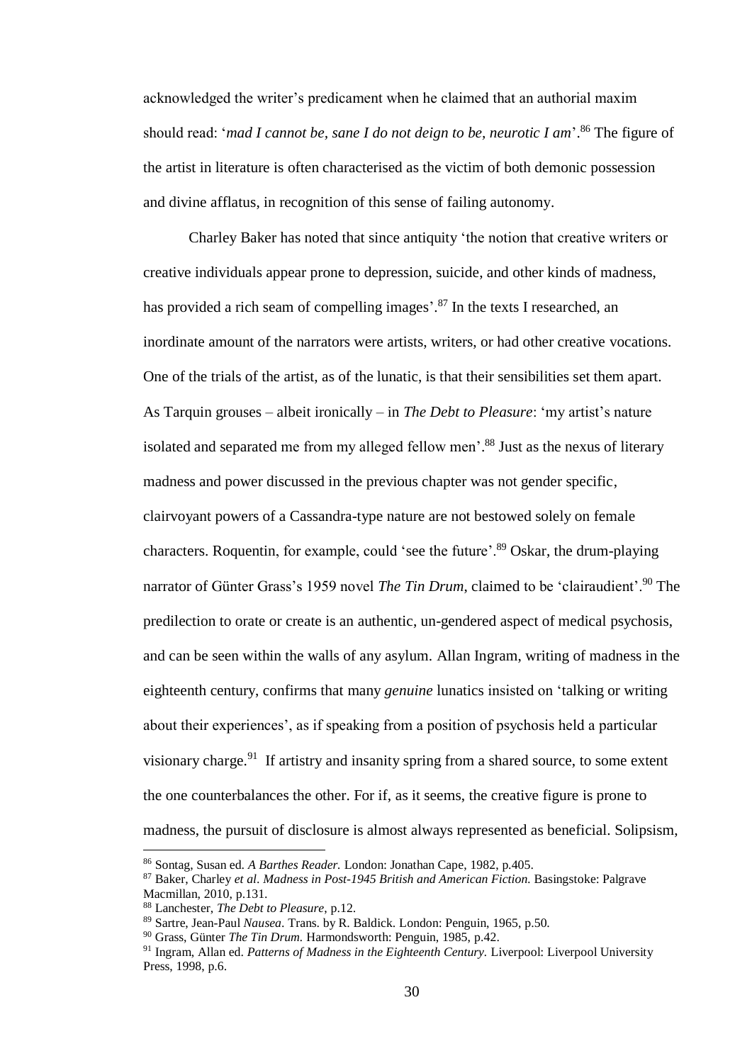acknowledged the writer's predicament when he claimed that an authorial maxim should read: '*mad I cannot be, sane I do not deign to be, neurotic I am*'.[86] The figure of the artist in literature is often characterised as the victim of both demonic possession and divine afflatus, in recognition of this sense of failing autonomy.

Charley Baker has noted that since antiquity 'the notion that creative writers or creative individuals appear prone to depression, suicide, and other kinds of madness, has provided a rich seam of compelling images'.[87] In the texts I researched, an inordinate amount of the narrators were artists, writers, or had other creative vocations. One of the trials of the artist, as of the lunatic, is that their sensibilities set them apart. As Tarquin grouses – albeit ironically – in *The Debt to Pleasure*: 'my artist's nature isolated and separated me from my alleged fellow men'.[88] Just as the nexus of literary madness and power discussed in the previous chapter was not gender specific, clairvoyant powers of a Cassandra-type nature are not bestowed solely on female characters. Roquentin, for example, could 'see the future'.[89] Oskar, the drum-playing narrator of Günter Grass's 1959 novel *The Tin Drum*, claimed to be 'clairaudient'.[90] The predilection to orate or create is an authentic, un-gendered aspect of medical psychosis, and can be seen within the walls of any asylum. Allan Ingram, writing of madness in the eighteenth century, confirms that many *genuine* lunatics insisted on 'talking or writing about their experiences', as if speaking from a position of psychosis held a particular visionary charge.[91] If artistry and insanity spring from a shared source, to some extent the one counterbalances the other. For if, as it seems, the creative figure is prone to madness, the pursuit of disclosure is almost always represented as beneficial. Solipsism,

---

[86] Sontag, Susan ed. *A Barthes Reader.* London: Jonathan Cape, 1982, p.405.

[87] Baker, Charley *et al*. *Madness in Post-1945 British and American Fiction.* Basingstoke: Palgrave Macmillan, 2010, p.131.

[88] Lanchester, *The Debt to Pleasure*, p.12.

[89] Sartre, Jean-Paul *Nausea*. Trans. by R. Baldick. London: Penguin, 1965, p.50.

[90] Grass, Günter *The Tin Drum.* Harmondsworth: Penguin, 1985, p.42.

[91] Ingram, Allan ed. *Patterns of Madness in the Eighteenth Century.* Liverpool: Liverpool University Press, 1998, p.6.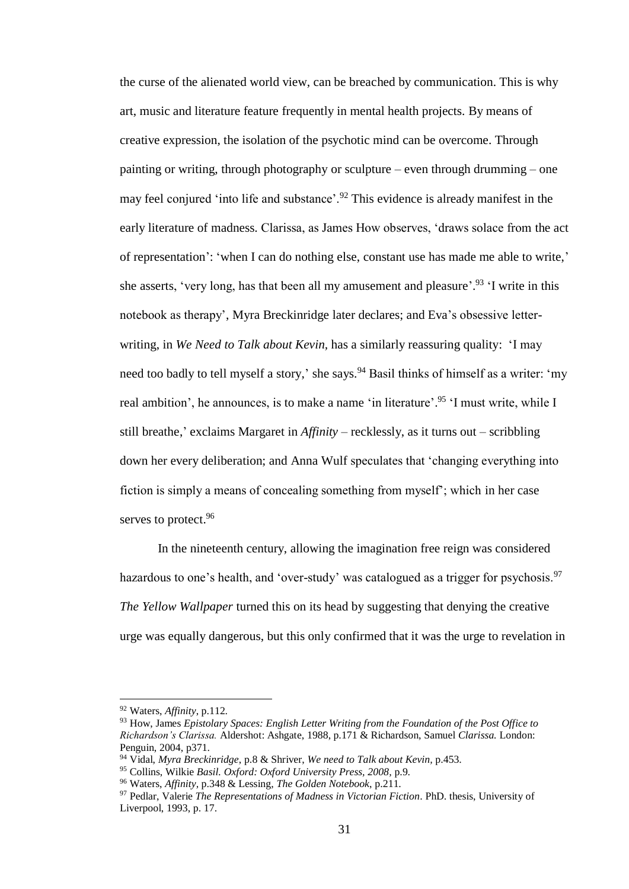the curse of the alienated world view, can be breached by communication. This is why art, music and literature feature frequently in mental health projects. By means of creative expression, the isolation of the psychotic mind can be overcome. Through painting or writing, through photography or sculpture – even through drumming – one may feel conjured 'into life and substance'.[92] This evidence is already manifest in the early literature of madness. Clarissa, as James How observes, 'draws solace from the act of representation': 'when I can do nothing else, constant use has made me able to write,' she asserts, 'very long, has that been all my amusement and pleasure'.[93] 'I write in this notebook as therapy', Myra Breckinridge later declares; and Eva's obsessive letter-writing, in *We Need to Talk about Kevin*, has a similarly reassuring quality: 'I may need too badly to tell myself a story,' she says.[94] Basil thinks of himself as a writer: 'my real ambition', he announces, is to make a name 'in literature'.[95] 'I must write, while I still breathe,' exclaims Margaret in *Affinity* – recklessly, as it turns out – scribbling down her every deliberation; and Anna Wulf speculates that 'changing everything into fiction is simply a means of concealing something from myself'; which in her case serves to protect.[96]

In the nineteenth century, allowing the imagination free reign was considered hazardous to one's health, and 'over-study' was catalogued as a trigger for psychosis.[97] *The Yellow Wallpaper* turned this on its head by suggesting that denying the creative urge was equally dangerous, but this only confirmed that it was the urge to revelation in

---

[92] Waters, *Affinity*, p.112.

[93] How, James *Epistolary Spaces: English Letter Writing from the Foundation of the Post Office to Richardson's Clarissa.* Aldershot: Ashgate, 1988, p.171 & Richardson, Samuel *Clarissa.* London: Penguin, 2004, p371.

[94] Vidal, *Myra Breckinridge*, p.8 & Shriver, *We need to Talk about Kevin*, p.453.

[95] Collins, Wilkie *Basil. Oxford: Oxford University Press, 2008*, p.9.

[96] Waters, *Affinity*, p.348 & Lessing, *The Golden Notebook*, p.211.

[97] Pedlar, Valerie *The Representations of Madness in Victorian Fiction*. PhD. thesis, University of Liverpool, 1993, p. 17.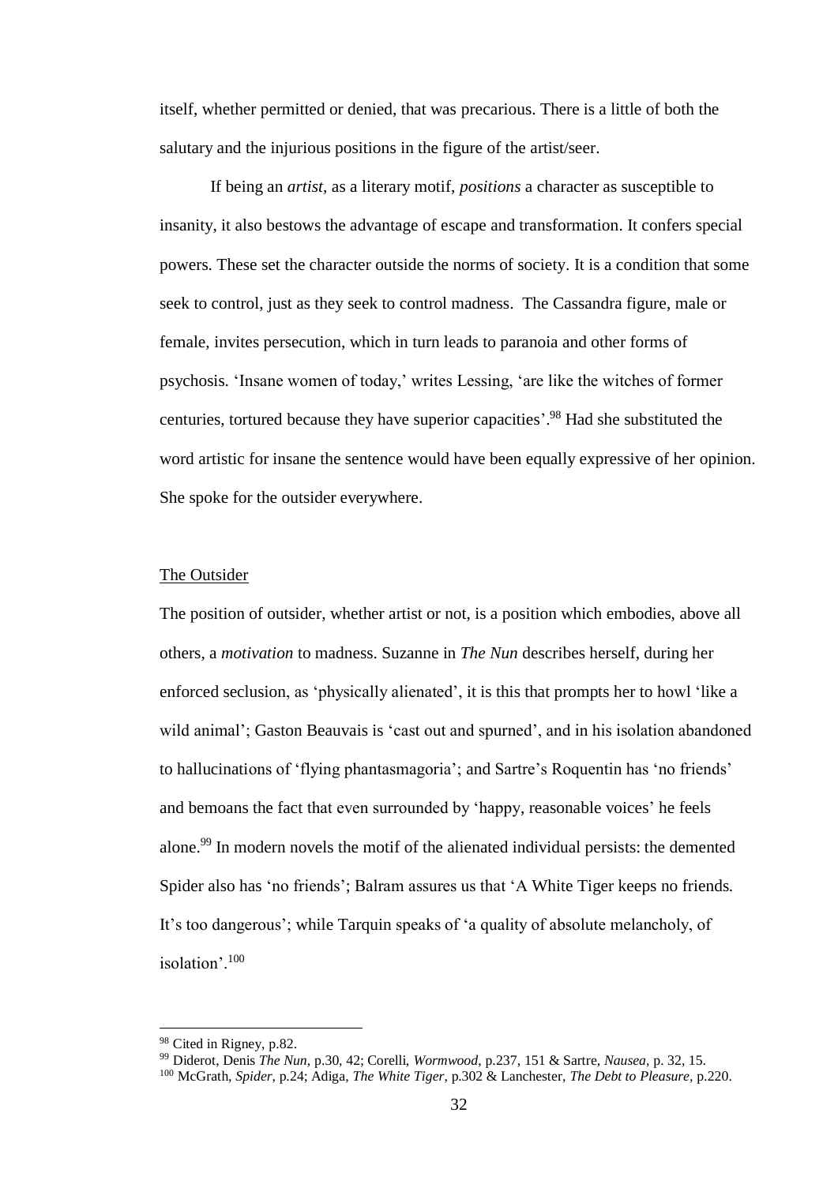itself, whether permitted or denied, that was precarious. There is a little of both the salutary and the injurious positions in the figure of the artist/seer.

If being an *artist*, as a literary motif, *positions* a character as susceptible to insanity, it also bestows the advantage of escape and transformation. It confers special powers. These set the character outside the norms of society. It is a condition that some seek to control, just as they seek to control madness. The Cassandra figure, male or female, invites persecution, which in turn leads to paranoia and other forms of psychosis. 'Insane women of today,' writes Lessing, 'are like the witches of former centuries, tortured because they have superior capacities'.[98] Had she substituted the word artistic for insane the sentence would have been equally expressive of her opinion. She spoke for the outsider everywhere.

## The Outsider

The position of outsider, whether artist or not, is a position which embodies, above all others, a *motivation* to madness. Suzanne in *The Nun* describes herself, during her enforced seclusion, as 'physically alienated', it is this that prompts her to howl 'like a wild animal'; Gaston Beauvais is 'cast out and spurned', and in his isolation abandoned to hallucinations of 'flying phantasmagoria'; and Sartre's Roquentin has 'no friends' and bemoans the fact that even surrounded by 'happy, reasonable voices' he feels alone.[99] In modern novels the motif of the alienated individual persists: the demented Spider also has 'no friends'; Balram assures us that 'A White Tiger keeps no friends. It's too dangerous'; while Tarquin speaks of 'a quality of absolute melancholy, of isolation'.[100]

---

[98] Cited in Rigney, p.82.

[99] Diderot, Denis *The Nun*, p.30, 42; Corelli, *Wormwood*, p.237, 151 & Sartre, *Nausea*, p. 32, 15.

[100] McGrath, *Spider*, p.24; Adiga, *The White Tiger*, p.302 & Lanchester, *The Debt to Pleasure*, p.220.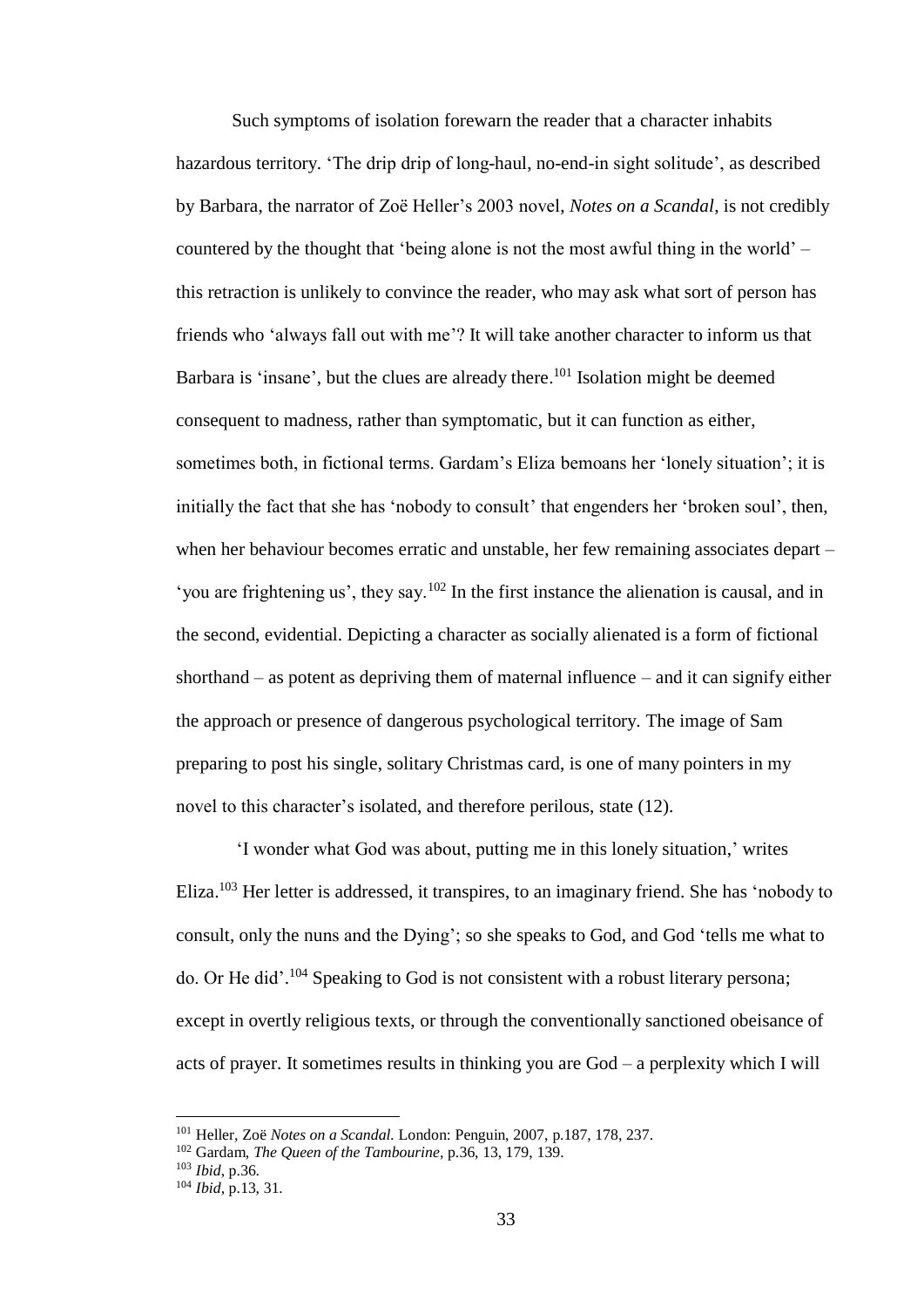Such symptoms of isolation forewarn the reader that a character inhabits hazardous territory. 'The drip drip of long-haul, no-end-in sight solitude', as described by Barbara, the narrator of Zoë Heller's 2003 novel, *Notes on a Scandal*, is not credibly countered by the thought that 'being alone is not the most awful thing in the world' – this retraction is unlikely to convince the reader, who may ask what sort of person has friends who 'always fall out with me'? It will take another character to inform us that Barbara is 'insane', but the clues are already there.[101] Isolation might be deemed consequent to madness, rather than symptomatic, but it can function as either, sometimes both, in fictional terms. Gardam's Eliza bemoans her 'lonely situation'; it is initially the fact that she has 'nobody to consult' that engenders her 'broken soul', then, when her behaviour becomes erratic and unstable, her few remaining associates depart – 'you are frightening us', they say.[102] In the first instance the alienation is causal, and in the second, evidential. Depicting a character as socially alienated is a form of fictional shorthand – as potent as depriving them of maternal influence – and it can signify either the approach or presence of dangerous psychological territory. The image of Sam preparing to post his single, solitary Christmas card, is one of many pointers in my novel to this character's isolated, and therefore perilous, state (12).

'I wonder what God was about, putting me in this lonely situation,' writes Eliza.[103] Her letter is addressed, it transpires, to an imaginary friend. She has 'nobody to consult, only the nuns and the Dying'; so she speaks to God, and God 'tells me what to do. Or He did'.[104] Speaking to God is not consistent with a robust literary persona; except in overtly religious texts, or through the conventionally sanctioned obeisance of acts of prayer. It sometimes results in thinking you are God – a perplexity which I will

---

[101] Heller, Zoë *Notes on a Scandal*. London: Penguin, 2007, p.187, 178, 237.

[102] Gardam, *The Queen of the Tambourine*, p.36, 13, 179, 139.

[103] *Ibid*, p.36.

[104] *Ibid*, p.13, 31.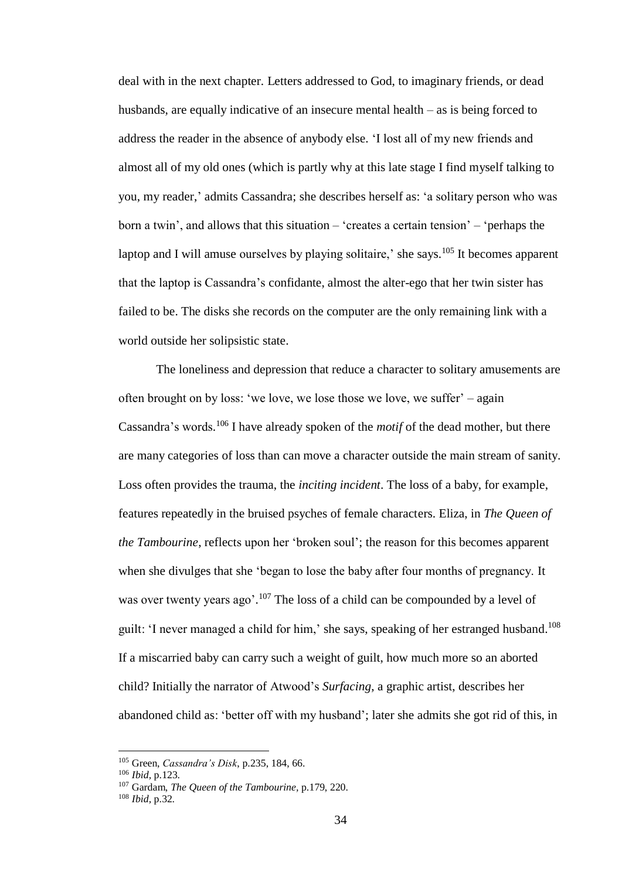deal with in the next chapter. Letters addressed to God, to imaginary friends, or dead husbands, are equally indicative of an insecure mental health – as is being forced to address the reader in the absence of anybody else. 'I lost all of my new friends and almost all of my old ones (which is partly why at this late stage I find myself talking to you, my reader,' admits Cassandra; she describes herself as: 'a solitary person who was born a twin', and allows that this situation – 'creates a certain tension' – 'perhaps the laptop and I will amuse ourselves by playing solitaire,' she says.[105] It becomes apparent that the laptop is Cassandra's confidante, almost the alter-ego that her twin sister has failed to be. The disks she records on the computer are the only remaining link with a world outside her solipsistic state.

The loneliness and depression that reduce a character to solitary amusements are often brought on by loss: 'we love, we lose those we love, we suffer' – again Cassandra's words.[106] I have already spoken of the *motif* of the dead mother, but there are many categories of loss than can move a character outside the main stream of sanity. Loss often provides the trauma, the *inciting incident*. The loss of a baby, for example, features repeatedly in the bruised psyches of female characters. Eliza, in *The Queen of the Tambourine*, reflects upon her 'broken soul'; the reason for this becomes apparent when she divulges that she 'began to lose the baby after four months of pregnancy. It was over twenty years ago'.[107] The loss of a child can be compounded by a level of guilt: 'I never managed a child for him,' she says, speaking of her estranged husband.[108] If a miscarried baby can carry such a weight of guilt, how much more so an aborted child? Initially the narrator of Atwood's *Surfacing*, a graphic artist, describes her abandoned child as: 'better off with my husband'; later she admits she got rid of this, in

[105] Green, *Cassandra's Disk*, p.235, 184, 66.

[106] *Ibid*, p.123.

[107] Gardam, *The Queen of the Tambourine*, p.179, 220.

[108] *Ibid*, p.32.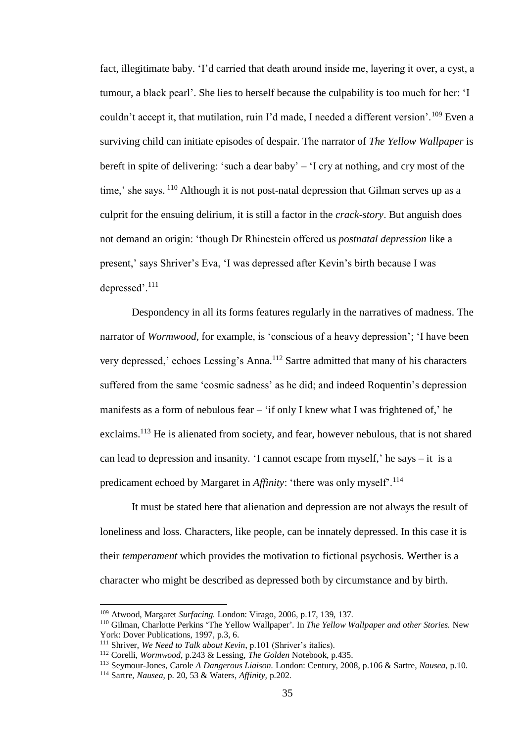fact, illegitimate baby. 'I'd carried that death around inside me, layering it over, a cyst, a tumour, a black pearl'. She lies to herself because the culpability is too much for her: 'I couldn't accept it, that mutilation, ruin I'd made, I needed a different version'.[109] Even a surviving child can initiate episodes of despair. The narrator of *The Yellow Wallpaper* is bereft in spite of delivering: 'such a dear baby' – 'I cry at nothing, and cry most of the time,' she says. [110] Although it is not post-natal depression that Gilman serves up as a culprit for the ensuing delirium, it is still a factor in the *crack-story*. But anguish does not demand an origin: 'though Dr Rhinestein offered us *postnatal depression* like a present,' says Shriver's Eva, 'I was depressed after Kevin's birth because I was depressed'.[111]

Despondency in all its forms features regularly in the narratives of madness. The narrator of *Wormwood*, for example, is 'conscious of a heavy depression'; 'I have been very depressed,' echoes Lessing's Anna.[112] Sartre admitted that many of his characters suffered from the same 'cosmic sadness' as he did; and indeed Roquentin's depression manifests as a form of nebulous fear – 'if only I knew what I was frightened of,' he exclaims.[113] He is alienated from society, and fear, however nebulous, that is not shared can lead to depression and insanity. 'I cannot escape from myself,' he says – it is a predicament echoed by Margaret in *Affinity*: 'there was only myself'.[114]

It must be stated here that alienation and depression are not always the result of loneliness and loss. Characters, like people, can be innately depressed. In this case it is their *temperament* which provides the motivation to fictional psychosis. Werther is a character who might be described as depressed both by circumstance and by birth.

---

[109] Atwood, Margaret *Surfacing.* London: Virago, 2006, p.17, 139, 137.

[110] Gilman, Charlotte Perkins 'The Yellow Wallpaper'. In *The Yellow Wallpaper and other Stories.* New York: Dover Publications, 1997, p.3, 6.

[111] Shriver, *We Need to Talk about Kevin*, p.101 (Shriver's italics).

[112] Corelli, *Wormwood*, p.243 & Lessing, *The Golden* Notebook, p.435.

[113] Seymour-Jones, Carole *A Dangerous Liaison.* London: Century, 2008, p.106 & Sartre, *Nausea*, p.10.

[114] Sartre, *Nausea*, p. 20, 53 & Waters, *Affinity*, p.202.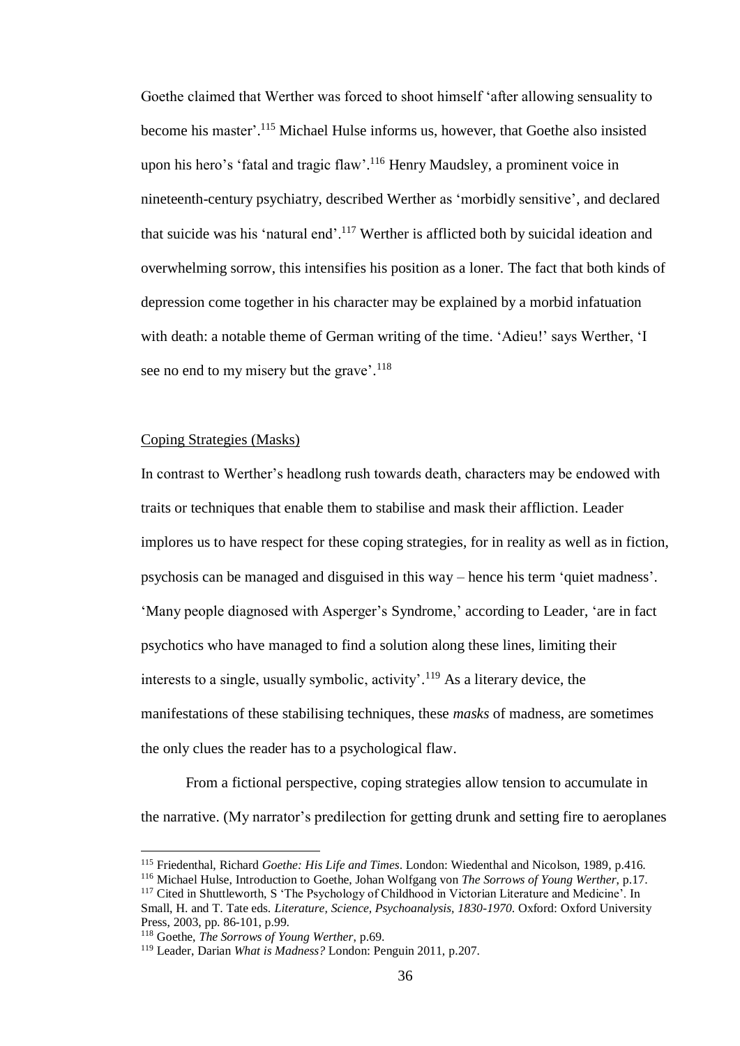Goethe claimed that Werther was forced to shoot himself 'after allowing sensuality to become his master'.[115] Michael Hulse informs us, however, that Goethe also insisted upon his hero's 'fatal and tragic flaw'.[116] Henry Maudsley, a prominent voice in nineteenth-century psychiatry, described Werther as 'morbidly sensitive', and declared that suicide was his 'natural end'.[117] Werther is afflicted both by suicidal ideation and overwhelming sorrow, this intensifies his position as a loner. The fact that both kinds of depression come together in his character may be explained by a morbid infatuation with death: a notable theme of German writing of the time. 'Adieu!' says Werther, 'I see no end to my misery but the grave'.[118]

Coping Strategies (Masks)

In contrast to Werther's headlong rush towards death, characters may be endowed with traits or techniques that enable them to stabilise and mask their affliction. Leader implores us to have respect for these coping strategies, for in reality as well as in fiction, psychosis can be managed and disguised in this way – hence his term 'quiet madness'. 'Many people diagnosed with Asperger's Syndrome,' according to Leader, 'are in fact psychotics who have managed to find a solution along these lines, limiting their interests to a single, usually symbolic, activity'.[119] As a literary device, the manifestations of these stabilising techniques, these *masks* of madness, are sometimes the only clues the reader has to a psychological flaw.

From a fictional perspective, coping strategies allow tension to accumulate in the narrative. (My narrator's predilection for getting drunk and setting fire to aeroplanes

---

[115] Friedenthal, Richard *Goethe: His Life and Times*. London: Wiedenthal and Nicolson, 1989, p.416.

[116] Michael Hulse, Introduction to Goethe, Johan Wolfgang von *The Sorrows of Young Werther*, p.17.

[117] Cited in Shuttleworth, S 'The Psychology of Childhood in Victorian Literature and Medicine'. In Small, H. and T. Tate eds. *Literature, Science, Psychoanalysis, 1830-1970*. Oxford: Oxford University Press, 2003, pp. 86-101, p.99.

[118] Goethe, *The Sorrows of Young Werther*, p.69.

[119] Leader, Darian *What is Madness?* London: Penguin 2011, p.207.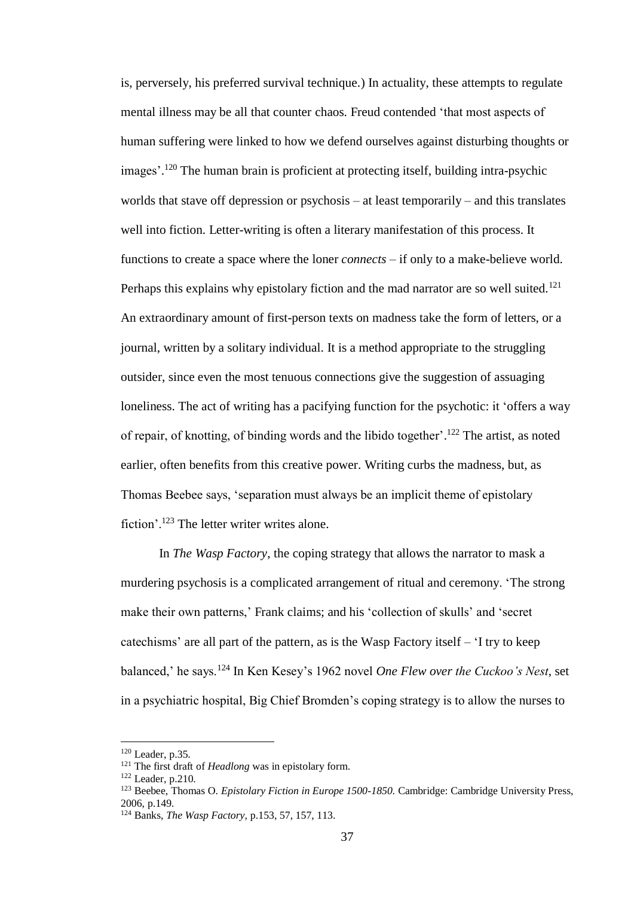is, perversely, his preferred survival technique.) In actuality, these attempts to regulate mental illness may be all that counter chaos. Freud contended 'that most aspects of human suffering were linked to how we defend ourselves against disturbing thoughts or images'.[120] The human brain is proficient at protecting itself, building intra-psychic worlds that stave off depression or psychosis – at least temporarily – and this translates well into fiction. Letter-writing is often a literary manifestation of this process. It functions to create a space where the loner *connects* – if only to a make-believe world. Perhaps this explains why epistolary fiction and the mad narrator are so well suited.[121] An extraordinary amount of first-person texts on madness take the form of letters, or a journal, written by a solitary individual. It is a method appropriate to the struggling outsider, since even the most tenuous connections give the suggestion of assuaging loneliness. The act of writing has a pacifying function for the psychotic: it 'offers a way of repair, of knotting, of binding words and the libido together'.[122] The artist, as noted earlier, often benefits from this creative power. Writing curbs the madness, but, as Thomas Beebee says, 'separation must always be an implicit theme of epistolary fiction'.[123] The letter writer writes alone.

In *The Wasp Factory*, the coping strategy that allows the narrator to mask a murdering psychosis is a complicated arrangement of ritual and ceremony. 'The strong make their own patterns,' Frank claims; and his 'collection of skulls' and 'secret catechisms' are all part of the pattern, as is the Wasp Factory itself – 'I try to keep balanced,' he says.[124] In Ken Kesey's 1962 novel *One Flew over the Cuckoo's Nest*, set in a psychiatric hospital, Big Chief Bromden's coping strategy is to allow the nurses to

---

[120] Leader, p.35.

[121] The first draft of *Headlong* was in epistolary form.

[122] Leader, p.210.

[123] Beebee, Thomas O. *Epistolary Fiction in Europe 1500-1850.* Cambridge: Cambridge University Press, 2006, p.149.

[124] Banks, *The Wasp Factory*, p.153, 57, 157, 113.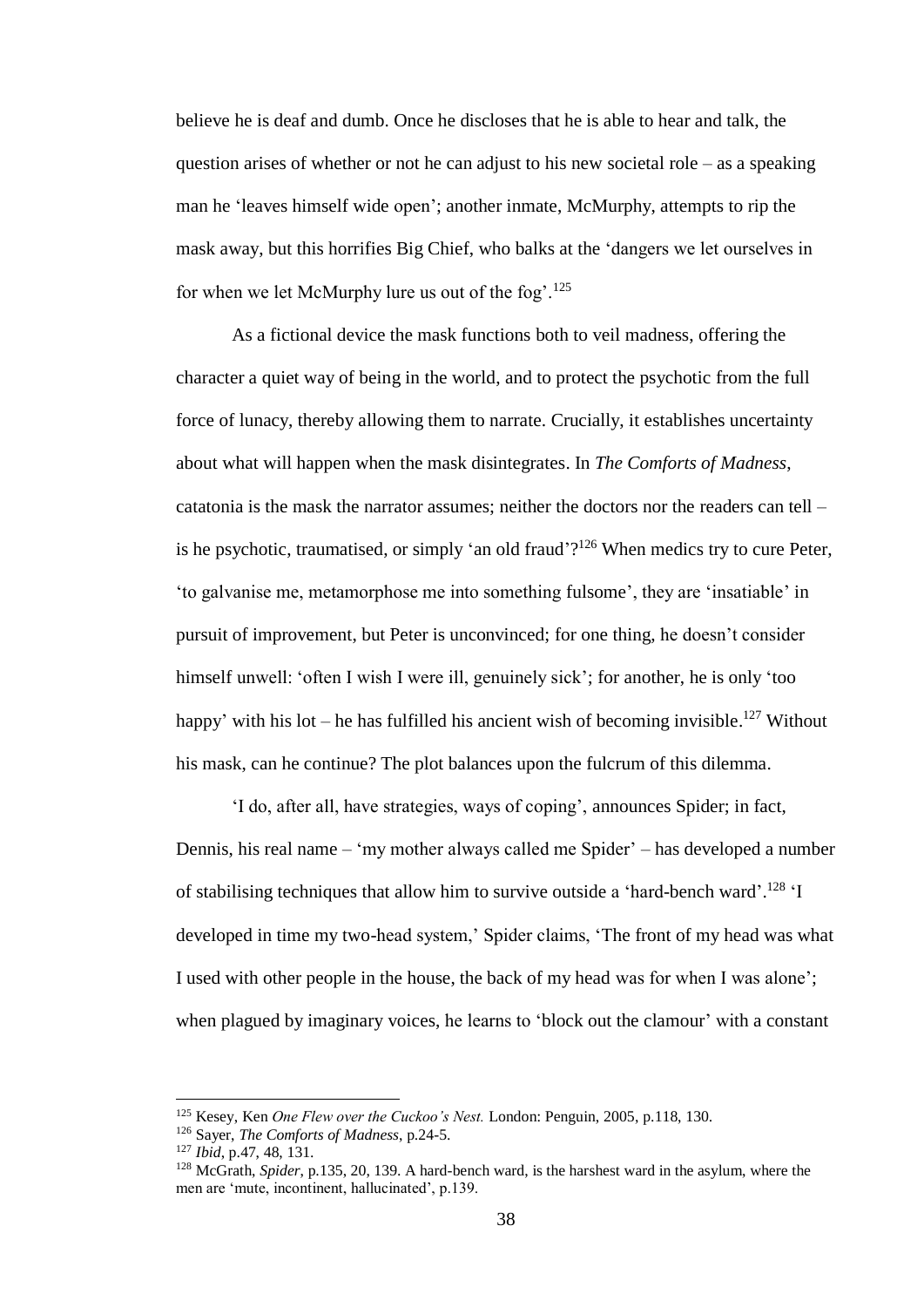believe he is deaf and dumb. Once he discloses that he is able to hear and talk, the question arises of whether or not he can adjust to his new societal role – as a speaking man he 'leaves himself wide open'; another inmate, McMurphy, attempts to rip the mask away, but this horrifies Big Chief, who balks at the 'dangers we let ourselves in for when we let McMurphy lure us out of the fog'.[125]

As a fictional device the mask functions both to veil madness, offering the character a quiet way of being in the world, and to protect the psychotic from the full force of lunacy, thereby allowing them to narrate. Crucially, it establishes uncertainty about what will happen when the mask disintegrates. In *The Comforts of Madness*, catatonia is the mask the narrator assumes; neither the doctors nor the readers can tell – is he psychotic, traumatised, or simply 'an old fraud'?[126] When medics try to cure Peter, 'to galvanise me, metamorphose me into something fulsome', they are 'insatiable' in pursuit of improvement, but Peter is unconvinced; for one thing, he doesn't consider himself unwell: 'often I wish I were ill, genuinely sick'; for another, he is only 'too happy' with his lot – he has fulfilled his ancient wish of becoming invisible.[127] Without his mask, can he continue? The plot balances upon the fulcrum of this dilemma.

'I do, after all, have strategies, ways of coping', announces Spider; in fact, Dennis, his real name – 'my mother always called me Spider' – has developed a number of stabilising techniques that allow him to survive outside a 'hard-bench ward'.[128] 'I developed in time my two-head system,' Spider claims, 'The front of my head was what I used with other people in the house, the back of my head was for when I was alone'; when plagued by imaginary voices, he learns to 'block out the clamour' with a constant

---

[125] Kesey, Ken *One Flew over the Cuckoo's Nest.* London: Penguin, 2005, p.118, 130.

[126] Sayer, *The Comforts of Madness*, p.24-5.

[127] *Ibid*, p.47, 48, 131.

[128] McGrath, *Spider*, p.135, 20, 139. A hard-bench ward, is the harshest ward in the asylum, where the men are 'mute, incontinent, hallucinated', p.139.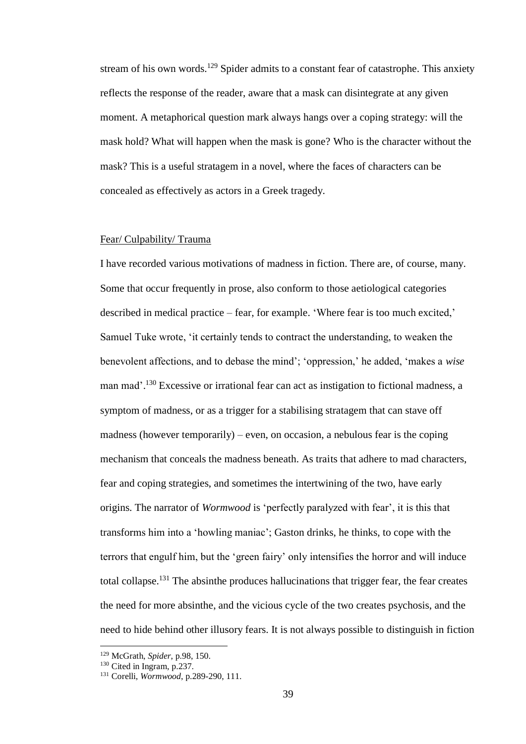stream of his own words.[129] Spider admits to a constant fear of catastrophe. This anxiety reflects the response of the reader, aware that a mask can disintegrate at any given moment. A metaphorical question mark always hangs over a coping strategy: will the mask hold? What will happen when the mask is gone? Who is the character without the mask? This is a useful stratagem in a novel, where the faces of characters can be concealed as effectively as actors in a Greek tragedy.

Fear/ Culpability/ Trauma

I have recorded various motivations of madness in fiction. There are, of course, many. Some that occur frequently in prose, also conform to those aetiological categories described in medical practice – fear, for example. 'Where fear is too much excited,' Samuel Tuke wrote, 'it certainly tends to contract the understanding, to weaken the benevolent affections, and to debase the mind'; 'oppression,' he added, 'makes a *wise* man mad'.[130] Excessive or irrational fear can act as instigation to fictional madness, a symptom of madness, or as a trigger for a stabilising stratagem that can stave off madness (however temporarily) – even, on occasion, a nebulous fear is the coping mechanism that conceals the madness beneath. As traits that adhere to mad characters, fear and coping strategies, and sometimes the intertwining of the two, have early origins. The narrator of *Wormwood* is 'perfectly paralyzed with fear', it is this that transforms him into a 'howling maniac'; Gaston drinks, he thinks, to cope with the terrors that engulf him, but the 'green fairy' only intensifies the horror and will induce total collapse.[131] The absinthe produces hallucinations that trigger fear, the fear creates the need for more absinthe, and the vicious cycle of the two creates psychosis, and the need to hide behind other illusory fears. It is not always possible to distinguish in fiction

---

[129] McGrath, *Spider,* p.98, 150.

[130] Cited in Ingram, p.237.

[131] Corelli, *Wormwood*, p.289-290, 111.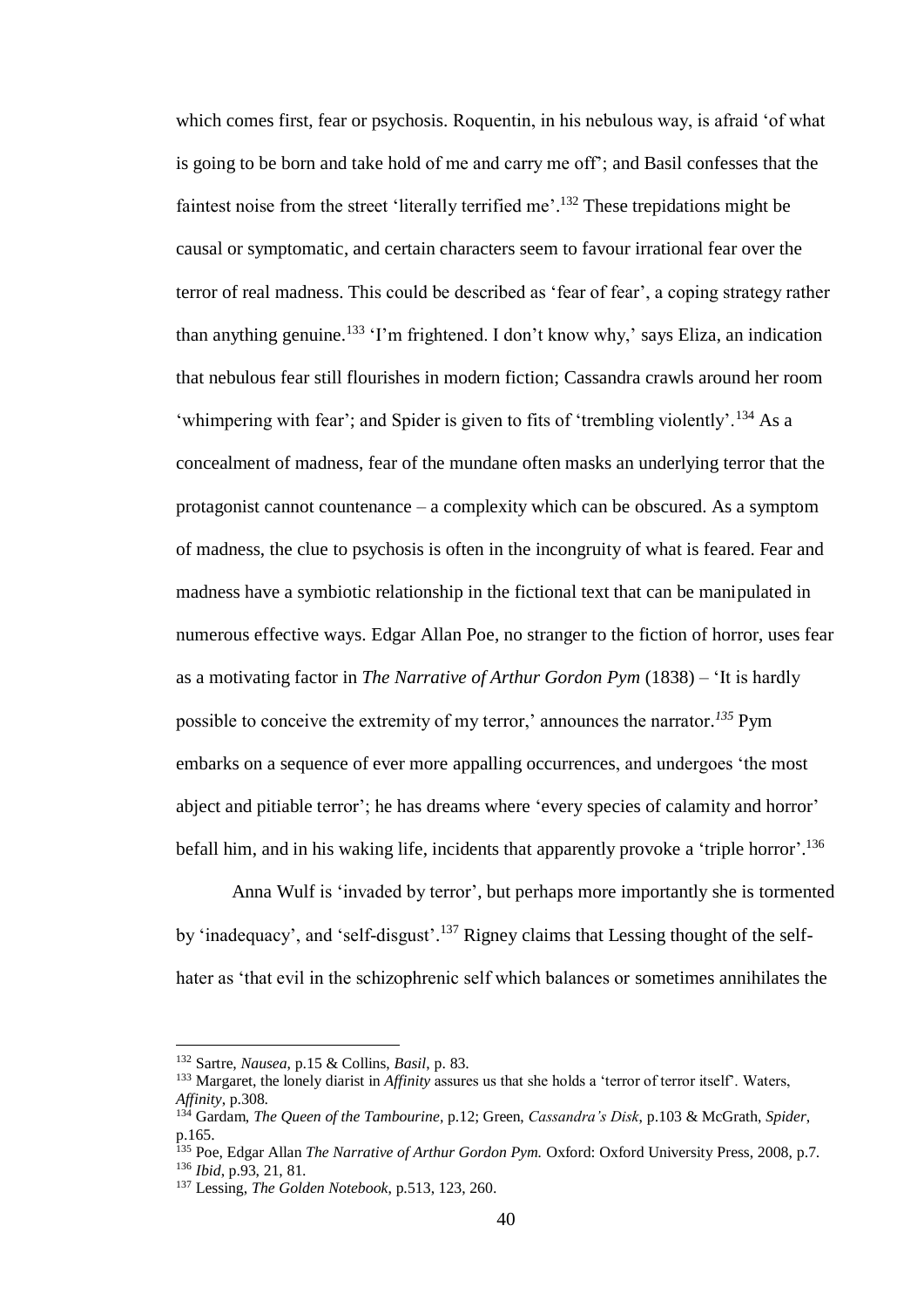which comes first, fear or psychosis. Roquentin, in his nebulous way, is afraid 'of what is going to be born and take hold of me and carry me off'; and Basil confesses that the faintest noise from the street 'literally terrified me'.[132] These trepidations might be causal or symptomatic, and certain characters seem to favour irrational fear over the terror of real madness. This could be described as 'fear of fear', a coping strategy rather than anything genuine.[133] 'I'm frightened. I don't know why,' says Eliza, an indication that nebulous fear still flourishes in modern fiction; Cassandra crawls around her room 'whimpering with fear'; and Spider is given to fits of 'trembling violently'.[134] As a concealment of madness, fear of the mundane often masks an underlying terror that the protagonist cannot countenance – a complexity which can be obscured. As a symptom of madness, the clue to psychosis is often in the incongruity of what is feared. Fear and madness have a symbiotic relationship in the fictional text that can be manipulated in numerous effective ways. Edgar Allan Poe, no stranger to the fiction of horror, uses fear as a motivating factor in *The Narrative of Arthur Gordon Pym* (1838) – 'It is hardly possible to conceive the extremity of my terror,' announces the narrator.[135] Pym embarks on a sequence of ever more appalling occurrences, and undergoes 'the most abject and pitiable terror'; he has dreams where 'every species of calamity and horror' befall him, and in his waking life, incidents that apparently provoke a 'triple horror'.[136]

Anna Wulf is 'invaded by terror', but perhaps more importantly she is tormented by 'inadequacy', and 'self-disgust'.[137] Rigney claims that Lessing thought of the self-hater as 'that evil in the schizophrenic self which balances or sometimes annihilates the

---

[132] Sartre, *Nausea*, p.15 & Collins, *Basil*, p. 83.

[133] Margaret, the lonely diarist in *Affinity* assures us that she holds a 'terror of terror itself'. Waters, *Affinity*, p.308.

[134] Gardam, *The Queen of the Tambourine*, p.12; Green, *Cassandra's Disk*, p.103 & McGrath, *Spider*, p.165.

[135] Poe, Edgar Allan *The Narrative of Arthur Gordon Pym.* Oxford: Oxford University Press, 2008, p.7.

[136] *Ibid*, p.93, 21, 81.

[137] Lessing, *The Golden Notebook*, p.513, 123, 260.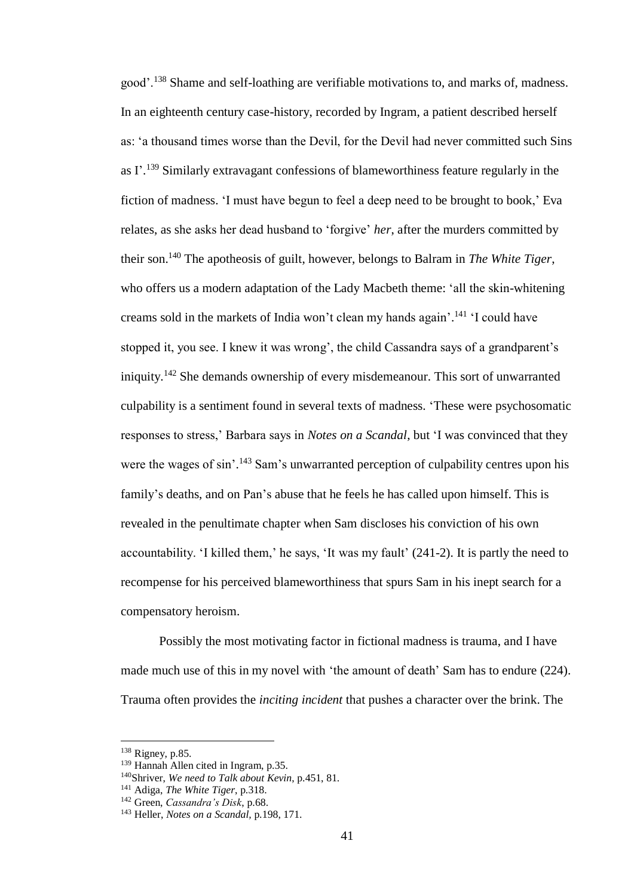good'.[138] Shame and self-loathing are verifiable motivations to, and marks of, madness. In an eighteenth century case-history, recorded by Ingram, a patient described herself as: 'a thousand times worse than the Devil, for the Devil had never committed such Sins as I'.[139] Similarly extravagant confessions of blameworthiness feature regularly in the fiction of madness. 'I must have begun to feel a deep need to be brought to book,' Eva relates, as she asks her dead husband to 'forgive' *her*, after the murders committed by their son.[140] The apotheosis of guilt, however, belongs to Balram in *The White Tiger*, who offers us a modern adaptation of the Lady Macbeth theme: 'all the skin-whitening creams sold in the markets of India won't clean my hands again'.[141] 'I could have stopped it, you see. I knew it was wrong', the child Cassandra says of a grandparent's iniquity.[142] She demands ownership of every misdemeanour. This sort of unwarranted culpability is a sentiment found in several texts of madness. 'These were psychosomatic responses to stress,' Barbara says in *Notes on a Scandal*, but 'I was convinced that they were the wages of sin'.[143] Sam's unwarranted perception of culpability centres upon his family's deaths, and on Pan's abuse that he feels he has called upon himself. This is revealed in the penultimate chapter when Sam discloses his conviction of his own accountability. 'I killed them,' he says, 'It was my fault' (241-2). It is partly the need to recompense for his perceived blameworthiness that spurs Sam in his inept search for a compensatory heroism.

Possibly the most motivating factor in fictional madness is trauma, and I have made much use of this in my novel with 'the amount of death' Sam has to endure (224). Trauma often provides the *inciting incident* that pushes a character over the brink. The

---

[138] Rigney, p.85.

[139] Hannah Allen cited in Ingram, p.35.

[140] Shriver, *We need to Talk about Kevin*, p.451, 81.

[141] Adiga, *The White Tiger*, p.318.

[142] Green, *Cassandra's Disk*, p.68.

[143] Heller, *Notes on a Scandal*, p.198, 171.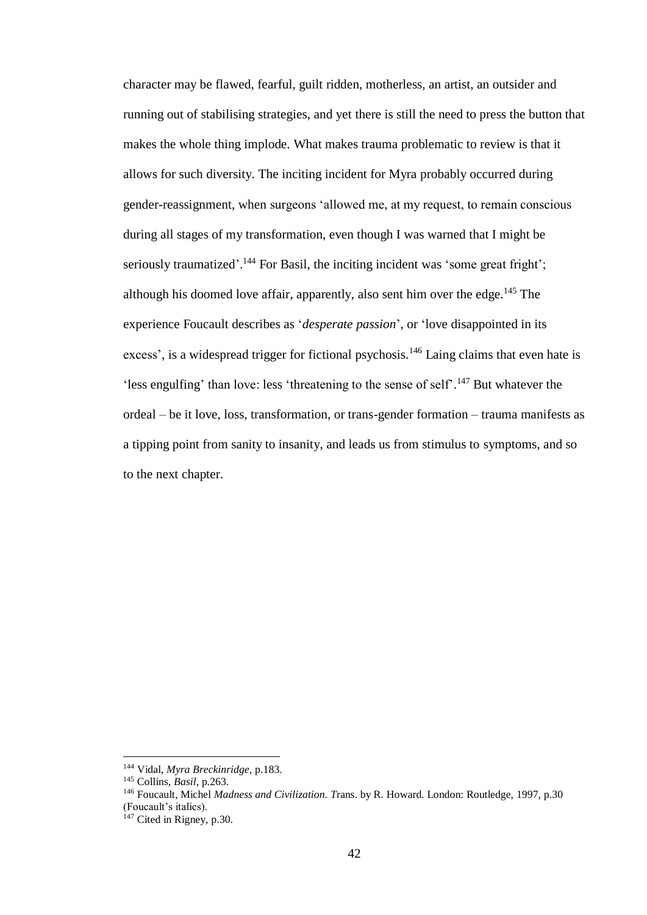character may be flawed, fearful, guilt ridden, motherless, an artist, an outsider and running out of stabilising strategies, and yet there is still the need to press the button that makes the whole thing implode. What makes trauma problematic to review is that it allows for such diversity. The inciting incident for Myra probably occurred during gender-reassignment, when surgeons 'allowed me, at my request, to remain conscious during all stages of my transformation, even though I was warned that I might be seriously traumatized'.[144] For Basil, the inciting incident was 'some great fright'; although his doomed love affair, apparently, also sent him over the edge.[145] The experience Foucault describes as '*desperate passion*', or 'love disappointed in its excess', is a widespread trigger for fictional psychosis.[146] Laing claims that even hate is 'less engulfing' than love: less 'threatening to the sense of self'.[147] But whatever the ordeal – be it love, loss, transformation, or trans-gender formation – trauma manifests as a tipping point from sanity to insanity, and leads us from stimulus to symptoms, and so to the next chapter.

---

[144] Vidal, *Myra Breckinridge*, p.183.

[145] Collins, *Basil*, p.263.

[146] Foucault, Michel *Madness and Civilization. T*rans. by R. Howard. London: Routledge, 1997, p.30 (Foucault's italics).

[147] Cited in Rigney, p.30.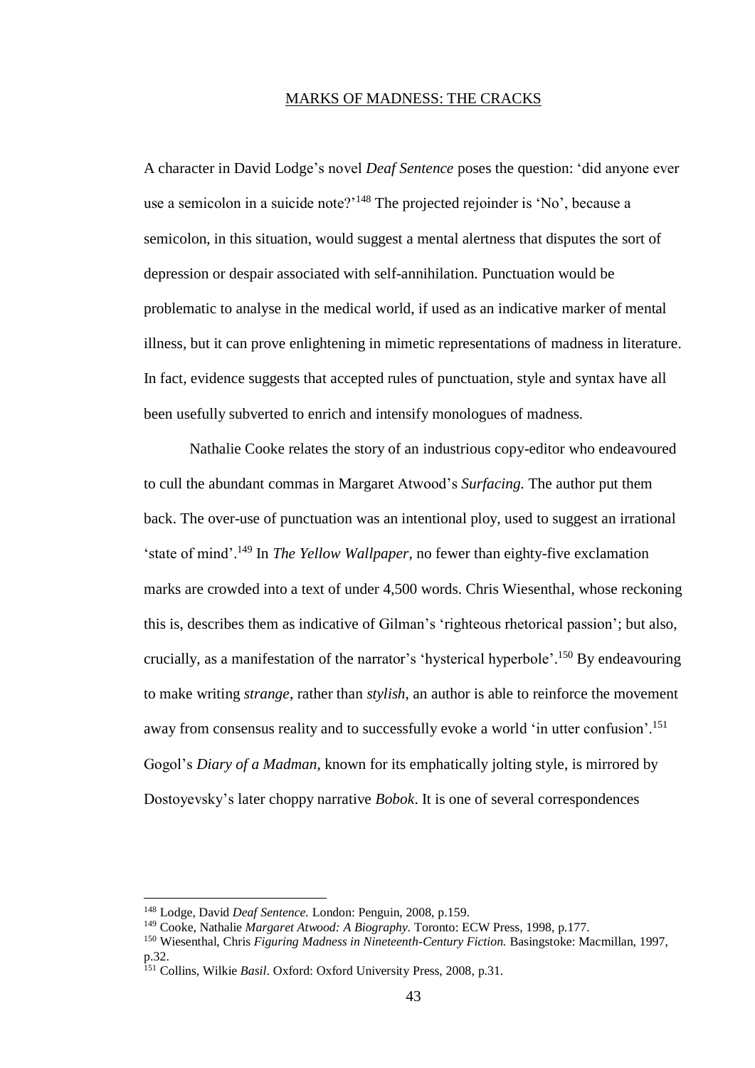## MARKS OF MADNESS: THE CRACKS

A character in David Lodge's novel *Deaf Sentence* poses the question: 'did anyone ever use a semicolon in a suicide note?'[148] The projected rejoinder is 'No', because a semicolon, in this situation, would suggest a mental alertness that disputes the sort of depression or despair associated with self-annihilation. Punctuation would be problematic to analyse in the medical world, if used as an indicative marker of mental illness, but it can prove enlightening in mimetic representations of madness in literature. In fact, evidence suggests that accepted rules of punctuation, style and syntax have all been usefully subverted to enrich and intensify monologues of madness.

Nathalie Cooke relates the story of an industrious copy-editor who endeavoured to cull the abundant commas in Margaret Atwood's *Surfacing.* The author put them back. The over-use of punctuation was an intentional ploy, used to suggest an irrational 'state of mind'.[149] In *The Yellow Wallpaper*, no fewer than eighty-five exclamation marks are crowded into a text of under 4,500 words. Chris Wiesenthal, whose reckoning this is, describes them as indicative of Gilman's 'righteous rhetorical passion'; but also, crucially, as a manifestation of the narrator's 'hysterical hyperbole'.[150] By endeavouring to make writing *strange*, rather than *stylish*, an author is able to reinforce the movement away from consensus reality and to successfully evoke a world 'in utter confusion'.[151] Gogol's *Diary of a Madman*, known for its emphatically jolting style, is mirrored by Dostoyevsky's later choppy narrative *Bobok*. It is one of several correspondences

---

[148] Lodge, David *Deaf Sentence.* London: Penguin, 2008, p.159.

[149] Cooke, Nathalie *Margaret Atwood: A Biography.* Toronto: ECW Press, 1998, p.177.

[150] Wiesenthal, Chris *Figuring Madness in Nineteenth-Century Fiction.* Basingstoke: Macmillan, 1997, p.32.

[151] Collins, Wilkie *Basil*. Oxford: Oxford University Press, 2008, p.31.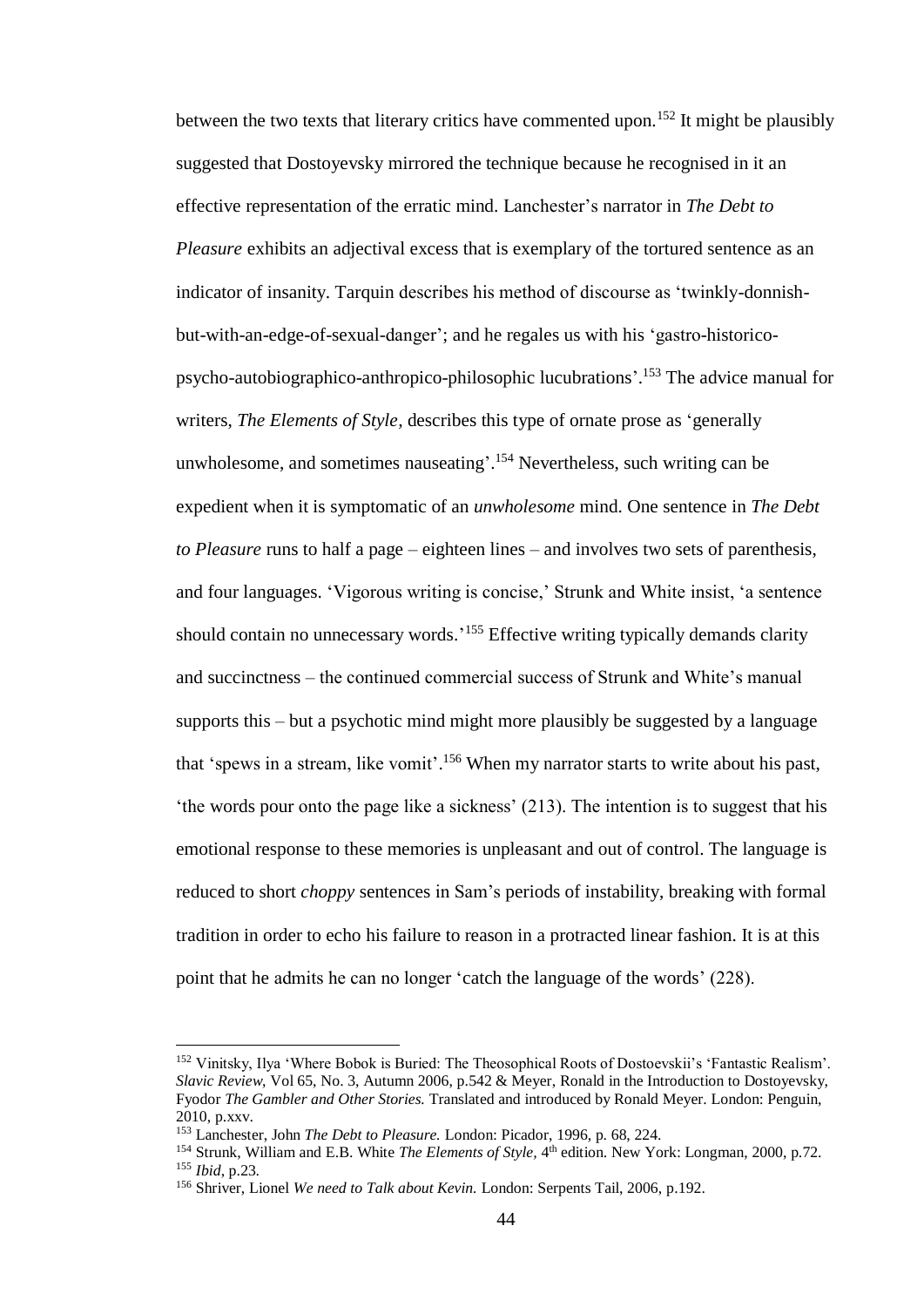between the two texts that literary critics have commented upon.[152] It might be plausibly suggested that Dostoyevsky mirrored the technique because he recognised in it an effective representation of the erratic mind. Lanchester's narrator in *The Debt to Pleasure* exhibits an adjectival excess that is exemplary of the tortured sentence as an indicator of insanity. Tarquin describes his method of discourse as 'twinkly-donnish-but-with-an-edge-of-sexual-danger'; and he regales us with his 'gastro-historico-psycho-autobiographico-anthropico-philosophic lucubrations'.[153] The advice manual for writers, *The Elements of Style*, describes this type of ornate prose as 'generally unwholesome, and sometimes nauseating'.[154] Nevertheless, such writing can be expedient when it is symptomatic of an *unwholesome* mind. One sentence in *The Debt to Pleasure* runs to half a page – eighteen lines – and involves two sets of parenthesis, and four languages. 'Vigorous writing is concise,' Strunk and White insist, 'a sentence should contain no unnecessary words.'[155] Effective writing typically demands clarity and succinctness – the continued commercial success of Strunk and White's manual supports this – but a psychotic mind might more plausibly be suggested by a language that 'spews in a stream, like vomit'.[156] When my narrator starts to write about his past, 'the words pour onto the page like a sickness' (213). The intention is to suggest that his emotional response to these memories is unpleasant and out of control. The language is reduced to short *choppy* sentences in Sam's periods of instability, breaking with formal tradition in order to echo his failure to reason in a protracted linear fashion. It is at this point that he admits he can no longer 'catch the language of the words' (228).

---

[152] Vinitsky, Ilya 'Where Bobok is Buried: The Theosophical Roots of Dostoevskii's 'Fantastic Realism'. *Slavic Review*, Vol 65, No. 3, Autumn 2006, p.542 & Meyer, Ronald in the Introduction to Dostoyevsky, Fyodor *The Gambler and Other Stories.* Translated and introduced by Ronald Meyer. London: Penguin, 2010, p.xxv.

[153] Lanchester, John *The Debt to Pleasure.* London: Picador, 1996, p. 68, 224.

[154] Strunk, William and E.B. White *The Elements of Style,* 4th edition. New York: Longman, 2000, p.72.

[155] *Ibid*, p.23.

[156] Shriver, Lionel *We need to Talk about Kevin.* London: Serpents Tail, 2006, p.192.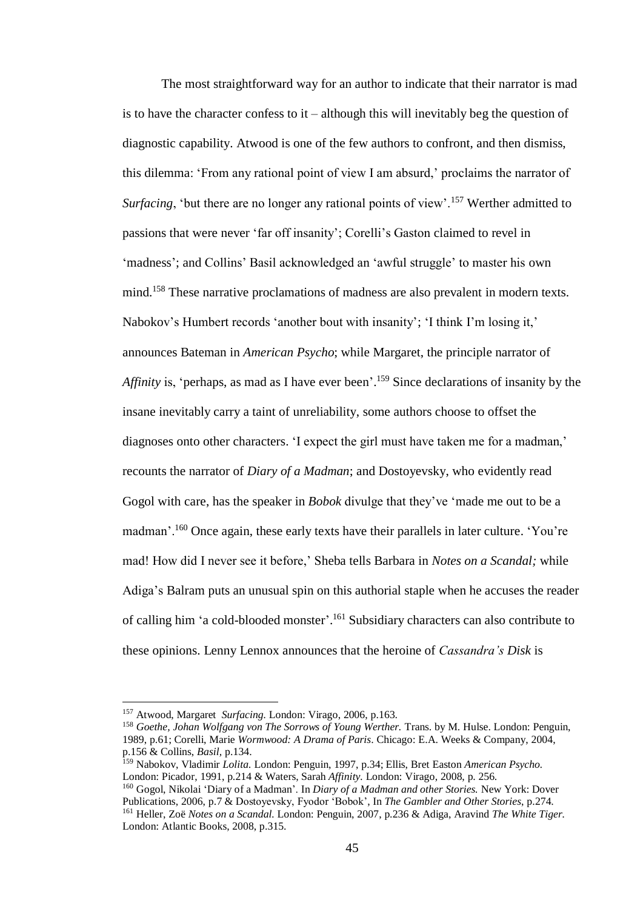The most straightforward way for an author to indicate that their narrator is mad is to have the character confess to it – although this will inevitably beg the question of diagnostic capability. Atwood is one of the few authors to confront, and then dismiss, this dilemma: 'From any rational point of view I am absurd,' proclaims the narrator of *Surfacing*, 'but there are no longer any rational points of view'.[157] Werther admitted to passions that were never 'far off insanity'; Corelli's Gaston claimed to revel in 'madness'; and Collins' Basil acknowledged an 'awful struggle' to master his own mind.[158] These narrative proclamations of madness are also prevalent in modern texts. Nabokov's Humbert records 'another bout with insanity'; 'I think I'm losing it,' announces Bateman in *American Psycho*; while Margaret, the principle narrator of *Affinity* is, 'perhaps, as mad as I have ever been'.[159] Since declarations of insanity by the insane inevitably carry a taint of unreliability, some authors choose to offset the diagnoses onto other characters. 'I expect the girl must have taken me for a madman,' recounts the narrator of *Diary of a Madman*; and Dostoyevsky, who evidently read Gogol with care, has the speaker in *Bobok* divulge that they've 'made me out to be a madman'.[160] Once again, these early texts have their parallels in later culture. 'You're mad! How did I never see it before,' Sheba tells Barbara in *Notes on a Scandal;* while Adiga's Balram puts an unusual spin on this authorial staple when he accuses the reader of calling him 'a cold-blooded monster'.[161] Subsidiary characters can also contribute to these opinions. Lenny Lennox announces that the heroine of *Cassandra's Disk* is

---

[157] Atwood, Margaret *Surfacing.* London: Virago, 2006, p.163.

[158] *Goethe, Johan Wolfgang von The Sorrows of Young Werther.* Trans. by M. Hulse. London: Penguin, 1989, p.61; Corelli, Marie *Wormwood: A Drama of Paris*. Chicago: E.A. Weeks & Company, 2004, p.156 & Collins, *Basil,* p.134.

[159] Nabokov, Vladimir *Lolita.* London: Penguin, 1997, p.34; Ellis, Bret Easton *American Psycho.* London: Picador, 1991, p.214 & Waters, Sarah *Affinity.* London: Virago, 2008, p. 256.

[160] Gogol, Nikolai 'Diary of a Madman'. In *Diary of a Madman and other Stories.* New York: Dover Publications, 2006, p.7 & Dostoyevsky, Fyodor 'Bobok', In *The Gambler and Other Stories*, p.274.

[161] Heller, Zoë *Notes on a Scandal.* London: Penguin, 2007, p.236 & Adiga, Aravind *The White Tiger.* London: Atlantic Books, 2008, p.315.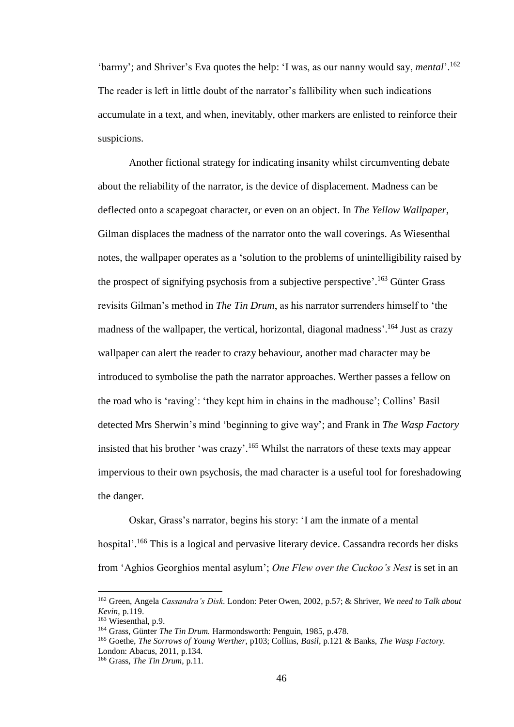'barmy'; and Shriver's Eva quotes the help: 'I was, as our nanny would say, *mental*'.[162] The reader is left in little doubt of the narrator's fallibility when such indications accumulate in a text, and when, inevitably, other markers are enlisted to reinforce their suspicions.

Another fictional strategy for indicating insanity whilst circumventing debate about the reliability of the narrator, is the device of displacement. Madness can be deflected onto a scapegoat character, or even on an object. In *The Yellow Wallpaper*, Gilman displaces the madness of the narrator onto the wall coverings. As Wiesenthal notes, the wallpaper operates as a 'solution to the problems of unintelligibility raised by the prospect of signifying psychosis from a subjective perspective'.[163] Günter Grass revisits Gilman's method in *The Tin Drum*, as his narrator surrenders himself to 'the madness of the wallpaper, the vertical, horizontal, diagonal madness'.[164] Just as crazy wallpaper can alert the reader to crazy behaviour, another mad character may be introduced to symbolise the path the narrator approaches. Werther passes a fellow on the road who is 'raving': 'they kept him in chains in the madhouse'; Collins' Basil detected Mrs Sherwin's mind 'beginning to give way'; and Frank in *The Wasp Factory* insisted that his brother 'was crazy'.[165] Whilst the narrators of these texts may appear impervious to their own psychosis, the mad character is a useful tool for foreshadowing the danger.

Oskar, Grass's narrator, begins his story: 'I am the inmate of a mental hospital'.[166] This is a logical and pervasive literary device. Cassandra records her disks from 'Aghios Georghios mental asylum'; *One Flew over the Cuckoo's Nest* is set in an

---

[162] Green, Angela *Cassandra's Disk*. London: Peter Owen, 2002, p.57; & Shriver, *We need to Talk about Kevin*, p.119.

[163] Wiesenthal, p.9.

[164] Grass, Günter *The Tin Drum.* Harmondsworth: Penguin, 1985, p.478.

[165] Goethe, *The Sorrows of Young Werther*, p103; Collins, *Basil*, p.121 & Banks, *The Wasp Factory.* London: Abacus, 2011, p.134.

[166] Grass, *The Tin Drum*, p.11.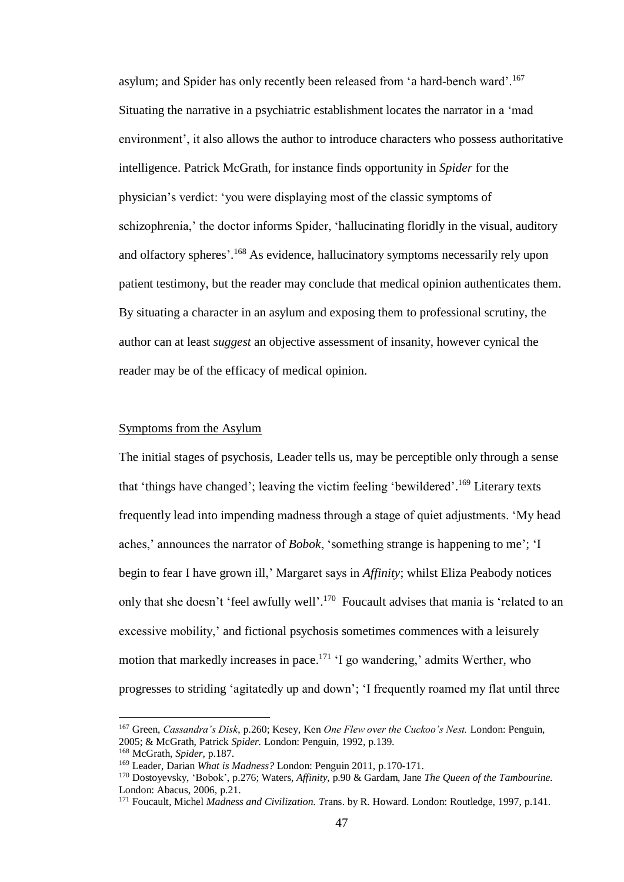asylum; and Spider has only recently been released from 'a hard-bench ward'.[167] Situating the narrative in a psychiatric establishment locates the narrator in a 'mad environment', it also allows the author to introduce characters who possess authoritative intelligence. Patrick McGrath, for instance finds opportunity in *Spider* for the physician's verdict: 'you were displaying most of the classic symptoms of schizophrenia,' the doctor informs Spider, 'hallucinating floridly in the visual, auditory and olfactory spheres'.[168] As evidence, hallucinatory symptoms necessarily rely upon patient testimony, but the reader may conclude that medical opinion authenticates them. By situating a character in an asylum and exposing them to professional scrutiny, the author can at least *suggest* an objective assessment of insanity, however cynical the reader may be of the efficacy of medical opinion.

## Symptoms from the Asylum

The initial stages of psychosis, Leader tells us, may be perceptible only through a sense that 'things have changed'; leaving the victim feeling 'bewildered'.[169] Literary texts frequently lead into impending madness through a stage of quiet adjustments. 'My head aches,' announces the narrator of *Bobok*, 'something strange is happening to me'; 'I begin to fear I have grown ill,' Margaret says in *Affinity*; whilst Eliza Peabody notices only that she doesn't 'feel awfully well'.[170] Foucault advises that mania is 'related to an excessive mobility,' and fictional psychosis sometimes commences with a leisurely motion that markedly increases in pace.[171] 'I go wandering,' admits Werther, who progresses to striding 'agitatedly up and down'; 'I frequently roamed my flat until three

---

[167] Green, *Cassandra's Disk*, p.260; Kesey, Ken *One Flew over the Cuckoo's Nest.* London: Penguin, 2005; & McGrath, Patrick *Spider.* London: Penguin, 1992, p.139.

[168] McGrath, *Spider*, p.187.

[169] Leader, Darian *What is Madness?* London: Penguin 2011, p.170-171.

[170] Dostoyevsky, 'Bobok', p.276; Waters, *Affinity*, p.90 & Gardam, Jane *The Queen of the Tambourine.* London: Abacus, 2006, p.21.

[171] Foucault, Michel *Madness and Civilization. T*rans. by R. Howard. London: Routledge, 1997, p.141.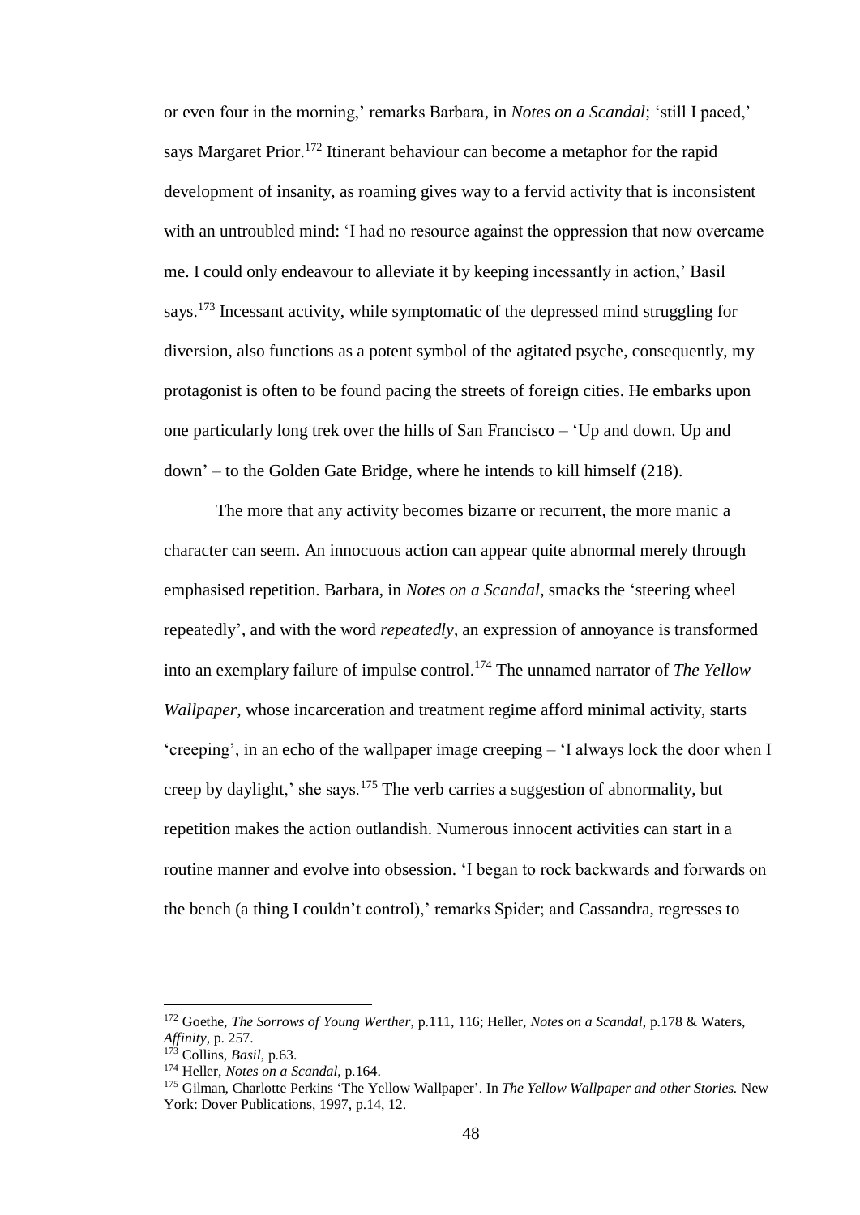or even four in the morning,' remarks Barbara, in *Notes on a Scandal*; 'still I paced,' says Margaret Prior.[172] Itinerant behaviour can become a metaphor for the rapid development of insanity, as roaming gives way to a fervid activity that is inconsistent with an untroubled mind: 'I had no resource against the oppression that now overcame me. I could only endeavour to alleviate it by keeping incessantly in action,' Basil says.[173] Incessant activity, while symptomatic of the depressed mind struggling for diversion, also functions as a potent symbol of the agitated psyche, consequently, my protagonist is often to be found pacing the streets of foreign cities. He embarks upon one particularly long trek over the hills of San Francisco – 'Up and down. Up and down' – to the Golden Gate Bridge, where he intends to kill himself (218).

The more that any activity becomes bizarre or recurrent, the more manic a character can seem. An innocuous action can appear quite abnormal merely through emphasised repetition. Barbara, in *Notes on a Scandal*, smacks the 'steering wheel repeatedly', and with the word *repeatedly*, an expression of annoyance is transformed into an exemplary failure of impulse control.[174] The unnamed narrator of *The Yellow Wallpaper*, whose incarceration and treatment regime afford minimal activity, starts 'creeping', in an echo of the wallpaper image creeping – 'I always lock the door when I creep by daylight,' she says.[175] The verb carries a suggestion of abnormality, but repetition makes the action outlandish. Numerous innocent activities can start in a routine manner and evolve into obsession. 'I began to rock backwards and forwards on the bench (a thing I couldn't control),' remarks Spider; and Cassandra, regresses to

---

[172] Goethe, *The Sorrows of Young Werther*, p.111, 116; Heller, *Notes on a Scandal*, p.178 & Waters, *Affinity*, p. 257.

[173] Collins, *Basil*, p.63.

[174] Heller, *Notes on a Scandal*, p.164.

[175] Gilman, Charlotte Perkins 'The Yellow Wallpaper'. In *The Yellow Wallpaper and other Stories.* New York: Dover Publications, 1997, p.14, 12.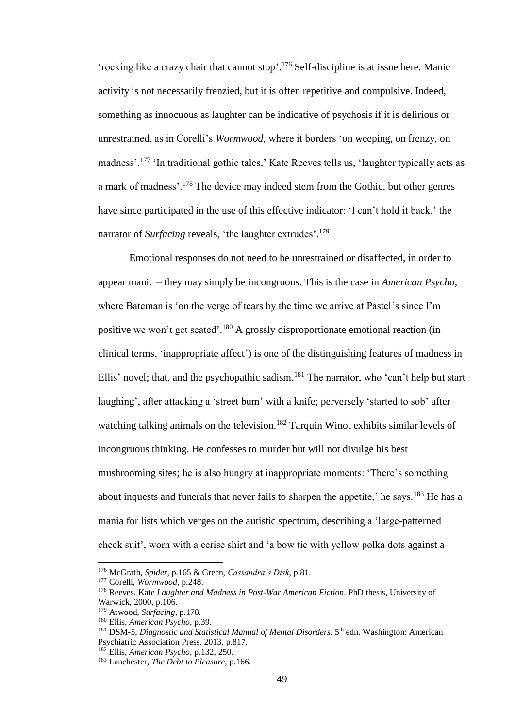'rocking like a crazy chair that cannot stop'.[176] Self-discipline is at issue here. Manic activity is not necessarily frenzied, but it is often repetitive and compulsive. Indeed, something as innocuous as laughter can be indicative of psychosis if it is delirious or unrestrained, as in Corelli's *Wormwood*, where it borders 'on weeping, on frenzy, on madness'.[177] 'In traditional gothic tales,' Kate Reeves tells us, 'laughter typically acts as a mark of madness'.[178] The device may indeed stem from the Gothic, but other genres have since participated in the use of this effective indicator: 'I can't hold it back,' the narrator of *Surfacing* reveals, 'the laughter extrudes'.[179]

Emotional responses do not need to be unrestrained or disaffected, in order to appear manic – they may simply be incongruous. This is the case in *American Psycho*, where Bateman is 'on the verge of tears by the time we arrive at Pastel's since I'm positive we won't get seated'.[180] A grossly disproportionate emotional reaction (in clinical terms, 'inappropriate affect') is one of the distinguishing features of madness in Ellis' novel; that, and the psychopathic sadism.[181] The narrator, who 'can't help but start laughing', after attacking a 'street bum' with a knife; perversely 'started to sob' after watching talking animals on the television.[182] Tarquin Winot exhibits similar levels of incongruous thinking. He confesses to murder but will not divulge his best mushrooming sites; he is also hungry at inappropriate moments: 'There's something about inquests and funerals that never fails to sharpen the appetite,' he says.[183] He has a mania for lists which verges on the autistic spectrum, describing a 'large-patterned check suit', worn with a cerise shirt and 'a bow tie with yellow polka dots against a

---

[176] McGrath, *Spider*, p.165 & Green, *Cassandra's Disk*, p.81.

[177] Corelli, *Wormwood*, p.248.

[178] Reeves, Kate *Laughter and Madness in Post-War American Fiction*. PhD thesis, University of Warwick, 2000, p.106.

[179] Atwood, *Surfacing*, p.178.

[180] Ellis, *American Psycho*, p.39.

[181] DSM-5, *Diagnostic and Statistical Manual of Mental Disorders.* 5th edn. Washington: American Psychiatric Association Press, 2013, p.817.

[182] Ellis, *American Psycho*, p.132, 250.

[183] Lanchester, *The Debt to Pleasure*, p.166.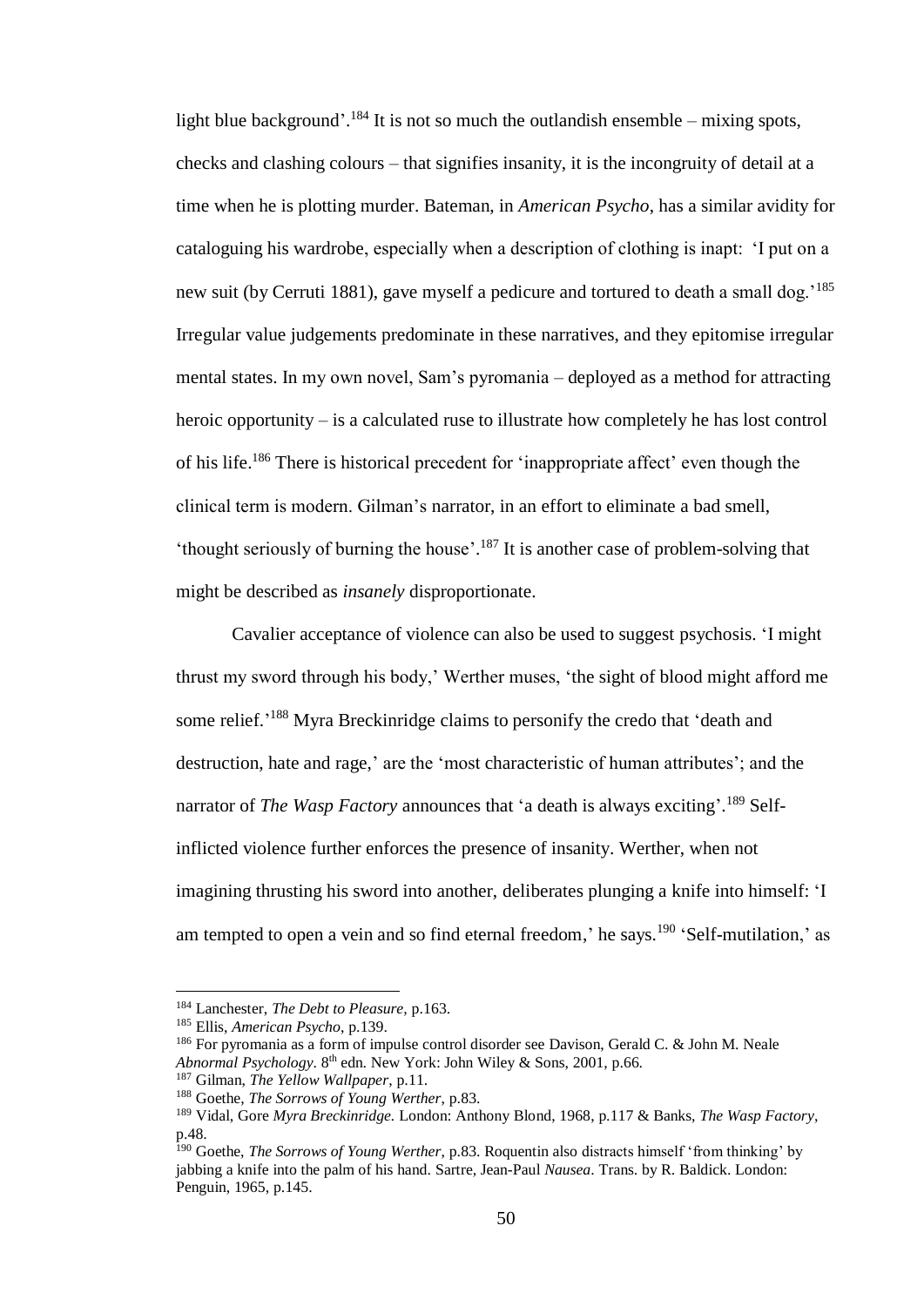light blue background'.[184] It is not so much the outlandish ensemble – mixing spots, checks and clashing colours – that signifies insanity, it is the incongruity of detail at a time when he is plotting murder. Bateman, in *American Psycho*, has a similar avidity for cataloguing his wardrobe, especially when a description of clothing is inapt: 'I put on a new suit (by Cerruti 1881), gave myself a pedicure and tortured to death a small dog.'[185] Irregular value judgements predominate in these narratives, and they epitomise irregular mental states. In my own novel, Sam's pyromania – deployed as a method for attracting heroic opportunity – is a calculated ruse to illustrate how completely he has lost control of his life.[186] There is historical precedent for 'inappropriate affect' even though the clinical term is modern. Gilman's narrator, in an effort to eliminate a bad smell, 'thought seriously of burning the house'.[187] It is another case of problem-solving that might be described as *insanely* disproportionate.

Cavalier acceptance of violence can also be used to suggest psychosis. 'I might thrust my sword through his body,' Werther muses, 'the sight of blood might afford me some relief.'[188] Myra Breckinridge claims to personify the credo that 'death and destruction, hate and rage,' are the 'most characteristic of human attributes'; and the narrator of *The Wasp Factory* announces that 'a death is always exciting'.[189] Self-inflicted violence further enforces the presence of insanity. Werther, when not imagining thrusting his sword into another, deliberates plunging a knife into himself: 'I am tempted to open a vein and so find eternal freedom,' he says.[190] 'Self-mutilation,' as

---

[184] Lanchester, *The Debt to Pleasure*, p.163.

[185] Ellis, *American Psycho*, p.139.

[186] For pyromania as a form of impulse control disorder see Davison, Gerald C. & John M. Neale *Abnormal Psychology*. 8th edn. New York: John Wiley & Sons, 2001, p.66.

[187] Gilman, *The Yellow Wallpaper*, p.11.

[188] Goethe, *The Sorrows of Young Werther*, p.83.

[189] Vidal, Gore *Myra Breckinridge.* London: Anthony Blond, 1968, p.117 & Banks, *The Wasp Factory*, p.48.

[190] Goethe, *The Sorrows of Young Werther*, p.83. Roquentin also distracts himself 'from thinking' by jabbing a knife into the palm of his hand. Sartre, Jean-Paul *Nausea*. Trans. by R. Baldick. London: Penguin, 1965, p.145.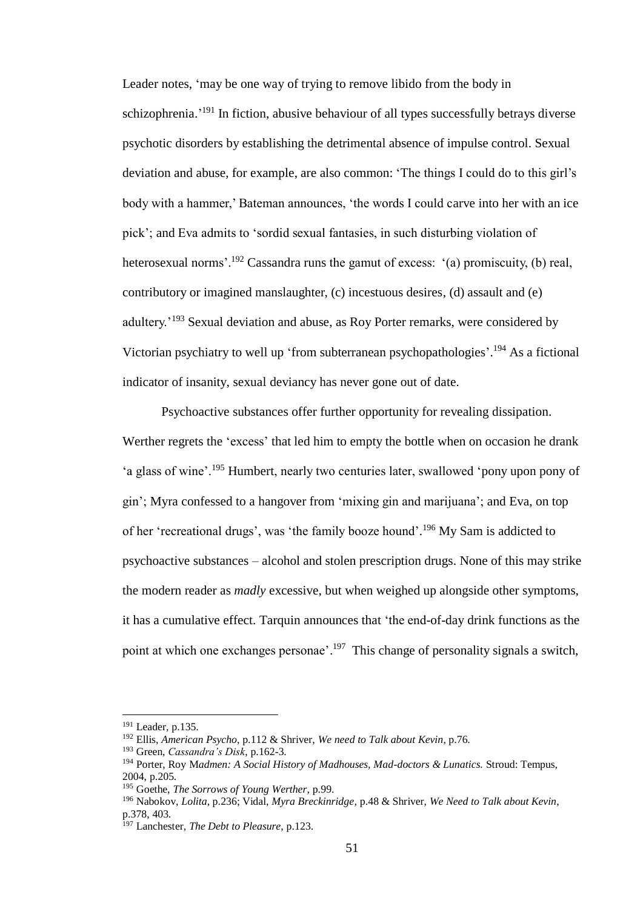Leader notes, 'may be one way of trying to remove libido from the body in schizophrenia.'[191] In fiction, abusive behaviour of all types successfully betrays diverse psychotic disorders by establishing the detrimental absence of impulse control. Sexual deviation and abuse, for example, are also common: 'The things I could do to this girl's body with a hammer,' Bateman announces, 'the words I could carve into her with an ice pick'; and Eva admits to 'sordid sexual fantasies, in such disturbing violation of heterosexual norms'.[192] Cassandra runs the gamut of excess: '(a) promiscuity, (b) real, contributory or imagined manslaughter, (c) incestuous desires, (d) assault and (e) adultery.'[193] Sexual deviation and abuse, as Roy Porter remarks, were considered by Victorian psychiatry to well up 'from subterranean psychopathologies'.[194] As a fictional indicator of insanity, sexual deviancy has never gone out of date.

Psychoactive substances offer further opportunity for revealing dissipation. Werther regrets the 'excess' that led him to empty the bottle when on occasion he drank 'a glass of wine'.[195] Humbert, nearly two centuries later, swallowed 'pony upon pony of gin'; Myra confessed to a hangover from 'mixing gin and marijuana'; and Eva, on top of her 'recreational drugs', was 'the family booze hound'.[196] My Sam is addicted to psychoactive substances – alcohol and stolen prescription drugs. None of this may strike the modern reader as *madly* excessive, but when weighed up alongside other symptoms, it has a cumulative effect. Tarquin announces that 'the end-of-day drink functions as the point at which one exchanges personae'.[197] This change of personality signals a switch,

---

[191] Leader, p.135.

[192] Ellis, *American Psycho*, p.112 & Shriver, *We need to Talk about Kevin*, p.76.

[193] Green, *Cassandra's Disk*, p.162-3.

[194] Porter, Roy M*admen: A Social History of Madhouses, Mad-doctors & Lunatics.* Stroud: Tempus, 2004, p.205.

[195] Goethe, *The Sorrows of Young Werther*, p.99.

[196] Nabokov, *Lolita*, p.236; Vidal, *Myra Breckinridge*, p.48 & Shriver, *We Need to Talk about Kevin*, p.378, 403.

[197] Lanchester, *The Debt to Pleasure*, p.123.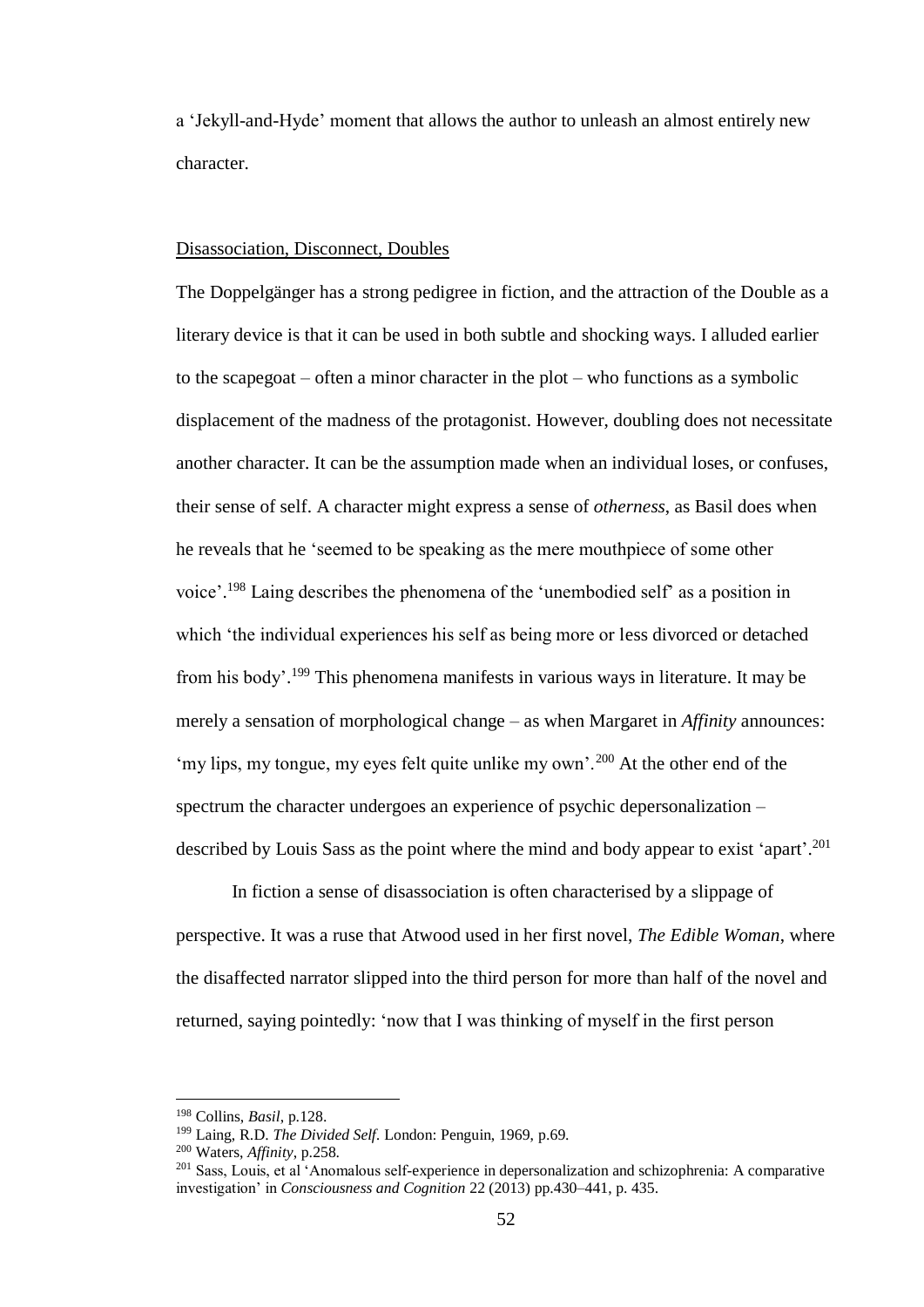a 'Jekyll-and-Hyde' moment that allows the author to unleash an almost entirely new character.

<u>Disassociation, Disconnect, Doubles</u>

The Doppelgänger has a strong pedigree in fiction, and the attraction of the Double as a literary device is that it can be used in both subtle and shocking ways. I alluded earlier to the scapegoat – often a minor character in the plot – who functions as a symbolic displacement of the madness of the protagonist. However, doubling does not necessitate another character. It can be the assumption made when an individual loses, or confuses, their sense of self. A character might express a sense of *otherness*, as Basil does when he reveals that he 'seemed to be speaking as the mere mouthpiece of some other voice'.[198] Laing describes the phenomena of the 'unembodied self' as a position in which 'the individual experiences his self as being more or less divorced or detached from his body'.[199] This phenomena manifests in various ways in literature. It may be merely a sensation of morphological change – as when Margaret in *Affinity* announces: 'my lips, my tongue, my eyes felt quite unlike my own'.[200] At the other end of the spectrum the character undergoes an experience of psychic depersonalization – described by Louis Sass as the point where the mind and body appear to exist 'apart'.[201]

In fiction a sense of disassociation is often characterised by a slippage of perspective. It was a ruse that Atwood used in her first novel, *The Edible Woman*, where the disaffected narrator slipped into the third person for more than half of the novel and returned, saying pointedly: 'now that I was thinking of myself in the first person

---

[198] Collins, *Basil*, p.128.

[199] Laing, R.D. *The Divided Self*. London: Penguin, 1969, p.69.

[200] Waters, *Affinity*, p.258.

[201] Sass, Louis, et al 'Anomalous self-experience in depersonalization and schizophrenia: A comparative investigation' in *Consciousness and Cognition* 22 (2013) pp.430–441, p. 435.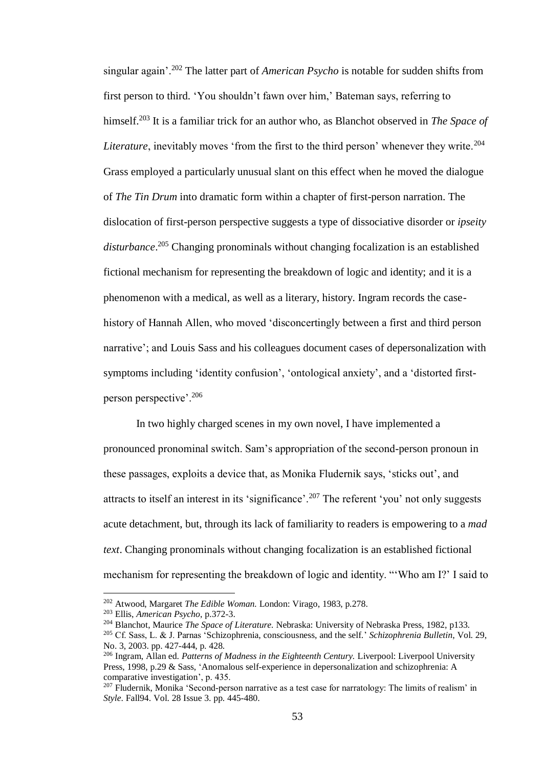singular again'.[202] The latter part of *American Psycho* is notable for sudden shifts from first person to third. 'You shouldn't fawn over him,' Bateman says, referring to himself.[203] It is a familiar trick for an author who, as Blanchot observed in *The Space of Literature*, inevitably moves 'from the first to the third person' whenever they write.[204] Grass employed a particularly unusual slant on this effect when he moved the dialogue of *The Tin Drum* into dramatic form within a chapter of first-person narration. The dislocation of first-person perspective suggests a type of dissociative disorder or *ipseity disturbance*.[205] Changing pronominals without changing focalization is an established fictional mechanism for representing the breakdown of logic and identity; and it is a phenomenon with a medical, as well as a literary, history. Ingram records the case-history of Hannah Allen, who moved 'disconcertingly between a first and third person narrative'; and Louis Sass and his colleagues document cases of depersonalization with symptoms including 'identity confusion', 'ontological anxiety', and a 'distorted first-person perspective'.[206]

In two highly charged scenes in my own novel, I have implemented a pronounced pronominal switch. Sam's appropriation of the second-person pronoun in these passages, exploits a device that, as Monika Fludernik says, 'sticks out', and attracts to itself an interest in its 'significance'.[207] The referent 'you' not only suggests acute detachment, but, through its lack of familiarity to readers is empowering to a *mad text*. Changing pronominals without changing focalization is an established fictional mechanism for representing the breakdown of logic and identity. "'Who am I?' I said to

---

[202] Atwood, Margaret *The Edible Woman.* London: Virago, 1983, p.278.

[203] Ellis, *American Psycho*, p.372-3.

[204] Blanchot, Maurice *The Space of Literature.* Nebraska: University of Nebraska Press, 1982, p133.

[205] Cf. Sass, L. & J. Parnas 'Schizophrenia, consciousness, and the self.' *Schizophrenia Bulletin*, Vol. 29, No. 3, 2003. pp. 427-444, p. 428.

[206] Ingram, Allan ed. *Patterns of Madness in the Eighteenth Century.* Liverpool: Liverpool University Press, 1998, p.29 & Sass, 'Anomalous self-experience in depersonalization and schizophrenia: A comparative investigation', p. 435.

[207] Fludernik, Monika 'Second-person narrative as a test case for narratology: The limits of realism' in *Style*. Fall94. Vol. 28 Issue 3. pp. 445-480.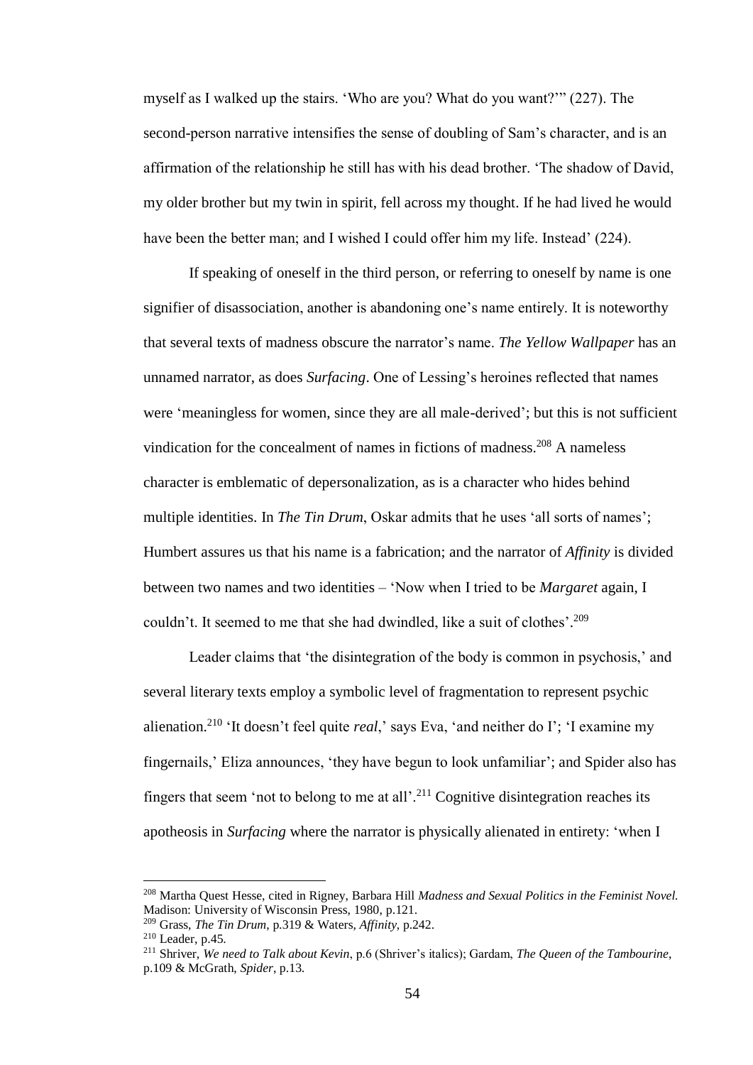myself as I walked up the stairs. 'Who are you? What do you want?'" (227). The second-person narrative intensifies the sense of doubling of Sam's character, and is an affirmation of the relationship he still has with his dead brother. 'The shadow of David, my older brother but my twin in spirit, fell across my thought. If he had lived he would have been the better man; and I wished I could offer him my life. Instead' (224).

If speaking of oneself in the third person, or referring to oneself by name is one signifier of disassociation, another is abandoning one's name entirely. It is noteworthy that several texts of madness obscure the narrator's name. *The Yellow Wallpaper* has an unnamed narrator, as does *Surfacing*. One of Lessing's heroines reflected that names were 'meaningless for women, since they are all male-derived'; but this is not sufficient vindication for the concealment of names in fictions of madness.[208] A nameless character is emblematic of depersonalization, as is a character who hides behind multiple identities. In *The Tin Drum*, Oskar admits that he uses 'all sorts of names'; Humbert assures us that his name is a fabrication; and the narrator of *Affinity* is divided between two names and two identities – 'Now when I tried to be *Margaret* again, I couldn't. It seemed to me that she had dwindled, like a suit of clothes'.[209]

Leader claims that 'the disintegration of the body is common in psychosis,' and several literary texts employ a symbolic level of fragmentation to represent psychic alienation.[210] 'It doesn't feel quite *real*,' says Eva, 'and neither do I'; 'I examine my fingernails,' Eliza announces, 'they have begun to look unfamiliar'; and Spider also has fingers that seem 'not to belong to me at all'.[211] Cognitive disintegration reaches its apotheosis in *Surfacing* where the narrator is physically alienated in entirety: 'when I

---

[208] Martha Quest Hesse, cited in Rigney, Barbara Hill *Madness and Sexual Politics in the Feminist Novel.* Madison: University of Wisconsin Press, 1980, p.121.

[209] Grass, *The Tin Drum*, p.319 & Waters, *Affinity*, p.242.

[210] Leader, p.45.

[211] Shriver, *We need to Talk about Kevin*, p.6 (Shriver's italics); Gardam, *The Queen of the Tambourine*, p.109 & McGrath, *Spider*, p.13.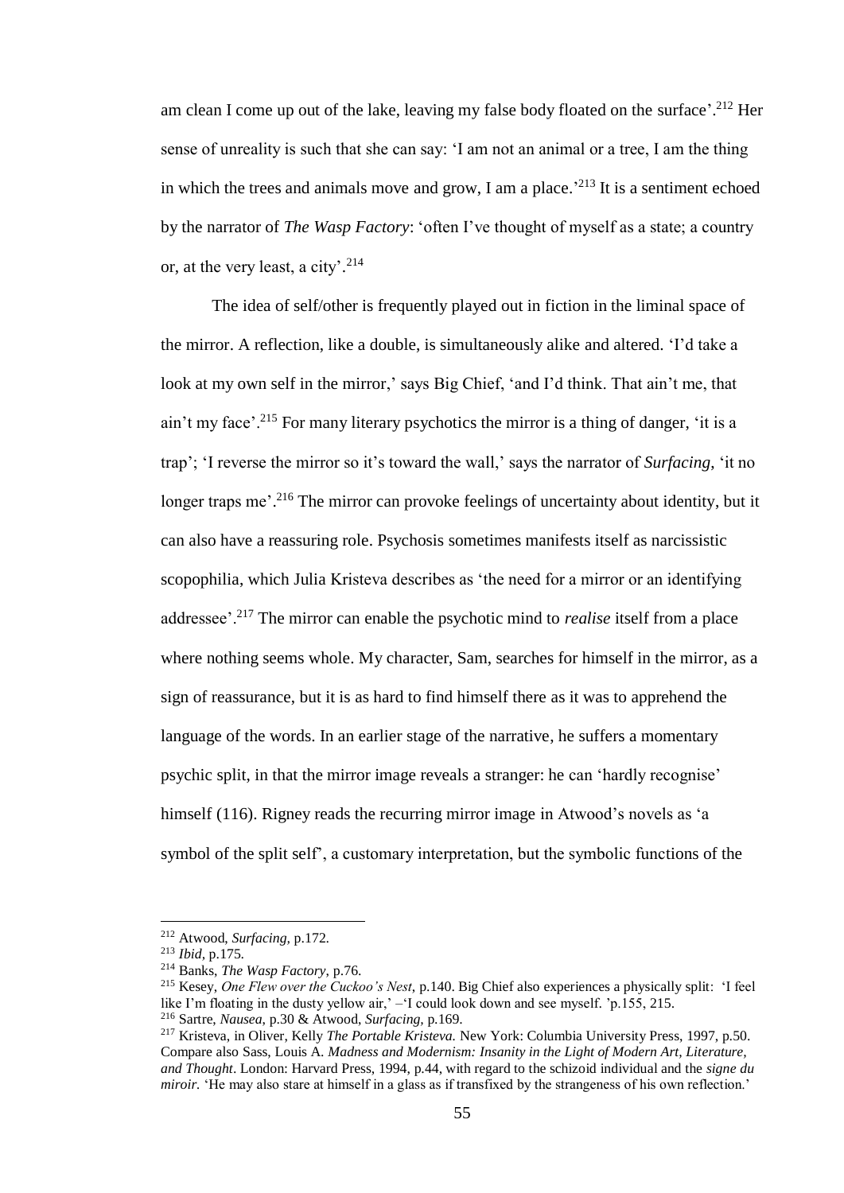am clean I come up out of the lake, leaving my false body floated on the surface'.[212] Her sense of unreality is such that she can say: 'I am not an animal or a tree, I am the thing in which the trees and animals move and grow, I am a place.'[213] It is a sentiment echoed by the narrator of *The Wasp Factory*: 'often I've thought of myself as a state; a country or, at the very least, a city'.[214]

The idea of self/other is frequently played out in fiction in the liminal space of the mirror. A reflection, like a double, is simultaneously alike and altered. 'I'd take a look at my own self in the mirror,' says Big Chief, 'and I'd think. That ain't me, that ain't my face'.[215] For many literary psychotics the mirror is a thing of danger, 'it is a trap'; 'I reverse the mirror so it's toward the wall,' says the narrator of *Surfacing*, 'it no longer traps me'.[216] The mirror can provoke feelings of uncertainty about identity, but it can also have a reassuring role. Psychosis sometimes manifests itself as narcissistic scopophilia, which Julia Kristeva describes as 'the need for a mirror or an identifying addressee'.[217] The mirror can enable the psychotic mind to *realise* itself from a place where nothing seems whole. My character, Sam, searches for himself in the mirror, as a sign of reassurance, but it is as hard to find himself there as it was to apprehend the language of the words. In an earlier stage of the narrative, he suffers a momentary psychic split, in that the mirror image reveals a stranger: he can 'hardly recognise' himself (116). Rigney reads the recurring mirror image in Atwood's novels as 'a symbol of the split self', a customary interpretation, but the symbolic functions of the

---

[212] Atwood, *Surfacing*, p.172.

[213] *Ibid*, p.175.

[214] Banks, *The Wasp Factory*, p.76.

[215] Kesey, *One Flew over the Cuckoo's Nest*, p.140. Big Chief also experiences a physically split: 'I feel like I'm floating in the dusty yellow air,' –'I could look down and see myself. 'p.155, 215.

[216] Sartre, *Nausea*, p.30 & Atwood, *Surfacing*, p.169.

[217] Kristeva, in Oliver, Kelly *The Portable Kristeva.* New York: Columbia University Press, 1997, p.50. Compare also Sass, Louis A. *Madness and Modernism: Insanity in the Light of Modern Art, Literature, and Thought*. London: Harvard Press, 1994, p.44, with regard to the schizoid individual and the *signe du miroir*. 'He may also stare at himself in a glass as if transfixed by the strangeness of his own reflection.'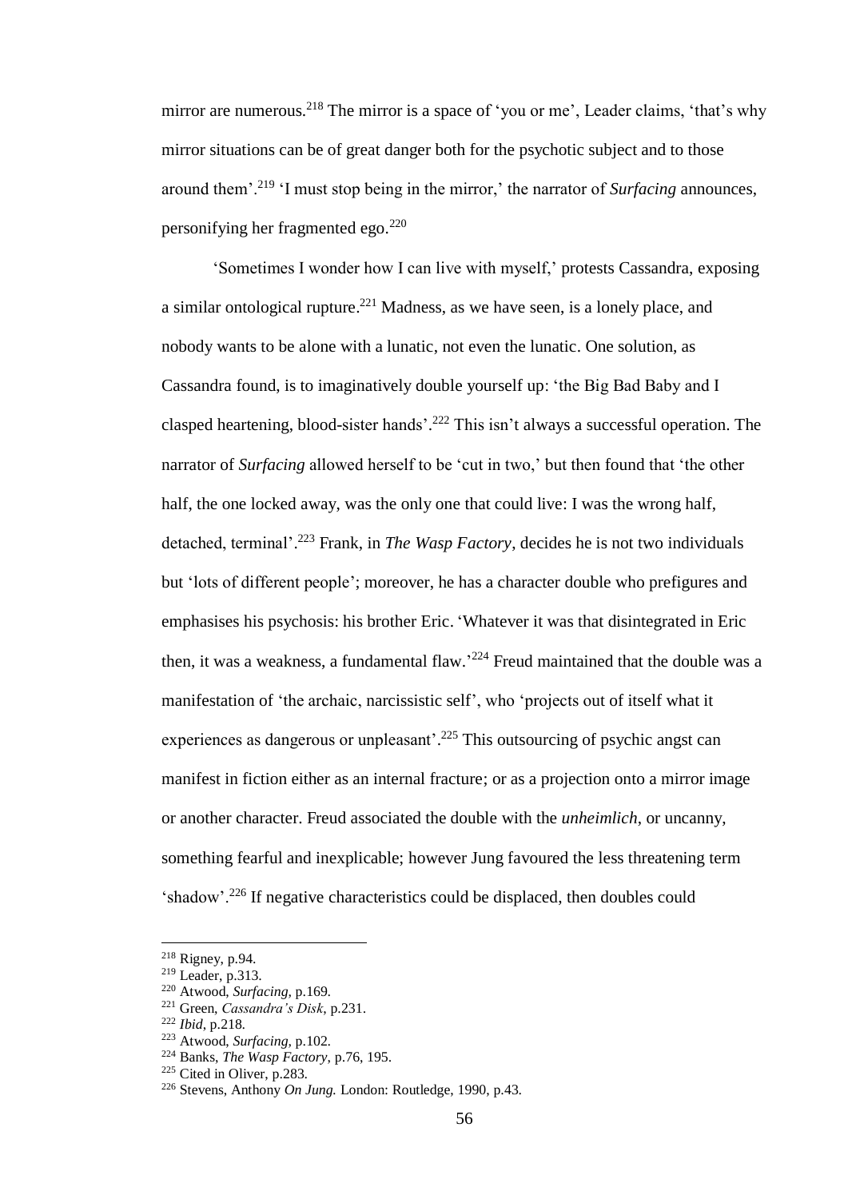mirror are numerous.[218] The mirror is a space of 'you or me', Leader claims, 'that's why mirror situations can be of great danger both for the psychotic subject and to those around them'.[219] 'I must stop being in the mirror,' the narrator of *Surfacing* announces, personifying her fragmented ego.[220]

'Sometimes I wonder how I can live with myself,' protests Cassandra, exposing a similar ontological rupture.[221] Madness, as we have seen, is a lonely place, and nobody wants to be alone with a lunatic, not even the lunatic. One solution, as Cassandra found, is to imaginatively double yourself up: 'the Big Bad Baby and I clasped heartening, blood-sister hands'.[222] This isn't always a successful operation. The narrator of *Surfacing* allowed herself to be 'cut in two,' but then found that 'the other half, the one locked away, was the only one that could live: I was the wrong half, detached, terminal'.[223] Frank, in *The Wasp Factory*, decides he is not two individuals but 'lots of different people'; moreover, he has a character double who prefigures and emphasises his psychosis: his brother Eric. 'Whatever it was that disintegrated in Eric then, it was a weakness, a fundamental flaw.'[224] Freud maintained that the double was a manifestation of 'the archaic, narcissistic self', who 'projects out of itself what it experiences as dangerous or unpleasant'.[225] This outsourcing of psychic angst can manifest in fiction either as an internal fracture; or as a projection onto a mirror image or another character. Freud associated the double with the *unheimlich*, or uncanny, something fearful and inexplicable; however Jung favoured the less threatening term 'shadow'.[226] If negative characteristics could be displaced, then doubles could

---

[218] Rigney, p.94.

[219] Leader, p.313.

[220] Atwood, *Surfacing*, p.169.

[221] Green, *Cassandra's Disk*, p.231.

[222] *Ibid*, p.218.

[223] Atwood, *Surfacing*, p.102.

[224] Banks, *The Wasp Factory*, p.76, 195.

[225] Cited in Oliver, p.283.

[226] Stevens, Anthony *On Jung.* London: Routledge, 1990, p.43.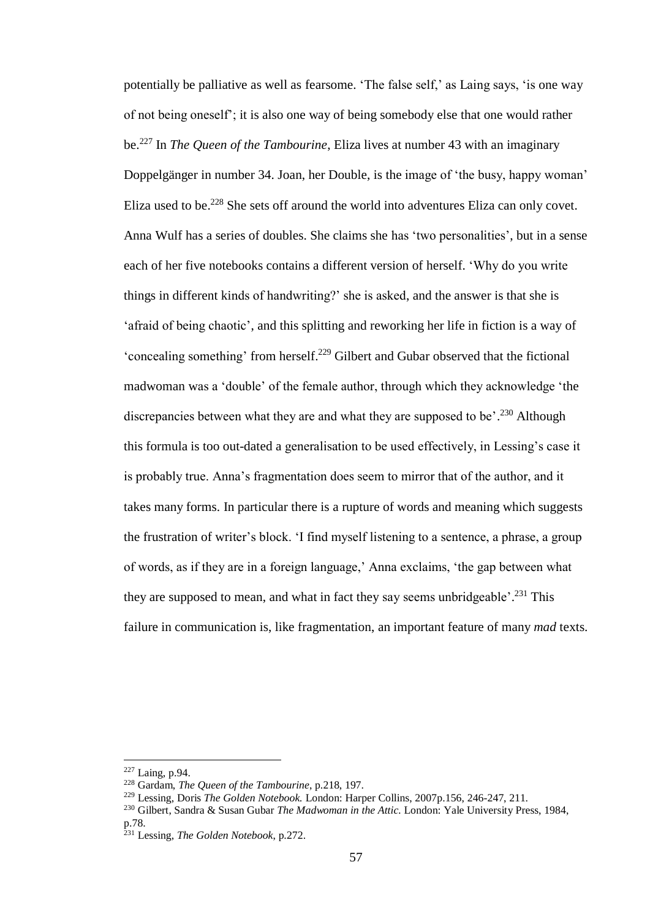potentially be palliative as well as fearsome. 'The false self,' as Laing says, 'is one way of not being oneself'; it is also one way of being somebody else that one would rather be.[227] In *The Queen of the Tambourine*, Eliza lives at number 43 with an imaginary Doppelgänger in number 34. Joan, her Double, is the image of 'the busy, happy woman' Eliza used to be.[228] She sets off around the world into adventures Eliza can only covet. Anna Wulf has a series of doubles. She claims she has 'two personalities', but in a sense each of her five notebooks contains a different version of herself. 'Why do you write things in different kinds of handwriting?' she is asked, and the answer is that she is 'afraid of being chaotic', and this splitting and reworking her life in fiction is a way of 'concealing something' from herself.[229] Gilbert and Gubar observed that the fictional madwoman was a 'double' of the female author, through which they acknowledge 'the discrepancies between what they are and what they are supposed to be'.[230] Although this formula is too out-dated a generalisation to be used effectively, in Lessing's case it is probably true. Anna's fragmentation does seem to mirror that of the author, and it takes many forms. In particular there is a rupture of words and meaning which suggests the frustration of writer's block. 'I find myself listening to a sentence, a phrase, a group of words, as if they are in a foreign language,' Anna exclaims, 'the gap between what they are supposed to mean, and what in fact they say seems unbridgeable'.[231] This failure in communication is, like fragmentation, an important feature of many *mad* texts.

---

[227] Laing, p.94.

[228] Gardam, *The Queen of the Tambourine*, p.218, 197.

[229] Lessing, Doris *The Golden Notebook.* London: Harper Collins, 2007p.156, 246-247, 211.

[230] Gilbert, Sandra & Susan Gubar *The Madwoman in the Attic.* London: Yale University Press, 1984, p.78.

[231] Lessing, *The Golden Notebook*, p.272.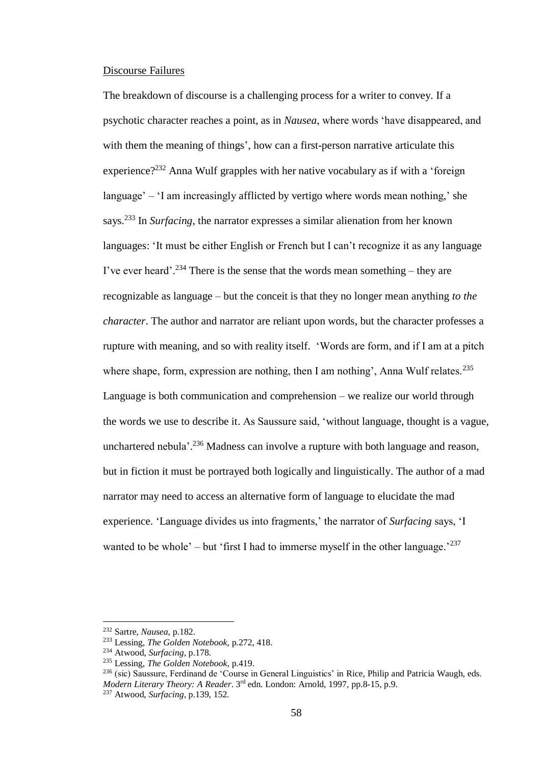Discourse Failures

The breakdown of discourse is a challenging process for a writer to convey. If a psychotic character reaches a point, as in *Nausea*, where words 'have disappeared, and with them the meaning of things', how can a first-person narrative articulate this experience?[232] Anna Wulf grapples with her native vocabulary as if with a 'foreign language' – 'I am increasingly afflicted by vertigo where words mean nothing,' she says.[233] In *Surfacing,* the narrator expresses a similar alienation from her known languages: 'It must be either English or French but I can't recognize it as any language I've ever heard'.[234] There is the sense that the words mean something – they are recognizable as language – but the conceit is that they no longer mean anything *to the character*. The author and narrator are reliant upon words, but the character professes a rupture with meaning, and so with reality itself. 'Words are form, and if I am at a pitch where shape, form, expression are nothing, then I am nothing', Anna Wulf relates.[235] Language is both communication and comprehension – we realize our world through the words we use to describe it. As Saussure said, 'without language, thought is a vague, unchartered nebula'.[236] Madness can involve a rupture with both language and reason, but in fiction it must be portrayed both logically and linguistically. The author of a mad narrator may need to access an alternative form of language to elucidate the mad experience. 'Language divides us into fragments,' the narrator of *Surfacing* says, 'I wanted to be whole' – but 'first I had to immerse myself in the other language.'[237]

---

[232] Sartre, *Nausea*, p.182.

[233] Lessing, *The Golden Notebook*, p.272, 418.

[234] Atwood, *Surfacing*, p.178.

[235] Lessing, *The Golden Notebook*, p.419.

[236] (sic) Saussure, Ferdinand de 'Course in General Linguistics' in Rice, Philip and Patricia Waugh, eds. *Modern Literary Theory: A Reader*. 3rd edn. London: Arnold, 1997, pp.8-15, p.9.

[237] Atwood, *Surfacing*, p.139, 152.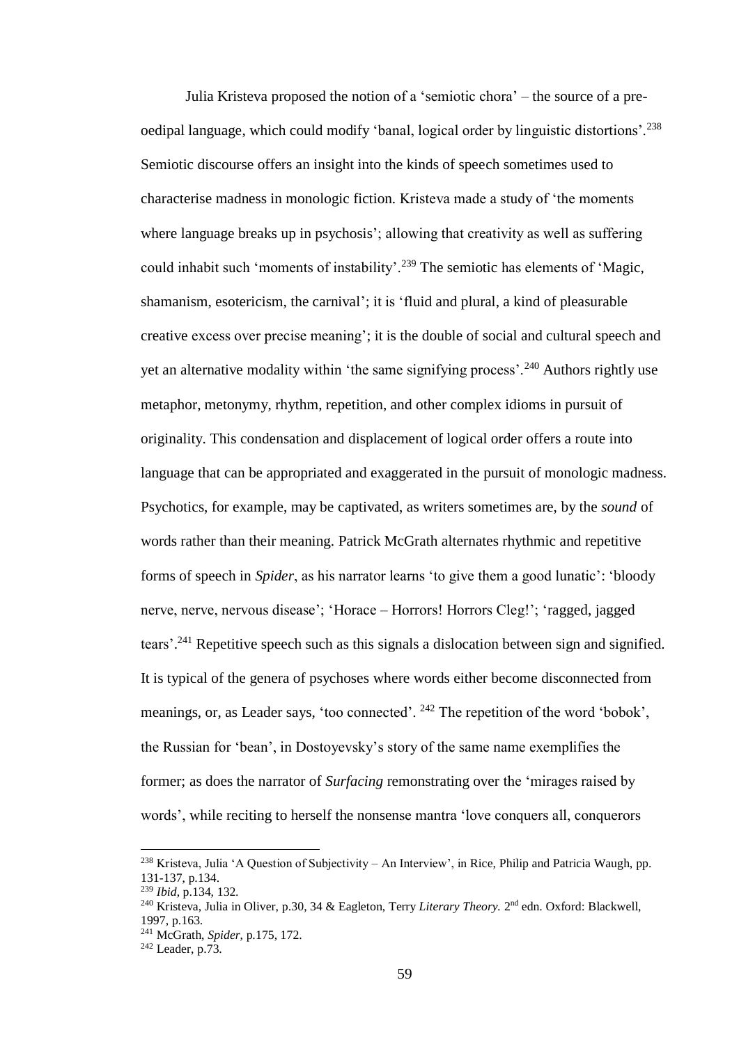Julia Kristeva proposed the notion of a 'semiotic chora' – the source of a pre-oedipal language, which could modify 'banal, logical order by linguistic distortions'.[238] Semiotic discourse offers an insight into the kinds of speech sometimes used to characterise madness in monologic fiction. Kristeva made a study of 'the moments where language breaks up in psychosis'; allowing that creativity as well as suffering could inhabit such 'moments of instability'.[239] The semiotic has elements of 'Magic, shamanism, esotericism, the carnival'; it is 'fluid and plural, a kind of pleasurable creative excess over precise meaning'; it is the double of social and cultural speech and yet an alternative modality within 'the same signifying process'.[240] Authors rightly use metaphor, metonymy, rhythm, repetition, and other complex idioms in pursuit of originality. This condensation and displacement of logical order offers a route into language that can be appropriated and exaggerated in the pursuit of monologic madness. Psychotics, for example, may be captivated, as writers sometimes are, by the *sound* of words rather than their meaning. Patrick McGrath alternates rhythmic and repetitive forms of speech in *Spider*, as his narrator learns 'to give them a good lunatic': 'bloody nerve, nerve, nervous disease'; 'Horace – Horrors! Horrors Cleg!'; 'ragged, jagged tears'.[241] Repetitive speech such as this signals a dislocation between sign and signified. It is typical of the genera of psychoses where words either become disconnected from meanings, or, as Leader says, 'too connected'. [242] The repetition of the word 'bobok', the Russian for 'bean', in Dostoyevsky's story of the same name exemplifies the former; as does the narrator of *Surfacing* remonstrating over the 'mirages raised by words', while reciting to herself the nonsense mantra 'love conquers all, conquerors

---

[238] Kristeva, Julia 'A Question of Subjectivity – An Interview', in Rice, Philip and Patricia Waugh, pp. 131-137, p.134.

[239] *Ibid*, p.134, 132.

[240] Kristeva, Julia in Oliver, p.30, 34 & Eagleton, Terry *Literary Theory.* 2nd edn. Oxford: Blackwell, 1997, p.163.

[241] McGrath, *Spider*, p.175, 172.

[242] Leader, p.73.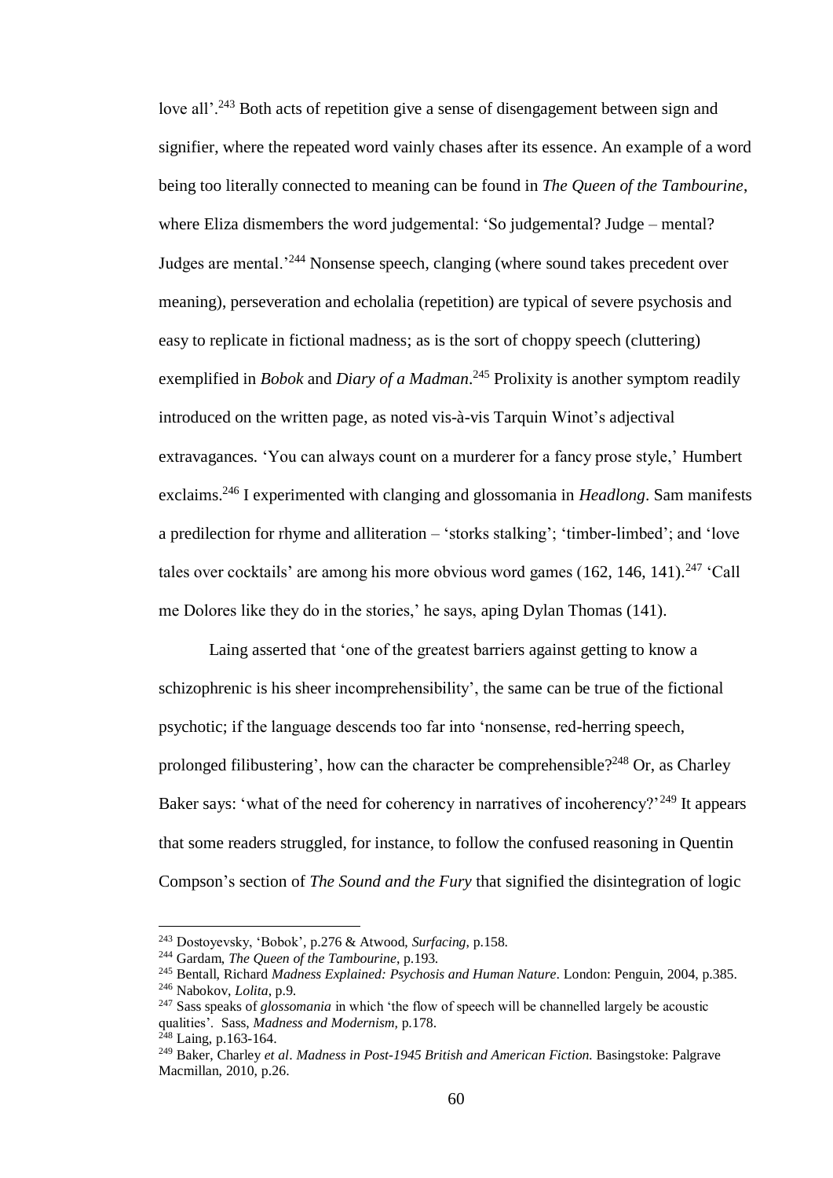love all'.[243] Both acts of repetition give a sense of disengagement between sign and signifier, where the repeated word vainly chases after its essence. An example of a word being too literally connected to meaning can be found in *The Queen of the Tambourine*, where Eliza dismembers the word judgemental: 'So judgemental? Judge – mental? Judges are mental.'[244] Nonsense speech, clanging (where sound takes precedent over meaning), perseveration and echolalia (repetition) are typical of severe psychosis and easy to replicate in fictional madness; as is the sort of choppy speech (cluttering) exemplified in *Bobok* and *Diary of a Madman*.[245] Prolixity is another symptom readily introduced on the written page, as noted vis-à-vis Tarquin Winot's adjectival extravagances. 'You can always count on a murderer for a fancy prose style,' Humbert exclaims.[246] I experimented with clanging and glossomania in *Headlong*. Sam manifests a predilection for rhyme and alliteration – 'storks stalking'; 'timber-limbed'; and 'love tales over cocktails' are among his more obvious word games (162, 146, 141).[247] 'Call me Dolores like they do in the stories,' he says, aping Dylan Thomas (141).

Laing asserted that 'one of the greatest barriers against getting to know a schizophrenic is his sheer incomprehensibility', the same can be true of the fictional psychotic; if the language descends too far into 'nonsense, red-herring speech, prolonged filibustering', how can the character be comprehensible?[248] Or, as Charley Baker says: 'what of the need for coherency in narratives of incoherency?'[249] It appears that some readers struggled, for instance, to follow the confused reasoning in Quentin Compson's section of *The Sound and the Fury* that signified the disintegration of logic

---

[243] Dostoyevsky, 'Bobok', p.276 & Atwood, *Surfacing*, p.158.

[244] Gardam, *The Queen of the Tambourine*, p.193.

[245] Bentall, Richard *Madness Explained: Psychosis and Human Nature*. London: Penguin, 2004, p.385.

[246] Nabokov, *Lolita*, p.9.

[247] Sass speaks of *glossomania* in which 'the flow of speech will be channelled largely be acoustic qualities'. Sass, *Madness and Modernism*, p.178.

[248] Laing, p.163-164.

[249] Baker, Charley *et al*. *Madness in Post-1945 British and American Fiction.* Basingstoke: Palgrave Macmillan, 2010, p.26.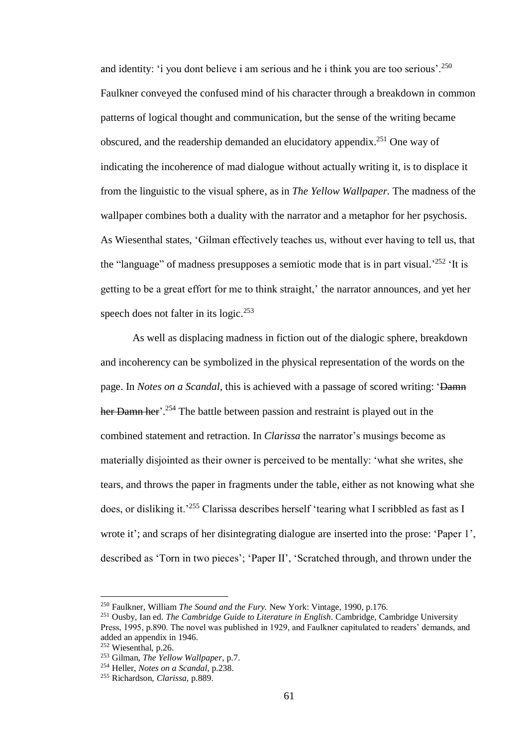and identity: 'i you dont believe i am serious and he i think you are too serious'.[250] Faulkner conveyed the confused mind of his character through a breakdown in common patterns of logical thought and communication, but the sense of the writing became obscured, and the readership demanded an elucidatory appendix.[251] One way of indicating the incoherence of mad dialogue without actually writing it, is to displace it from the linguistic to the visual sphere, as in *The Yellow Wallpaper.* The madness of the wallpaper combines both a duality with the narrator and a metaphor for her psychosis. As Wiesenthal states, 'Gilman effectively teaches us, without ever having to tell us, that the "language" of madness presupposes a semiotic mode that is in part visual.'[252] 'It is getting to be a great effort for me to think straight,' the narrator announces, and yet her speech does not falter in its logic.[253]

As well as displacing madness in fiction out of the dialogic sphere, breakdown and incoherency can be symbolized in the physical representation of the words on the page. In *Notes on a Scandal*, this is achieved with a passage of scored writing: '~~Damn her Damn her~~'.[254] The battle between passion and restraint is played out in the combined statement and retraction. In *Clarissa* the narrator's musings become as materially disjointed as their owner is perceived to be mentally: 'what she writes, she tears, and throws the paper in fragments under the table, either as not knowing what she does, or disliking it.'[255] Clarissa describes herself 'tearing what I scribbled as fast as I wrote it'; and scraps of her disintegrating dialogue are inserted into the prose: 'Paper 1', described as 'Torn in two pieces'; 'Paper II', 'Scratched through, and thrown under the

---

[250] Faulkner, William *The Sound and the Fury.* New York: Vintage, 1990, p.176.

[251] Ousby, Ian ed. *The Cambridge Guide to Literature in English*. Cambridge, Cambridge University Press, 1995, p.890. The novel was published in 1929, and Faulkner capitulated to readers' demands, and added an appendix in 1946.

[252] Wiesenthal, p.26.

[253] Gilman, *The Yellow Wallpaper*, p.7.

[254] Heller, *Notes on a Scandal*, p.238.

[255] Richardson, *Clarissa*, p.889.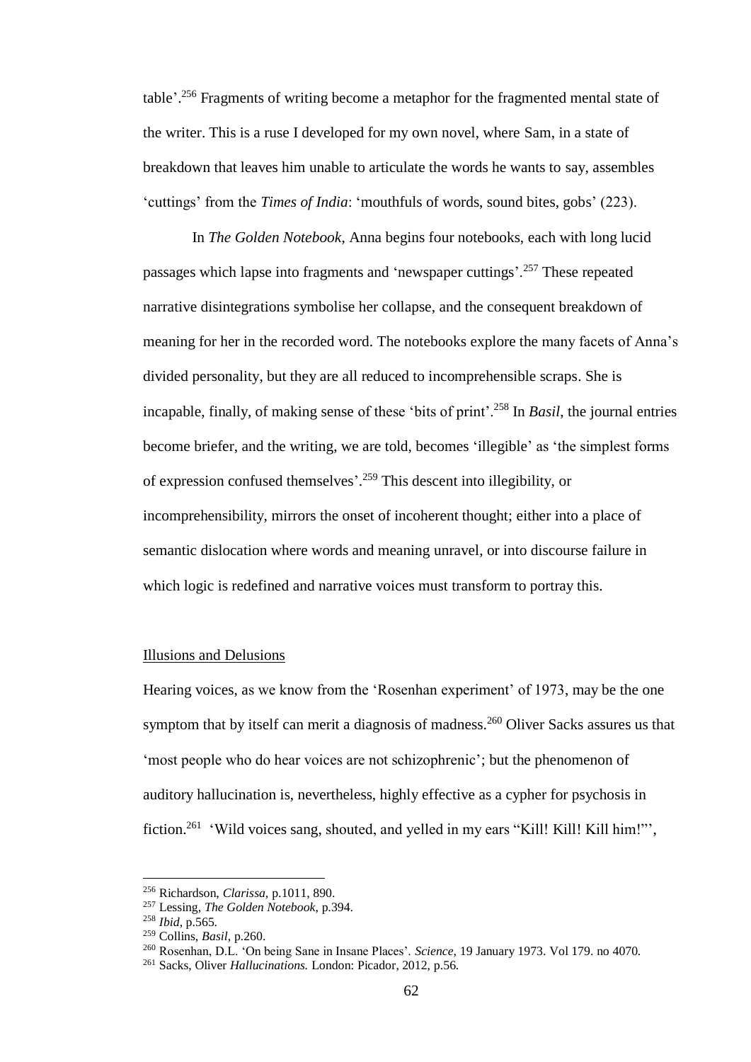table'.[256] Fragments of writing become a metaphor for the fragmented mental state of the writer. This is a ruse I developed for my own novel, where Sam, in a state of breakdown that leaves him unable to articulate the words he wants to say, assembles 'cuttings' from the *Times of India*: 'mouthfuls of words, sound bites, gobs' (223).

In *The Golden Notebook*, Anna begins four notebooks, each with long lucid passages which lapse into fragments and 'newspaper cuttings'.[257] These repeated narrative disintegrations symbolise her collapse, and the consequent breakdown of meaning for her in the recorded word. The notebooks explore the many facets of Anna's divided personality, but they are all reduced to incomprehensible scraps. She is incapable, finally, of making sense of these 'bits of print'.[258] In *Basil*, the journal entries become briefer, and the writing, we are told, becomes 'illegible' as 'the simplest forms of expression confused themselves'.[259] This descent into illegibility, or incomprehensibility, mirrors the onset of incoherent thought; either into a place of semantic dislocation where words and meaning unravel, or into discourse failure in which logic is redefined and narrative voices must transform to portray this.

## Illusions and Delusions

Hearing voices, as we know from the 'Rosenhan experiment' of 1973, may be the one symptom that by itself can merit a diagnosis of madness.[260] Oliver Sacks assures us that 'most people who do hear voices are not schizophrenic'; but the phenomenon of auditory hallucination is, nevertheless, highly effective as a cypher for psychosis in fiction.[261] 'Wild voices sang, shouted, and yelled in my ears "Kill! Kill! Kill him!"',

---

[256] Richardson, *Clarissa*, p.1011, 890.

[257] Lessing, *The Golden Notebook*, p.394.

[258] *Ibid*, p.565.

[259] Collins, *Basil*, p.260.

[260] Rosenhan, D.L. 'On being Sane in Insane Places'. *Science*, 19 January 1973. Vol 179. no 4070.

[261] Sacks, Oliver *Hallucinations.* London: Picador, 2012, p.56.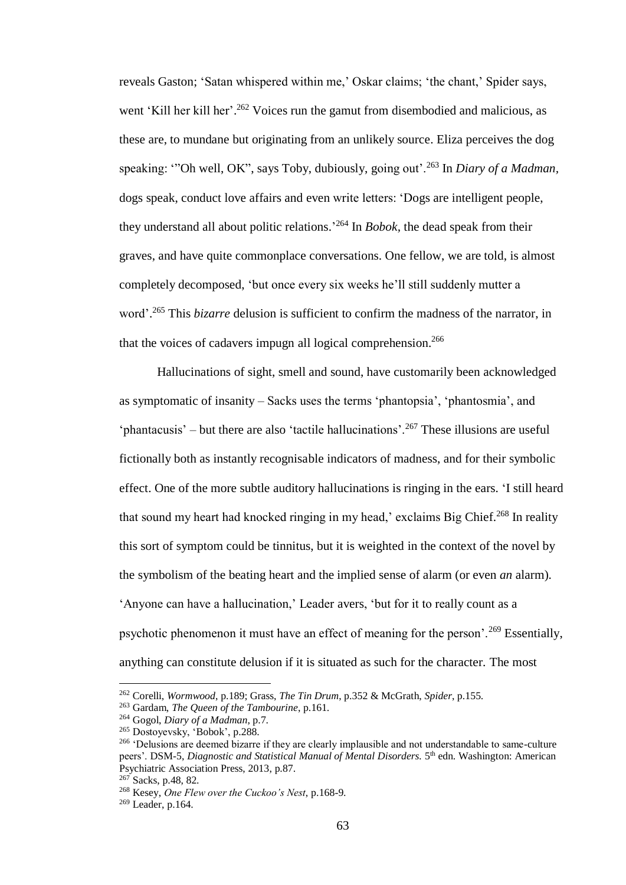reveals Gaston; 'Satan whispered within me,' Oskar claims; 'the chant,' Spider says, went 'Kill her kill her'.[262] Voices run the gamut from disembodied and malicious, as these are, to mundane but originating from an unlikely source. Eliza perceives the dog speaking: '"Oh well, OK", says Toby, dubiously, going out'.[263] In *Diary of a Madman*, dogs speak, conduct love affairs and even write letters: 'Dogs are intelligent people, they understand all about politic relations.'[264] In *Bobok*, the dead speak from their graves, and have quite commonplace conversations. One fellow, we are told, is almost completely decomposed, 'but once every six weeks he'll still suddenly mutter a word'.[265] This *bizarre* delusion is sufficient to confirm the madness of the narrator, in that the voices of cadavers impugn all logical comprehension.[266]

Hallucinations of sight, smell and sound, have customarily been acknowledged as symptomatic of insanity – Sacks uses the terms 'phantopsia', 'phantosmia', and 'phantacusis' – but there are also 'tactile hallucinations'.[267] These illusions are useful fictionally both as instantly recognisable indicators of madness, and for their symbolic effect. One of the more subtle auditory hallucinations is ringing in the ears. 'I still heard that sound my heart had knocked ringing in my head,' exclaims Big Chief.[268] In reality this sort of symptom could be tinnitus, but it is weighted in the context of the novel by the symbolism of the beating heart and the implied sense of alarm (or even *an* alarm). 'Anyone can have a hallucination,' Leader avers, 'but for it to really count as a psychotic phenomenon it must have an effect of meaning for the person'.[269] Essentially, anything can constitute delusion if it is situated as such for the character. The most

---

[262] Corelli, *Wormwood*, p.189; Grass, *The Tin Drum*, p.352 & McGrath, *Spider*, p.155.

[263] Gardam, *The Queen of the Tambourine*, p.161.

[264] Gogol, *Diary of a Madman*, p.7.

[265] Dostoyevsky, 'Bobok', p.288.

[266] 'Delusions are deemed bizarre if they are clearly implausible and not understandable to same-culture peers'. DSM-5, *Diagnostic and Statistical Manual of Mental Disorders.* 5th edn. Washington: American Psychiatric Association Press, 2013, p.87.

[267] Sacks, p.48, 82.

[268] Kesey, *One Flew over the Cuckoo's Nest*, p.168-9.

[269] Leader, p.164.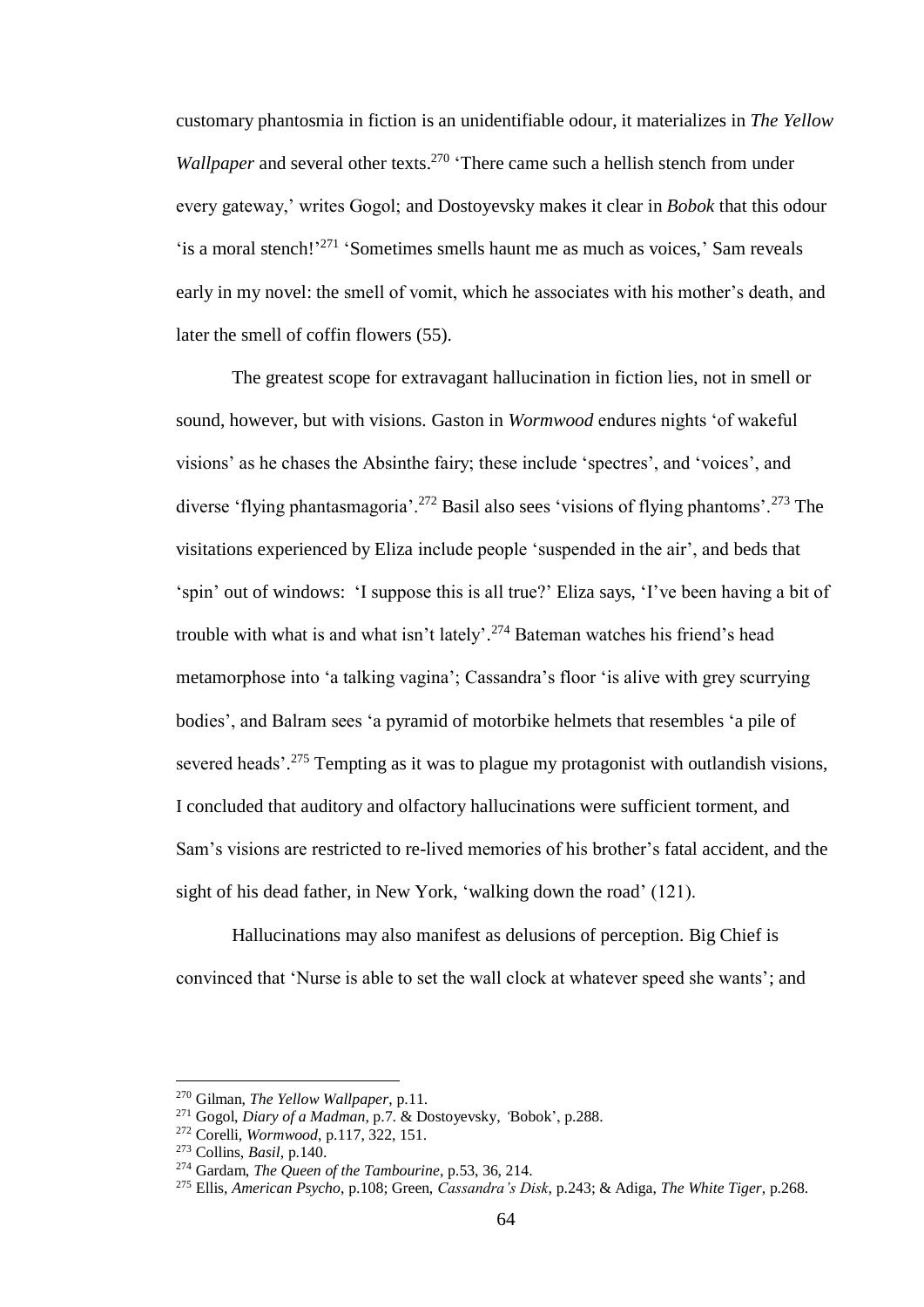customary phantosmia in fiction is an unidentifiable odour, it materializes in *The Yellow Wallpaper* and several other texts.[270] 'There came such a hellish stench from under every gateway,' writes Gogol; and Dostoyevsky makes it clear in *Bobok* that this odour 'is a moral stench!'[271] 'Sometimes smells haunt me as much as voices,' Sam reveals early in my novel: the smell of vomit, which he associates with his mother's death, and later the smell of coffin flowers (55).

The greatest scope for extravagant hallucination in fiction lies, not in smell or sound, however, but with visions. Gaston in *Wormwood* endures nights 'of wakeful visions' as he chases the Absinthe fairy; these include 'spectres', and 'voices', and diverse 'flying phantasmagoria'.[272] Basil also sees 'visions of flying phantoms'.[273] The visitations experienced by Eliza include people 'suspended in the air', and beds that 'spin' out of windows: 'I suppose this is all true?' Eliza says, 'I've been having a bit of trouble with what is and what isn't lately'.[274] Bateman watches his friend's head metamorphose into 'a talking vagina'; Cassandra's floor 'is alive with grey scurrying bodies', and Balram sees 'a pyramid of motorbike helmets that resembles 'a pile of severed heads'.[275] Tempting as it was to plague my protagonist with outlandish visions, I concluded that auditory and olfactory hallucinations were sufficient torment, and Sam's visions are restricted to re-lived memories of his brother's fatal accident, and the sight of his dead father, in New York, 'walking down the road' (121).

Hallucinations may also manifest as delusions of perception. Big Chief is convinced that 'Nurse is able to set the wall clock at whatever speed she wants'; and

---

[270] Gilman, *The Yellow Wallpaper*, p.11.

[271] Gogol, *Diary of a Madman*, p.7. & Dostoyevsky, 'Bobok', p.288.

[272] Corelli, *Wormwood*, p.117, 322, 151.

[273] Collins, *Basil*, p.140.

[274] Gardam, *The Queen of the Tambourine*, p.53, 36, 214.

[275] Ellis, *American Psycho*, p.108; Green, *Cassandra's Disk*, p.243; & Adiga, *The White Tiger*, p.268.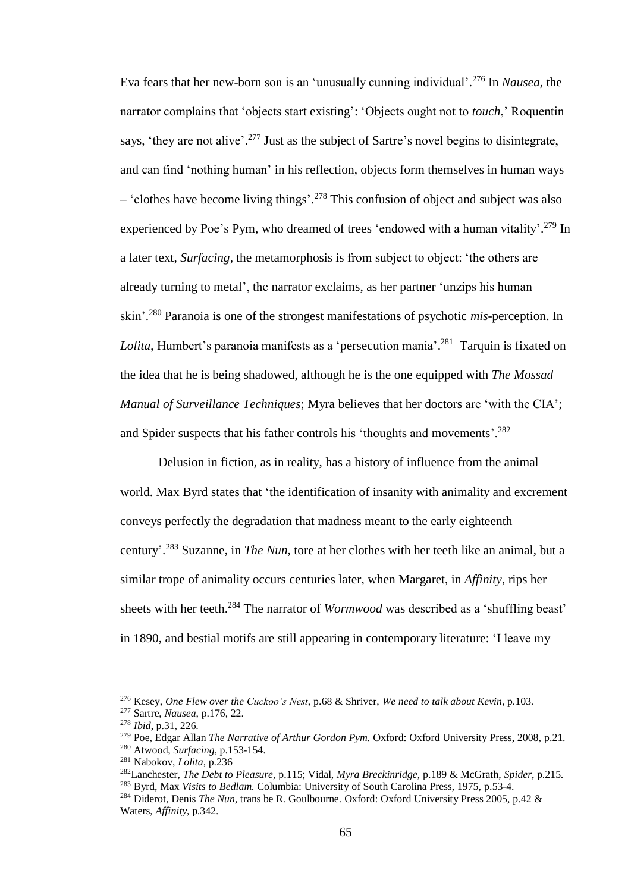Eva fears that her new-born son is an 'unusually cunning individual'.[276] In *Nausea*, the narrator complains that 'objects start existing': 'Objects ought not to *touch*,' Roquentin says, 'they are not alive'.[277] Just as the subject of Sartre's novel begins to disintegrate, and can find 'nothing human' in his reflection, objects form themselves in human ways – 'clothes have become living things'.[278] This confusion of object and subject was also experienced by Poe's Pym, who dreamed of trees 'endowed with a human vitality'.[279] In a later text, *Surfacing*, the metamorphosis is from subject to object: 'the others are already turning to metal', the narrator exclaims, as her partner 'unzips his human skin'.[280] Paranoia is one of the strongest manifestations of psychotic *mis*-perception. In *Lolita*, Humbert's paranoia manifests as a 'persecution mania'.[281] Tarquin is fixated on the idea that he is being shadowed, although he is the one equipped with *The Mossad Manual of Surveillance Techniques*; Myra believes that her doctors are 'with the CIA'; and Spider suspects that his father controls his 'thoughts and movements'.[282]

Delusion in fiction, as in reality, has a history of influence from the animal world. Max Byrd states that 'the identification of insanity with animality and excrement conveys perfectly the degradation that madness meant to the early eighteenth century'.[283] Suzanne, in *The Nun*, tore at her clothes with her teeth like an animal, but a similar trope of animality occurs centuries later, when Margaret, in *Affinity*, rips her sheets with her teeth.[284] The narrator of *Wormwood* was described as a 'shuffling beast' in 1890, and bestial motifs are still appearing in contemporary literature: 'I leave my

---

[276] Kesey, *One Flew over the Cuckoo's Nest*, p.68 & Shriver, *We need to talk about Kevin*, p.103.

[277] Sartre, *Nausea*, p.176, 22.

[278] *Ibid*, p.31, 226.

[279] Poe, Edgar Allan *The Narrative of Arthur Gordon Pym.* Oxford: Oxford University Press, 2008, p.21.

[280] Atwood, *Surfacing*, p.153-154.

[281] Nabokov, *Lolita*, p.236

[282] Lanchester, *The Debt to Pleasure*, p.115; Vidal, *Myra Breckinridge*, p.189 & McGrath, *Spider*, p.215.

[283] Byrd, Max *Visits to Bedlam.* Columbia: University of South Carolina Press, 1975, p.53-4.

[284] Diderot, Denis *The Nun*, trans be R. Goulbourne. Oxford: Oxford University Press 2005, p.42 & Waters, *Affinity*, p.342.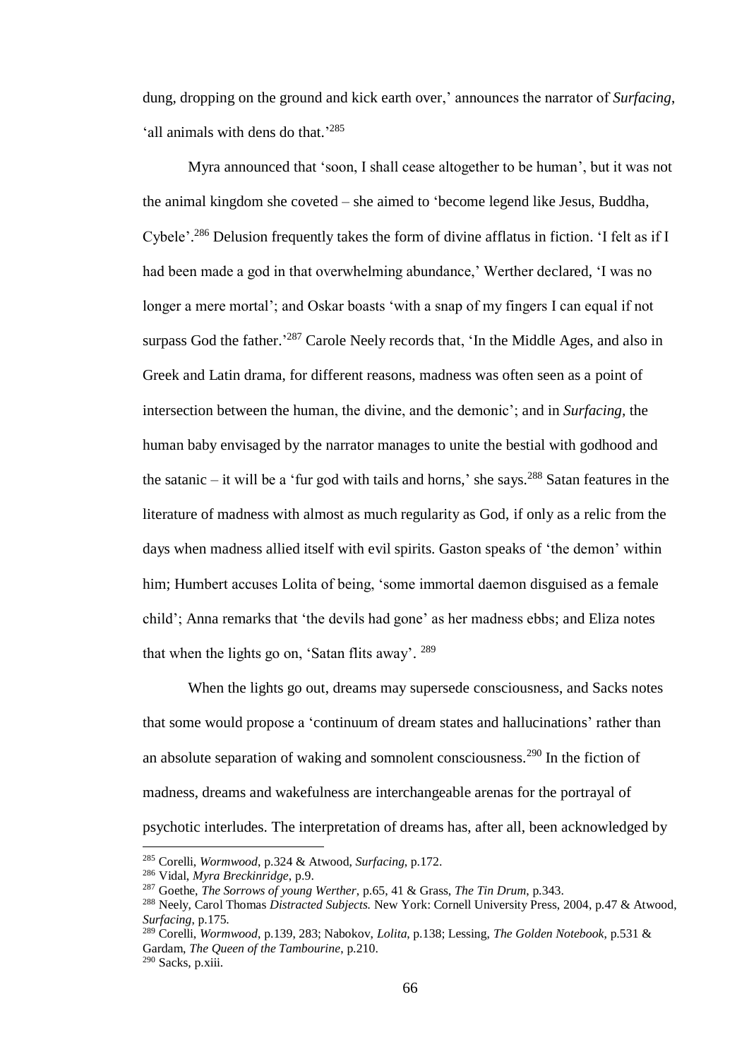dung, dropping on the ground and kick earth over,' announces the narrator of *Surfacing*, 'all animals with dens do that.'[285]

Myra announced that 'soon, I shall cease altogether to be human', but it was not the animal kingdom she coveted – she aimed to 'become legend like Jesus, Buddha, Cybele'.[286] Delusion frequently takes the form of divine afflatus in fiction. 'I felt as if I had been made a god in that overwhelming abundance,' Werther declared, 'I was no longer a mere mortal'; and Oskar boasts 'with a snap of my fingers I can equal if not surpass God the father.'[287] Carole Neely records that, 'In the Middle Ages, and also in Greek and Latin drama, for different reasons, madness was often seen as a point of intersection between the human, the divine, and the demonic'; and in *Surfacing*, the human baby envisaged by the narrator manages to unite the bestial with godhood and the satanic – it will be a 'fur god with tails and horns,' she says.[288] Satan features in the literature of madness with almost as much regularity as God, if only as a relic from the days when madness allied itself with evil spirits. Gaston speaks of 'the demon' within him; Humbert accuses Lolita of being, 'some immortal daemon disguised as a female child'; Anna remarks that 'the devils had gone' as her madness ebbs; and Eliza notes that when the lights go on, 'Satan flits away'. [289]

When the lights go out, dreams may supersede consciousness, and Sacks notes that some would propose a 'continuum of dream states and hallucinations' rather than an absolute separation of waking and somnolent consciousness.[290] In the fiction of madness, dreams and wakefulness are interchangeable arenas for the portrayal of psychotic interludes. The interpretation of dreams has, after all, been acknowledged by

---

[285] Corelli, *Wormwood*, p.324 & Atwood, *Surfacing*, p.172.

[286] Vidal, *Myra Breckinridge*, p.9.

[287] Goethe, *The Sorrows of young Werther*, p.65, 41 & Grass, *The Tin Drum*, p.343.

[288] Neely, Carol Thomas *Distracted Subjects.* New York: Cornell University Press, 2004, p.47 & Atwood, *Surfacing*, p.175.

[289] Corelli, *Wormwood*, p.139, 283; Nabokov, *Lolita*, p.138; Lessing, *The Golden Notebook*, p.531 & Gardam, *The Queen of the Tambourine*, p.210.

[290] Sacks, p.xiii.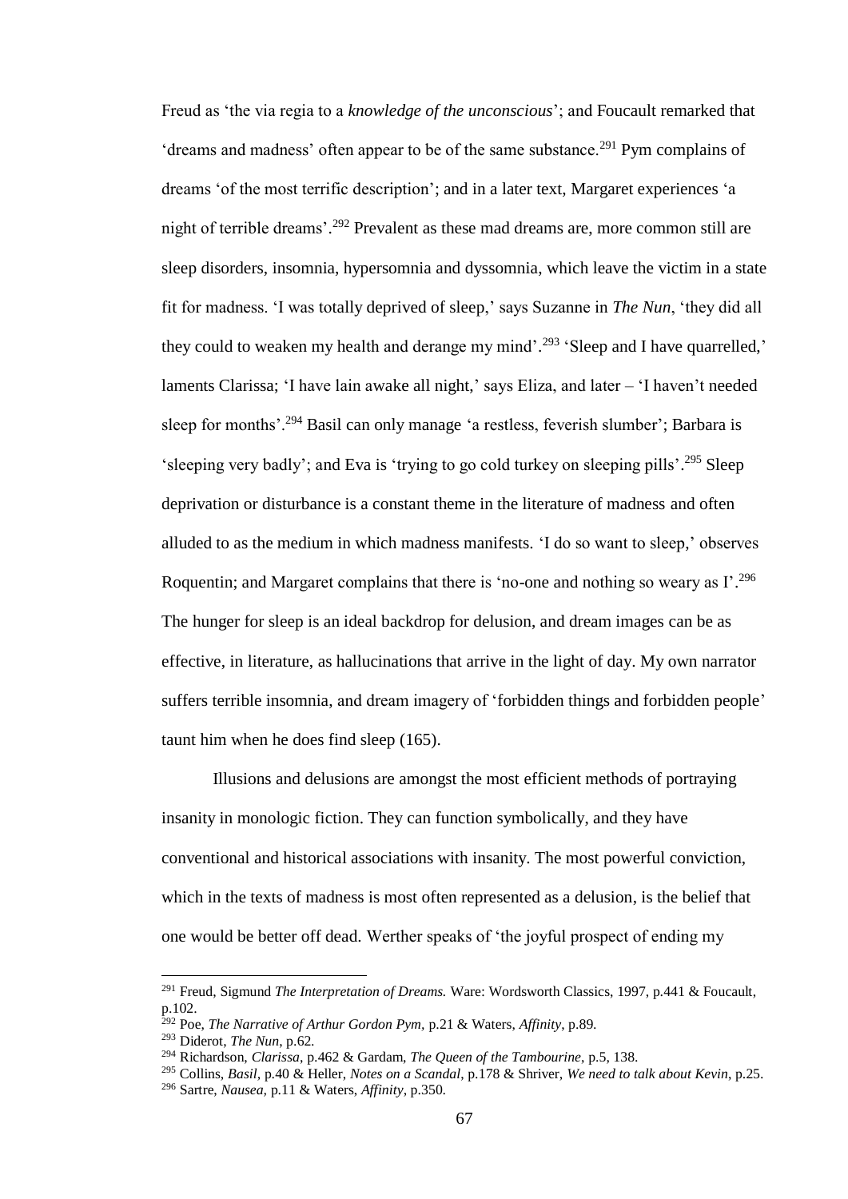Freud as 'the via regia to a *knowledge of the unconscious*'; and Foucault remarked that 'dreams and madness' often appear to be of the same substance.[291] Pym complains of dreams 'of the most terrific description'; and in a later text, Margaret experiences 'a night of terrible dreams'.[292] Prevalent as these mad dreams are, more common still are sleep disorders, insomnia, hypersomnia and dyssomnia, which leave the victim in a state fit for madness. 'I was totally deprived of sleep,' says Suzanne in *The Nun*, 'they did all they could to weaken my health and derange my mind'.[293] 'Sleep and I have quarrelled,' laments Clarissa; 'I have lain awake all night,' says Eliza, and later – 'I haven't needed sleep for months'.[294] Basil can only manage 'a restless, feverish slumber'; Barbara is 'sleeping very badly'; and Eva is 'trying to go cold turkey on sleeping pills'.[295] Sleep deprivation or disturbance is a constant theme in the literature of madness and often alluded to as the medium in which madness manifests. 'I do so want to sleep,' observes Roquentin; and Margaret complains that there is 'no-one and nothing so weary as I'.[296] The hunger for sleep is an ideal backdrop for delusion, and dream images can be as effective, in literature, as hallucinations that arrive in the light of day. My own narrator suffers terrible insomnia, and dream imagery of 'forbidden things and forbidden people' taunt him when he does find sleep (165).

Illusions and delusions are amongst the most efficient methods of portraying insanity in monologic fiction. They can function symbolically, and they have conventional and historical associations with insanity. The most powerful conviction, which in the texts of madness is most often represented as a delusion, is the belief that one would be better off dead. Werther speaks of 'the joyful prospect of ending my

---

[291] Freud, Sigmund *The Interpretation of Dreams.* Ware: Wordsworth Classics, 1997, p.441 & Foucault, p.102.

[292] Poe, *The Narrative of Arthur Gordon Pym*, p.21 & Waters, *Affinity*, p.89.

[293] Diderot, *The Nun*, p.62.

[294] Richardson, *Clarissa*, p.462 & Gardam, *The Queen of the Tambourine*, p.5, 138.

[295] Collins, *Basil*, p.40 & Heller, *Notes on a Scandal*, p.178 & Shriver, *We need to talk about Kevin*, p.25.

[296] Sartre, *Nausea*, p.11 & Waters, *Affinity*, p.350.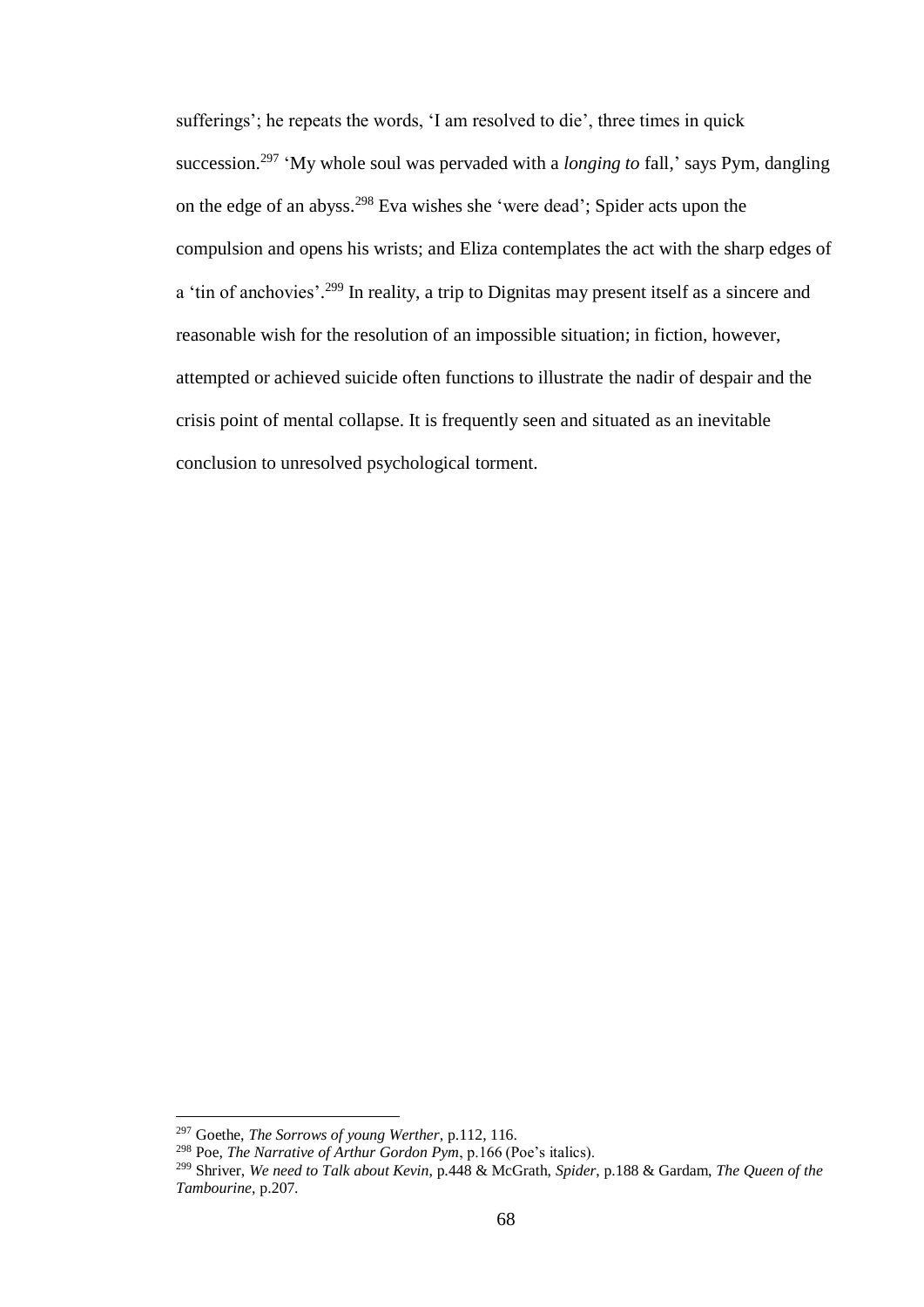sufferings'; he repeats the words, 'I am resolved to die', three times in quick succession.[297] 'My whole soul was pervaded with a *longing to* fall,' says Pym, dangling on the edge of an abyss.[298] Eva wishes she 'were dead'; Spider acts upon the compulsion and opens his wrists; and Eliza contemplates the act with the sharp edges of a 'tin of anchovies'.[299] In reality, a trip to Dignitas may present itself as a sincere and reasonable wish for the resolution of an impossible situation; in fiction, however, attempted or achieved suicide often functions to illustrate the nadir of despair and the crisis point of mental collapse. It is frequently seen and situated as an inevitable conclusion to unresolved psychological torment.

---

[297] Goethe, *The Sorrows of young Werther*, p.112, 116.

[298] Poe, *The Narrative of Arthur Gordon Pym*, p.166 (Poe's italics).

[299] Shriver, *We need to Talk about Kevin*, p.448 & McGrath, *Spider*, p.188 & Gardam, *The Queen of the Tambourine*, p.207.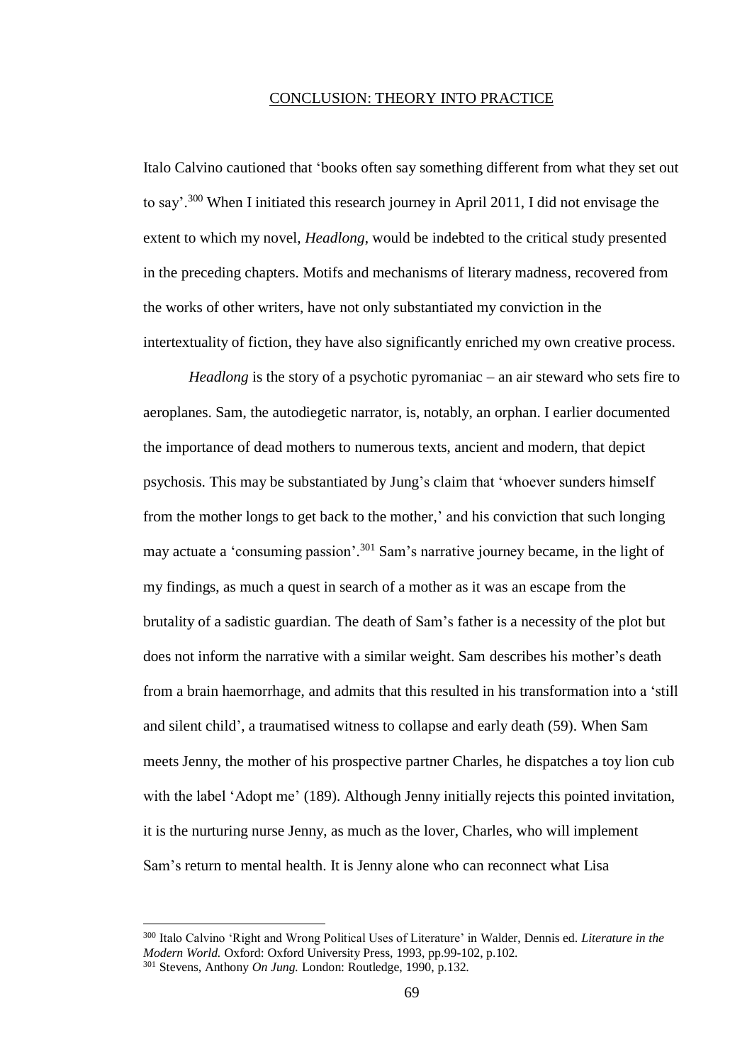# CONCLUSION: THEORY INTO PRACTICE

Italo Calvino cautioned that 'books often say something different from what they set out to say'.[300] When I initiated this research journey in April 2011, I did not envisage the extent to which my novel, *Headlong*, would be indebted to the critical study presented in the preceding chapters. Motifs and mechanisms of literary madness, recovered from the works of other writers, have not only substantiated my conviction in the intertextuality of fiction, they have also significantly enriched my own creative process.

*Headlong* is the story of a psychotic pyromaniac – an air steward who sets fire to aeroplanes. Sam, the autodiegetic narrator, is, notably, an orphan. I earlier documented the importance of dead mothers to numerous texts, ancient and modern, that depict psychosis. This may be substantiated by Jung's claim that 'whoever sunders himself from the mother longs to get back to the mother,' and his conviction that such longing may actuate a 'consuming passion'.[301] Sam's narrative journey became, in the light of my findings, as much a quest in search of a mother as it was an escape from the brutality of a sadistic guardian. The death of Sam's father is a necessity of the plot but does not inform the narrative with a similar weight. Sam describes his mother's death from a brain haemorrhage, and admits that this resulted in his transformation into a 'still and silent child', a traumatised witness to collapse and early death (59). When Sam meets Jenny, the mother of his prospective partner Charles, he dispatches a toy lion cub with the label 'Adopt me' (189). Although Jenny initially rejects this pointed invitation, it is the nurturing nurse Jenny, as much as the lover, Charles, who will implement Sam's return to mental health. It is Jenny alone who can reconnect what Lisa

---

[300] Italo Calvino 'Right and Wrong Political Uses of Literature' in Walder, Dennis ed. *Literature in the Modern World.* Oxford: Oxford University Press, 1993, pp.99-102, p.102.

[301] Stevens, Anthony *On Jung.* London: Routledge, 1990, p.132.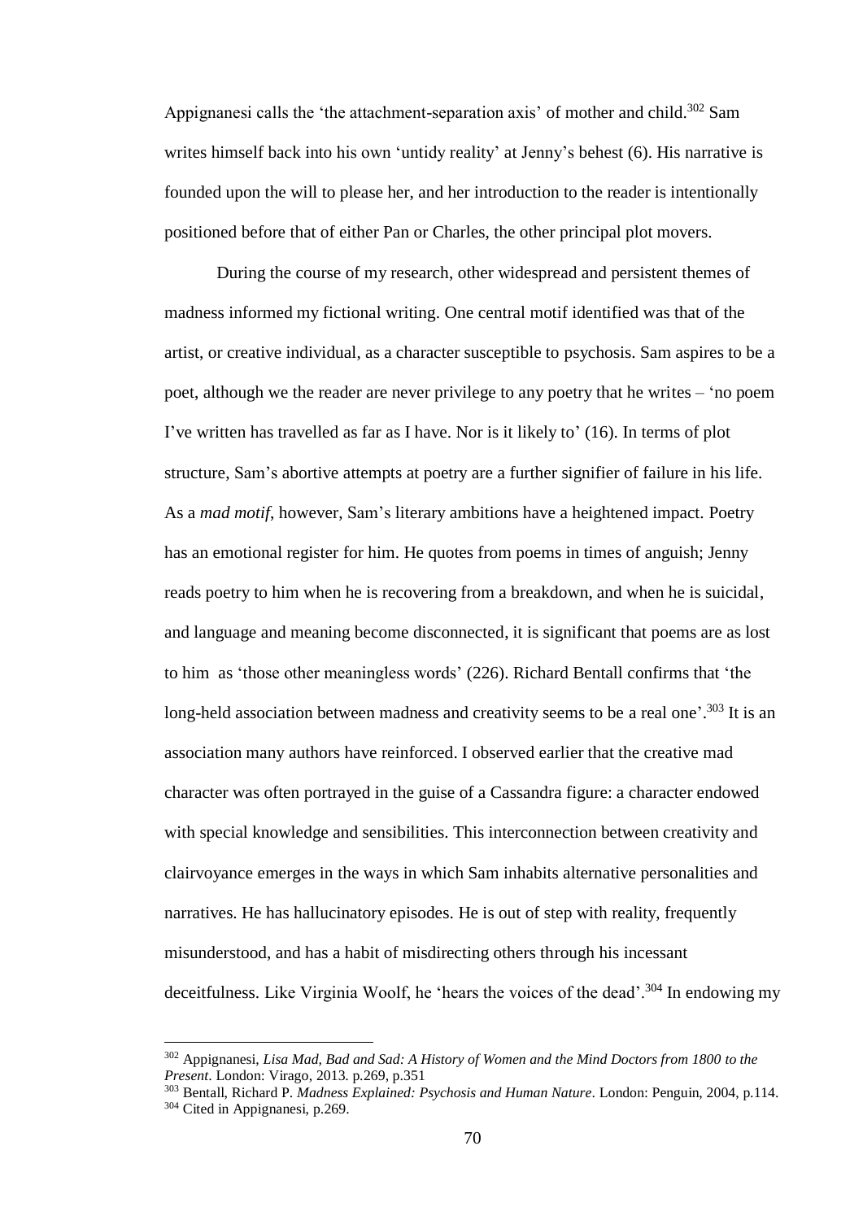Appignanesi calls the 'the attachment-separation axis' of mother and child.[302] Sam writes himself back into his own 'untidy reality' at Jenny's behest (6). His narrative is founded upon the will to please her, and her introduction to the reader is intentionally positioned before that of either Pan or Charles, the other principal plot movers.

During the course of my research, other widespread and persistent themes of madness informed my fictional writing. One central motif identified was that of the artist, or creative individual, as a character susceptible to psychosis. Sam aspires to be a poet, although we the reader are never privilege to any poetry that he writes – 'no poem I've written has travelled as far as I have. Nor is it likely to' (16). In terms of plot structure, Sam's abortive attempts at poetry are a further signifier of failure in his life. As a *mad motif*, however, Sam's literary ambitions have a heightened impact. Poetry has an emotional register for him. He quotes from poems in times of anguish; Jenny reads poetry to him when he is recovering from a breakdown, and when he is suicidal, and language and meaning become disconnected, it is significant that poems are as lost to him as 'those other meaningless words' (226). Richard Bentall confirms that 'the long-held association between madness and creativity seems to be a real one'.[303] It is an association many authors have reinforced. I observed earlier that the creative mad character was often portrayed in the guise of a Cassandra figure: a character endowed with special knowledge and sensibilities. This interconnection between creativity and clairvoyance emerges in the ways in which Sam inhabits alternative personalities and narratives. He has hallucinatory episodes. He is out of step with reality, frequently misunderstood, and has a habit of misdirecting others through his incessant deceitfulness. Like Virginia Woolf, he 'hears the voices of the dead'.[304] In endowing my

---

[302] Appignanesi, *Lisa Mad, Bad and Sad: A History of Women and the Mind Doctors from 1800 to the Present*. London: Virago, 2013. p.269, p.351

[303] Bentall, Richard P. *Madness Explained: Psychosis and Human Nature*. London: Penguin, 2004, p.114.

[304] Cited in Appignanesi, p.269.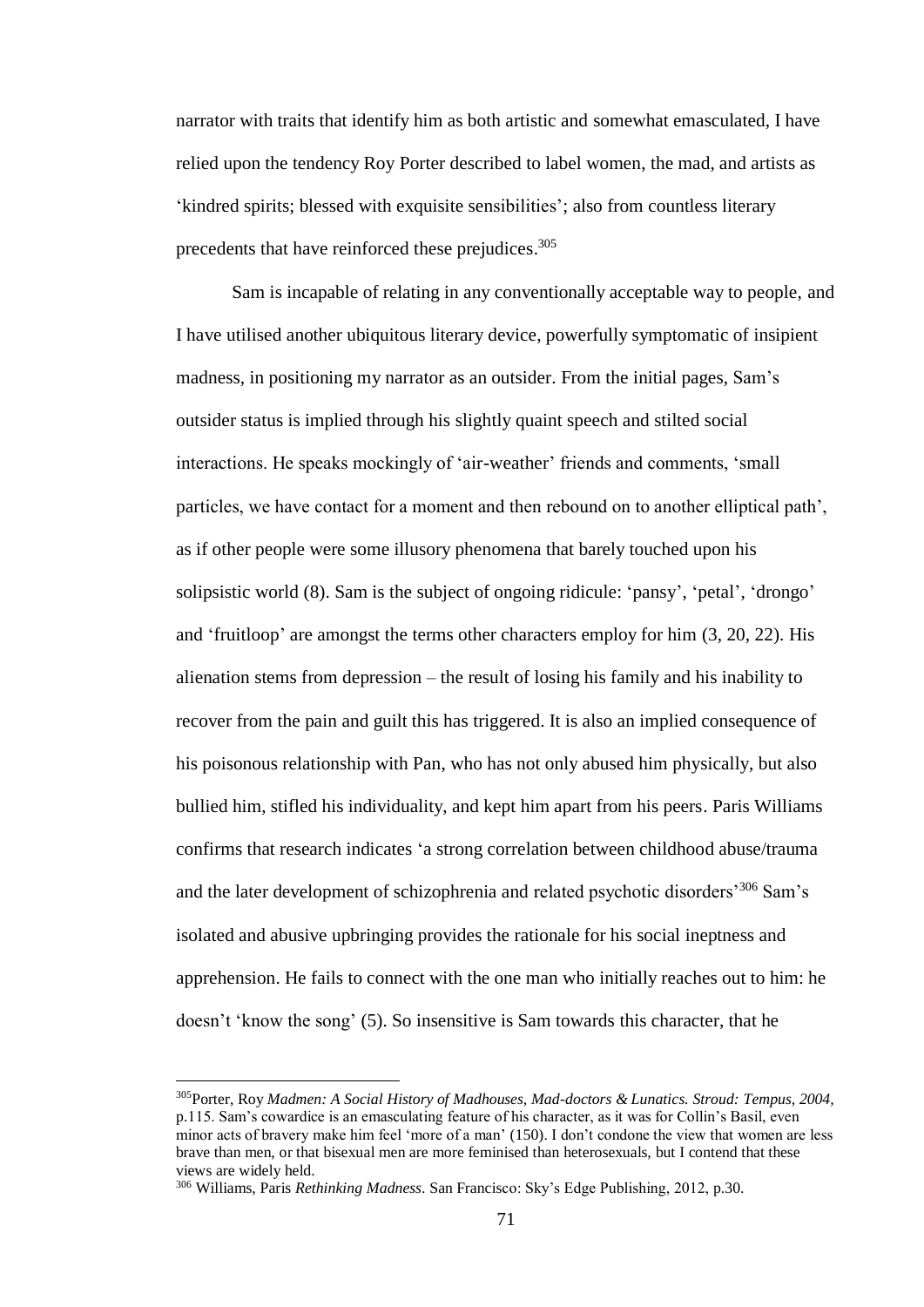narrator with traits that identify him as both artistic and somewhat emasculated, I have relied upon the tendency Roy Porter described to label women, the mad, and artists as 'kindred spirits; blessed with exquisite sensibilities'; also from countless literary precedents that have reinforced these prejudices.[305]

Sam is incapable of relating in any conventionally acceptable way to people, and I have utilised another ubiquitous literary device, powerfully symptomatic of insipient madness, in positioning my narrator as an outsider. From the initial pages, Sam's outsider status is implied through his slightly quaint speech and stilted social interactions. He speaks mockingly of 'air-weather' friends and comments, 'small particles, we have contact for a moment and then rebound on to another elliptical path', as if other people were some illusory phenomena that barely touched upon his solipsistic world (8). Sam is the subject of ongoing ridicule: 'pansy', 'petal', 'drongo' and 'fruitloop' are amongst the terms other characters employ for him (3, 20, 22). His alienation stems from depression – the result of losing his family and his inability to recover from the pain and guilt this has triggered. It is also an implied consequence of his poisonous relationship with Pan, who has not only abused him physically, but also bullied him, stifled his individuality, and kept him apart from his peers. Paris Williams confirms that research indicates 'a strong correlation between childhood abuse/trauma and the later development of schizophrenia and related psychotic disorders'[306] Sam's isolated and abusive upbringing provides the rationale for his social ineptness and apprehension. He fails to connect with the one man who initially reaches out to him: he doesn't 'know the song' (5). So insensitive is Sam towards this character, that he

---

[305] Porter, Roy *Madmen: A Social History of Madhouses, Mad-doctors & Lunatics. Stroud: Tempus, 2004,* p.115. Sam's cowardice is an emasculating feature of his character, as it was for Collin's Basil, even minor acts of bravery make him feel 'more of a man' (150). I don't condone the view that women are less brave than men, or that bisexual men are more feminised than heterosexuals, but I contend that these views are widely held.

[306] Williams, Paris *Rethinking Madness*. San Francisco: Sky's Edge Publishing, 2012, p.30.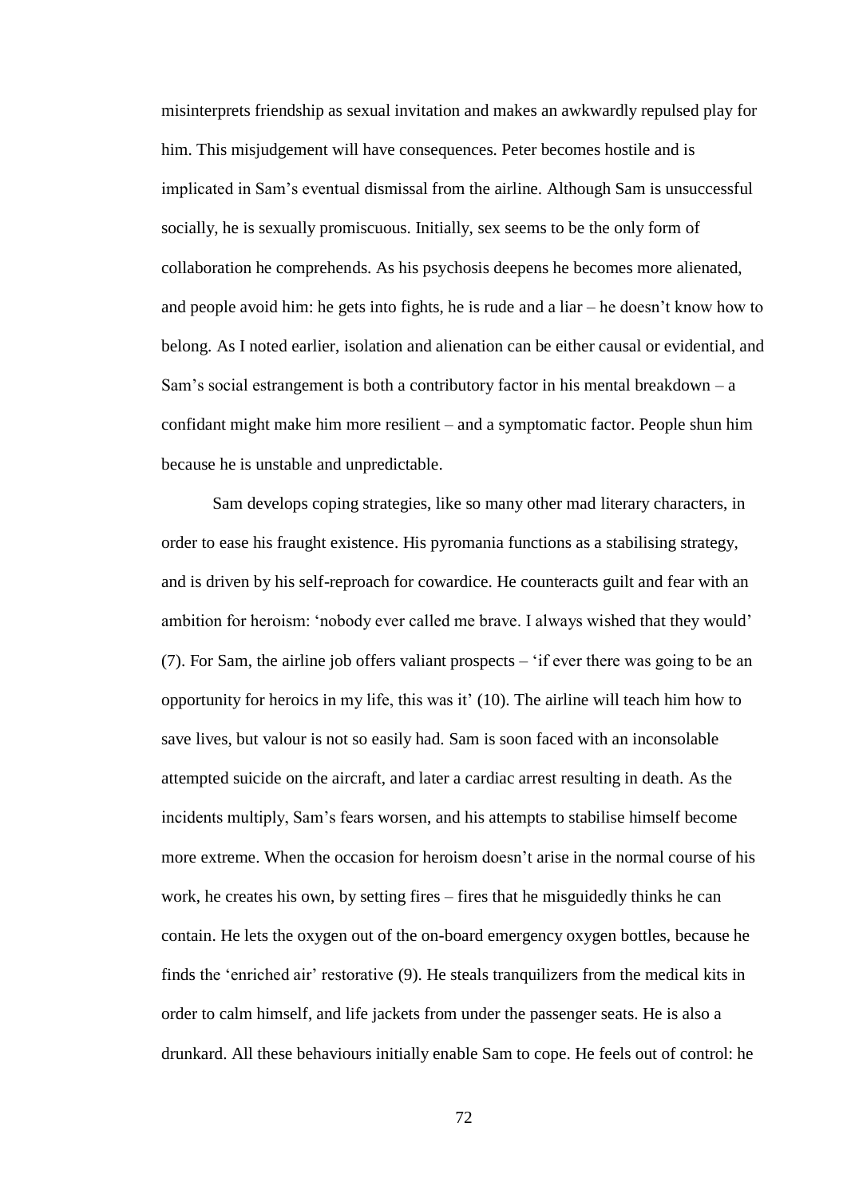misinterprets friendship as sexual invitation and makes an awkwardly repulsed play for him. This misjudgement will have consequences. Peter becomes hostile and is implicated in Sam's eventual dismissal from the airline. Although Sam is unsuccessful socially, he is sexually promiscuous. Initially, sex seems to be the only form of collaboration he comprehends. As his psychosis deepens he becomes more alienated, and people avoid him: he gets into fights, he is rude and a liar – he doesn't know how to belong. As I noted earlier, isolation and alienation can be either causal or evidential, and Sam's social estrangement is both a contributory factor in his mental breakdown – a confidant might make him more resilient – and a symptomatic factor. People shun him because he is unstable and unpredictable.

Sam develops coping strategies, like so many other mad literary characters, in order to ease his fraught existence. His pyromania functions as a stabilising strategy, and is driven by his self-reproach for cowardice. He counteracts guilt and fear with an ambition for heroism: 'nobody ever called me brave. I always wished that they would' (7). For Sam, the airline job offers valiant prospects – 'if ever there was going to be an opportunity for heroics in my life, this was it' (10). The airline will teach him how to save lives, but valour is not so easily had. Sam is soon faced with an inconsolable attempted suicide on the aircraft, and later a cardiac arrest resulting in death. As the incidents multiply, Sam's fears worsen, and his attempts to stabilise himself become more extreme. When the occasion for heroism doesn't arise in the normal course of his work, he creates his own, by setting fires – fires that he misguidedly thinks he can contain. He lets the oxygen out of the on-board emergency oxygen bottles, because he finds the 'enriched air' restorative (9). He steals tranquilizers from the medical kits in order to calm himself, and life jackets from under the passenger seats. He is also a drunkard. All these behaviours initially enable Sam to cope. He feels out of control: he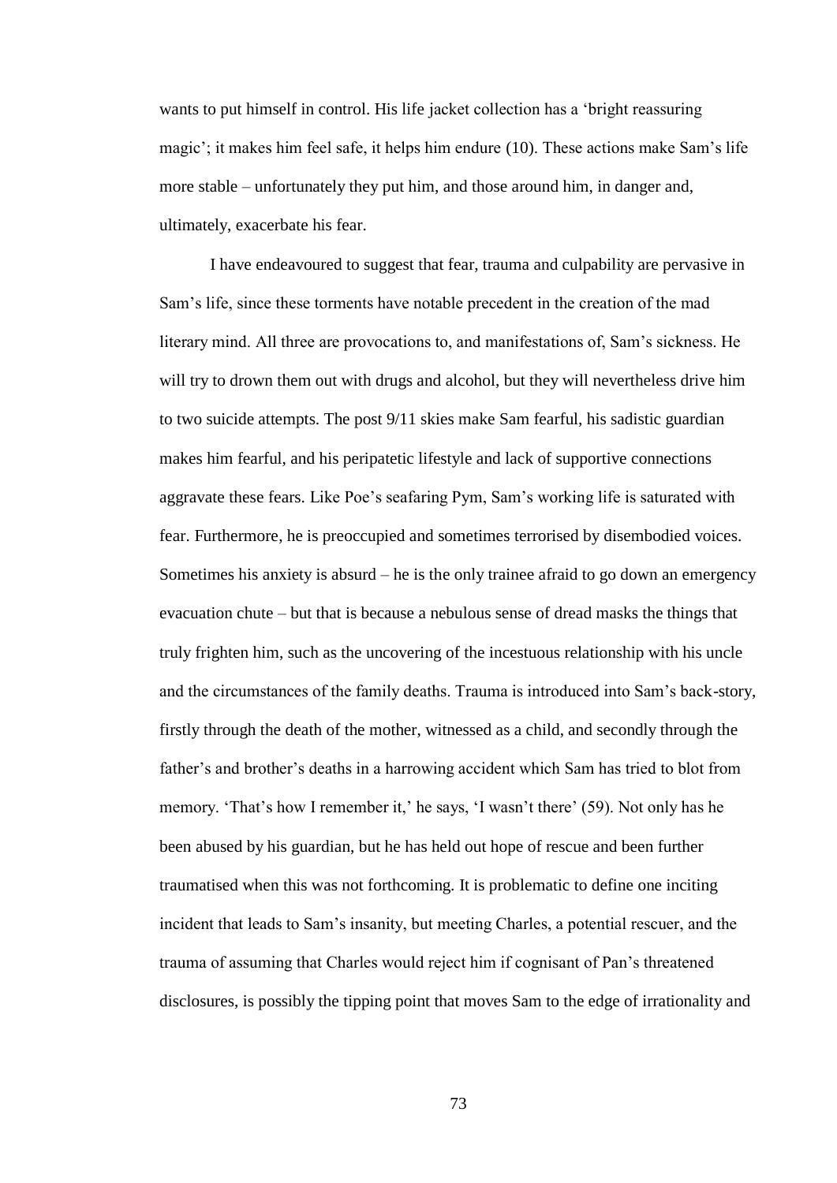wants to put himself in control. His life jacket collection has a 'bright reassuring magic'; it makes him feel safe, it helps him endure (10). These actions make Sam's life more stable – unfortunately they put him, and those around him, in danger and, ultimately, exacerbate his fear.

I have endeavoured to suggest that fear, trauma and culpability are pervasive in Sam's life, since these torments have notable precedent in the creation of the mad literary mind. All three are provocations to, and manifestations of, Sam's sickness. He will try to drown them out with drugs and alcohol, but they will nevertheless drive him to two suicide attempts. The post 9/11 skies make Sam fearful, his sadistic guardian makes him fearful, and his peripatetic lifestyle and lack of supportive connections aggravate these fears. Like Poe's seafaring Pym, Sam's working life is saturated with fear. Furthermore, he is preoccupied and sometimes terrorised by disembodied voices. Sometimes his anxiety is absurd – he is the only trainee afraid to go down an emergency evacuation chute – but that is because a nebulous sense of dread masks the things that truly frighten him, such as the uncovering of the incestuous relationship with his uncle and the circumstances of the family deaths. Trauma is introduced into Sam's back-story, firstly through the death of the mother, witnessed as a child, and secondly through the father's and brother's deaths in a harrowing accident which Sam has tried to blot from memory. 'That's how I remember it,' he says, 'I wasn't there' (59). Not only has he been abused by his guardian, but he has held out hope of rescue and been further traumatised when this was not forthcoming. It is problematic to define one inciting incident that leads to Sam's insanity, but meeting Charles, a potential rescuer, and the trauma of assuming that Charles would reject him if cognisant of Pan's threatened disclosures, is possibly the tipping point that moves Sam to the edge of irrationality and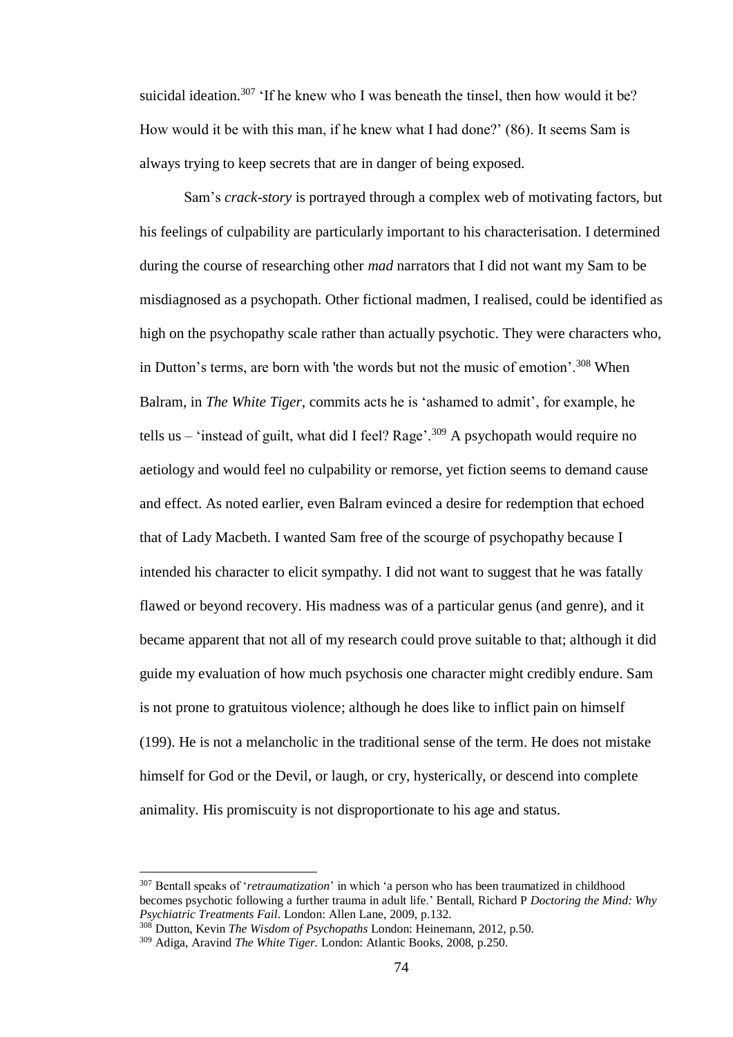suicidal ideation.[307] 'If he knew who I was beneath the tinsel, then how would it be? How would it be with this man, if he knew what I had done?' (86). It seems Sam is always trying to keep secrets that are in danger of being exposed.

Sam's *crack-story* is portrayed through a complex web of motivating factors, but his feelings of culpability are particularly important to his characterisation. I determined during the course of researching other *mad* narrators that I did not want my Sam to be misdiagnosed as a psychopath. Other fictional madmen, I realised, could be identified as high on the psychopathy scale rather than actually psychotic. They were characters who, in Dutton's terms, are born with 'the words but not the music of emotion'.[308] When Balram, in *The White Tiger,* commits acts he is 'ashamed to admit', for example, he tells us – 'instead of guilt, what did I feel? Rage'.[309] A psychopath would require no aetiology and would feel no culpability or remorse, yet fiction seems to demand cause and effect. As noted earlier, even Balram evinced a desire for redemption that echoed that of Lady Macbeth. I wanted Sam free of the scourge of psychopathy because I intended his character to elicit sympathy. I did not want to suggest that he was fatally flawed or beyond recovery. His madness was of a particular genus (and genre), and it became apparent that not all of my research could prove suitable to that; although it did guide my evaluation of how much psychosis one character might credibly endure. Sam is not prone to gratuitous violence; although he does like to inflict pain on himself (199). He is not a melancholic in the traditional sense of the term. He does not mistake himself for God or the Devil, or laugh, or cry, hysterically, or descend into complete animality. His promiscuity is not disproportionate to his age and status.

---

[307] Bentall speaks of '*retraumatization*' in which 'a person who has been traumatized in childhood becomes psychotic following a further trauma in adult life.' Bentall, Richard P *Doctoring the Mind: Why Psychiatric Treatments Fail*. London: Allen Lane, 2009, p.132.

[308] Dutton, Kevin *The Wisdom of Psychopaths* London: Heinemann, 2012, p.50.

[309] Adiga, Aravind *The White Tiger.* London: Atlantic Books, 2008, p.250.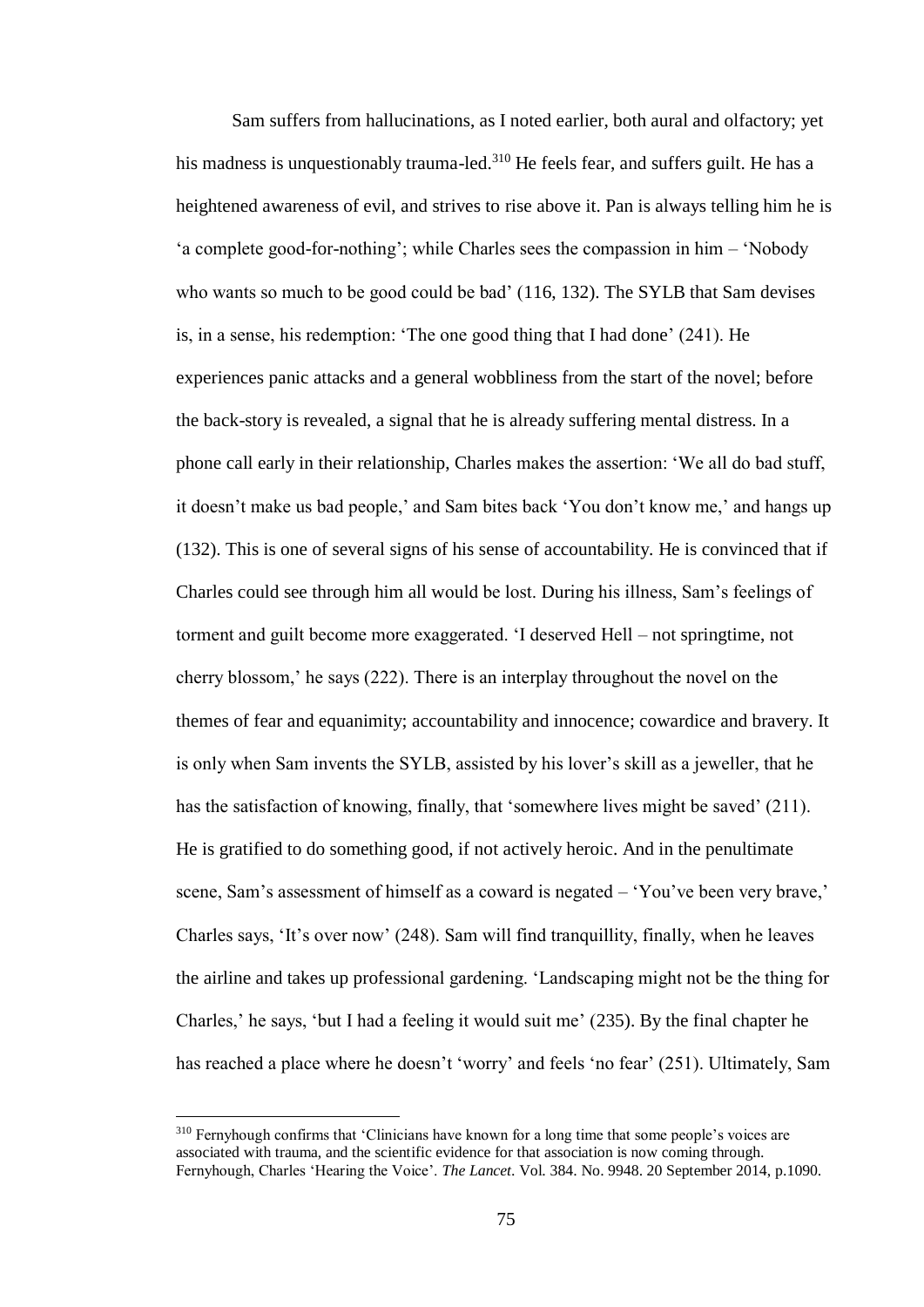Sam suffers from hallucinations, as I noted earlier, both aural and olfactory; yet his madness is unquestionably trauma-led.[310] He feels fear, and suffers guilt. He has a heightened awareness of evil, and strives to rise above it. Pan is always telling him he is 'a complete good-for-nothing'; while Charles sees the compassion in him – 'Nobody who wants so much to be good could be bad' (116, 132). The SYLB that Sam devises is, in a sense, his redemption: 'The one good thing that I had done' (241). He experiences panic attacks and a general wobbliness from the start of the novel; before the back-story is revealed, a signal that he is already suffering mental distress. In a phone call early in their relationship, Charles makes the assertion: 'We all do bad stuff, it doesn't make us bad people,' and Sam bites back 'You don't know me,' and hangs up (132). This is one of several signs of his sense of accountability. He is convinced that if Charles could see through him all would be lost. During his illness, Sam's feelings of torment and guilt become more exaggerated. 'I deserved Hell – not springtime, not cherry blossom,' he says (222). There is an interplay throughout the novel on the themes of fear and equanimity; accountability and innocence; cowardice and bravery. It is only when Sam invents the SYLB, assisted by his lover's skill as a jeweller, that he has the satisfaction of knowing, finally, that 'somewhere lives might be saved' (211). He is gratified to do something good, if not actively heroic. And in the penultimate scene, Sam's assessment of himself as a coward is negated – 'You've been very brave,' Charles says, 'It's over now' (248). Sam will find tranquillity, finally, when he leaves the airline and takes up professional gardening. 'Landscaping might not be the thing for Charles,' he says, 'but I had a feeling it would suit me' (235). By the final chapter he has reached a place where he doesn't 'worry' and feels 'no fear' (251). Ultimately, Sam

---

[310] Fernyhough confirms that 'Clinicians have known for a long time that some people's voices are associated with trauma, and the scientific evidence for that association is now coming through. Fernyhough, Charles 'Hearing the Voice'. *The Lancet*. Vol. 384. No. 9948. 20 September 2014, p.1090.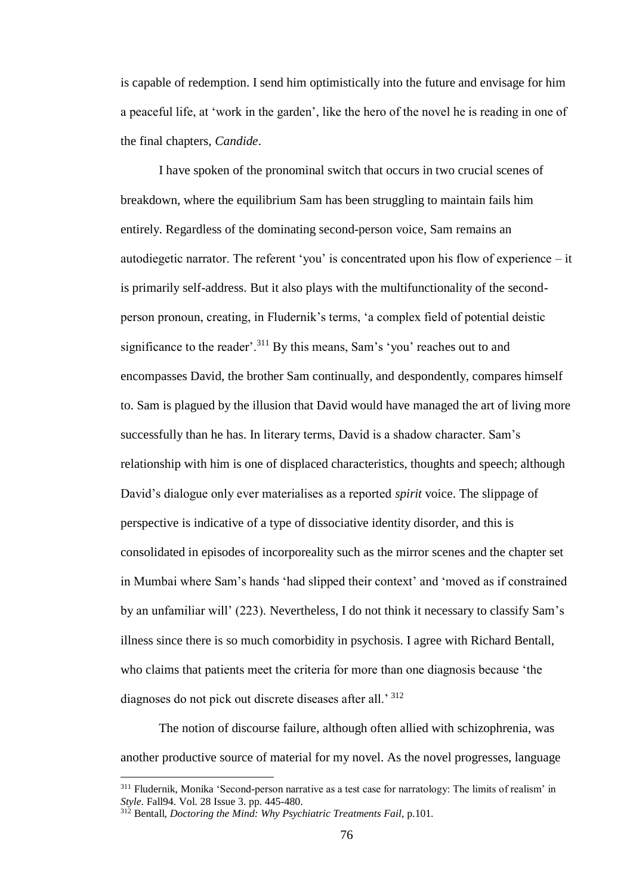is capable of redemption. I send him optimistically into the future and envisage for him a peaceful life, at 'work in the garden', like the hero of the novel he is reading in one of the final chapters, *Candide*.

I have spoken of the pronominal switch that occurs in two crucial scenes of breakdown, where the equilibrium Sam has been struggling to maintain fails him entirely. Regardless of the dominating second-person voice, Sam remains an autodiegetic narrator. The referent 'you' is concentrated upon his flow of experience – it is primarily self-address. But it also plays with the multifunctionality of the second-person pronoun, creating, in Fludernik's terms, 'a complex field of potential deistic significance to the reader'.[311] By this means, Sam's 'you' reaches out to and encompasses David, the brother Sam continually, and despondently, compares himself to. Sam is plagued by the illusion that David would have managed the art of living more successfully than he has. In literary terms, David is a shadow character. Sam's relationship with him is one of displaced characteristics, thoughts and speech; although David's dialogue only ever materialises as a reported *spirit* voice. The slippage of perspective is indicative of a type of dissociative identity disorder, and this is consolidated in episodes of incorporeality such as the mirror scenes and the chapter set in Mumbai where Sam's hands 'had slipped their context' and 'moved as if constrained by an unfamiliar will' (223). Nevertheless, I do not think it necessary to classify Sam's illness since there is so much comorbidity in psychosis. I agree with Richard Bentall, who claims that patients meet the criteria for more than one diagnosis because 'the diagnoses do not pick out discrete diseases after all.'[312]

The notion of discourse failure, although often allied with schizophrenia, was another productive source of material for my novel. As the novel progresses, language

---

[311] Fludernik, Monika 'Second-person narrative as a test case for narratology: The limits of realism' in *Style*. Fall94. Vol. 28 Issue 3. pp. 445-480.

[312] Bentall, *Doctoring the Mind: Why Psychiatric Treatments Fail*, p.101.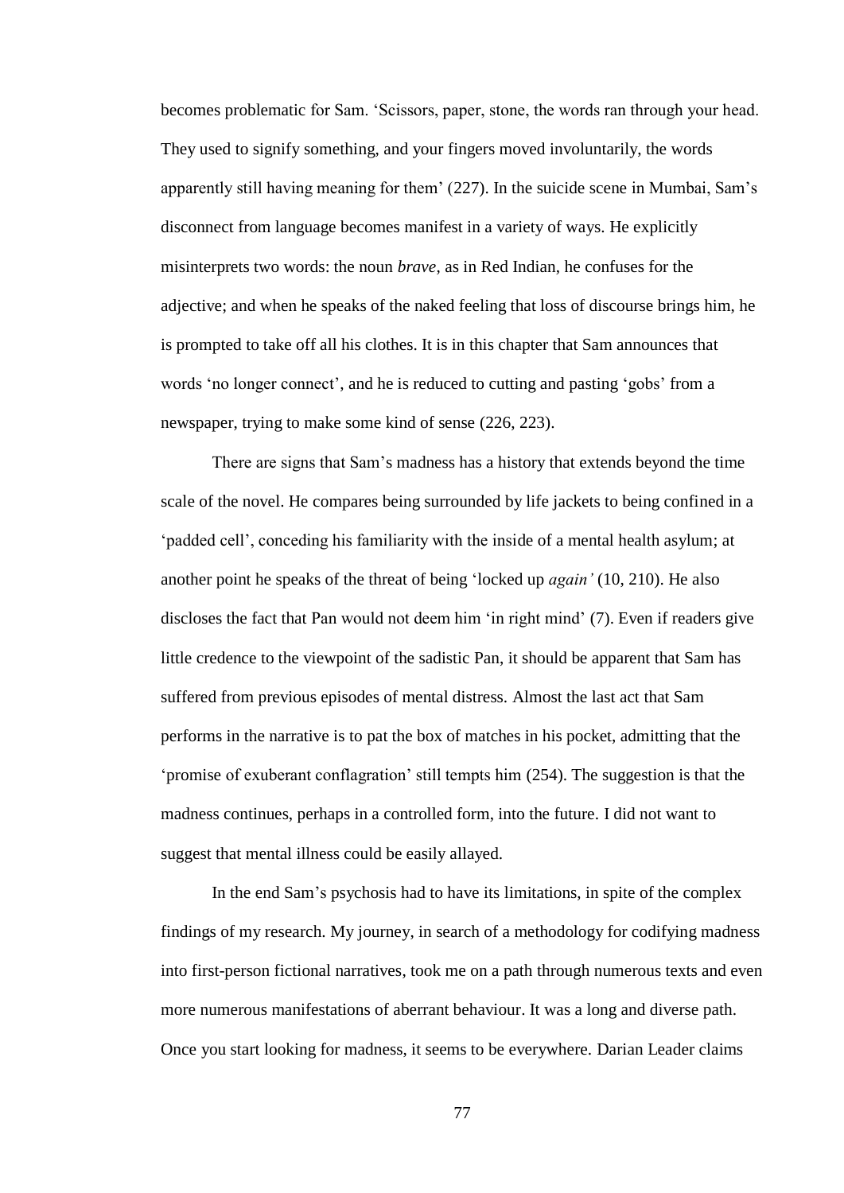becomes problematic for Sam. 'Scissors, paper, stone, the words ran through your head. They used to signify something, and your fingers moved involuntarily, the words apparently still having meaning for them' (227). In the suicide scene in Mumbai, Sam's disconnect from language becomes manifest in a variety of ways. He explicitly misinterprets two words: the noun *brave*, as in Red Indian, he confuses for the adjective; and when he speaks of the naked feeling that loss of discourse brings him, he is prompted to take off all his clothes. It is in this chapter that Sam announces that words 'no longer connect', and he is reduced to cutting and pasting 'gobs' from a newspaper, trying to make some kind of sense (226, 223).

There are signs that Sam's madness has a history that extends beyond the time scale of the novel. He compares being surrounded by life jackets to being confined in a 'padded cell', conceding his familiarity with the inside of a mental health asylum; at another point he speaks of the threat of being 'locked up *again'* (10, 210). He also discloses the fact that Pan would not deem him 'in right mind' (7). Even if readers give little credence to the viewpoint of the sadistic Pan, it should be apparent that Sam has suffered from previous episodes of mental distress. Almost the last act that Sam performs in the narrative is to pat the box of matches in his pocket, admitting that the 'promise of exuberant conflagration' still tempts him (254). The suggestion is that the madness continues, perhaps in a controlled form, into the future. I did not want to suggest that mental illness could be easily allayed.

In the end Sam's psychosis had to have its limitations, in spite of the complex findings of my research. My journey, in search of a methodology for codifying madness into first-person fictional narratives, took me on a path through numerous texts and even more numerous manifestations of aberrant behaviour. It was a long and diverse path. Once you start looking for madness, it seems to be everywhere. Darian Leader claims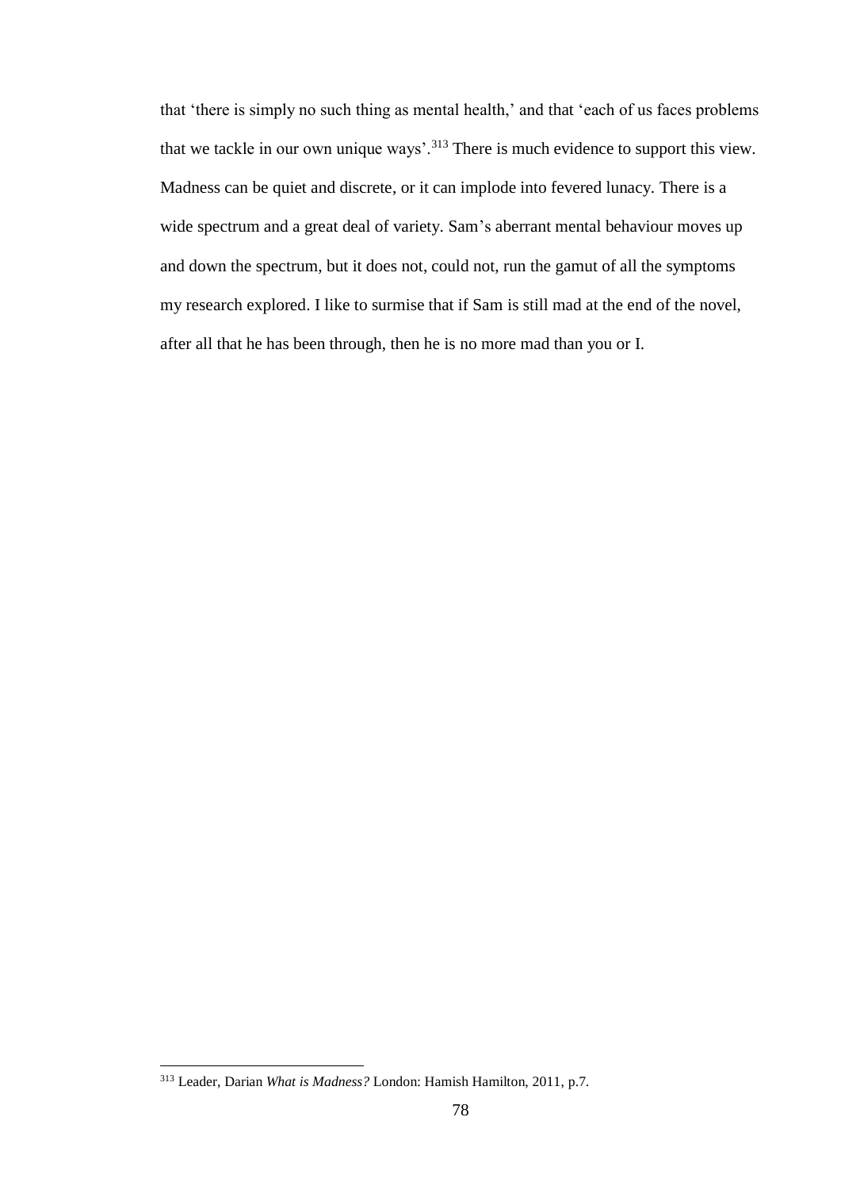that 'there is simply no such thing as mental health,' and that 'each of us faces problems that we tackle in our own unique ways'.[313] There is much evidence to support this view. Madness can be quiet and discrete, or it can implode into fevered lunacy. There is a wide spectrum and a great deal of variety. Sam's aberrant mental behaviour moves up and down the spectrum, but it does not, could not, run the gamut of all the symptoms my research explored. I like to surmise that if Sam is still mad at the end of the novel, after all that he has been through, then he is no more mad than you or I.

[313] Leader, Darian *What is Madness?* London: Hamish Hamilton, 2011, p.7.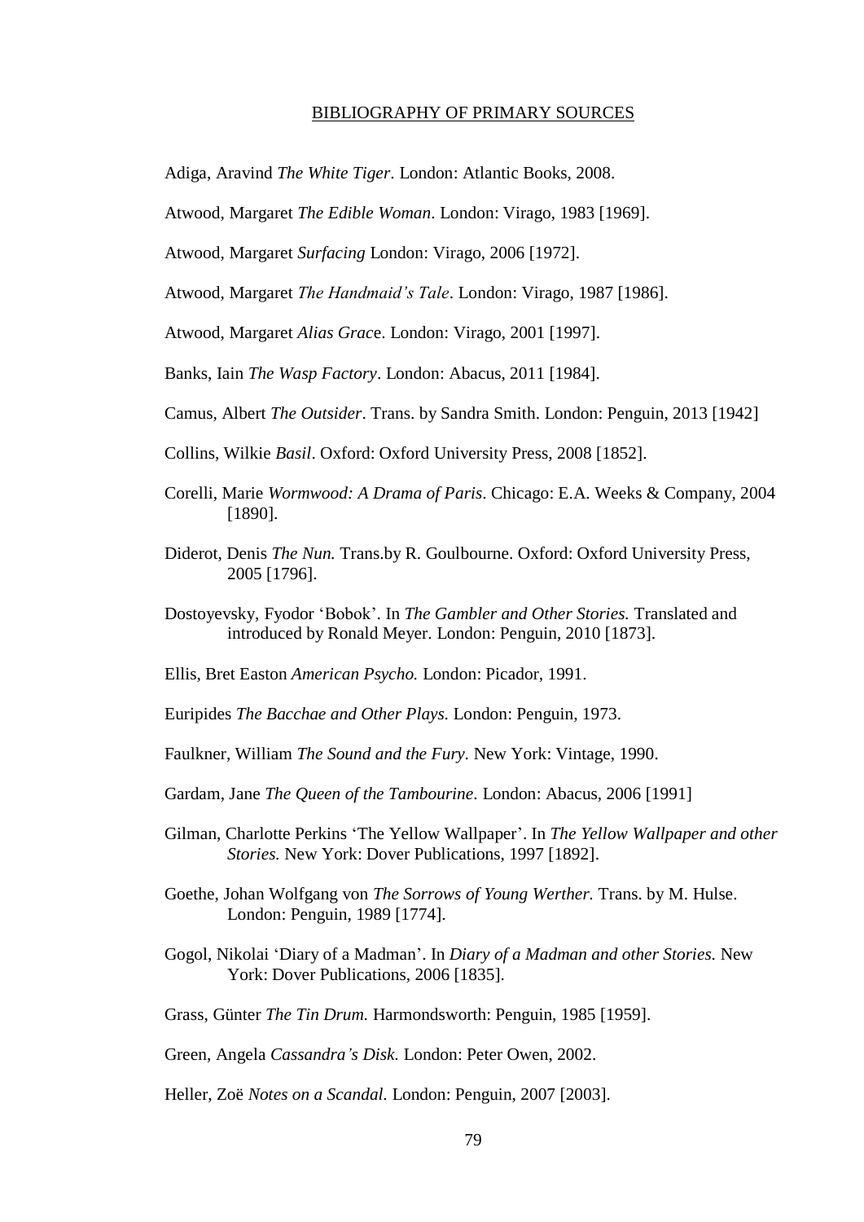# BIBLIOGRAPHY OF PRIMARY SOURCES

Adiga, Aravind *The White Tiger*. London: Atlantic Books, 2008.

Atwood, Margaret *The Edible Woman*. London: Virago, 1983 [1969].

Atwood, Margaret *Surfacing* London: Virago, 2006 [1972].

Atwood, Margaret *The Handmaid's Tale*. London: Virago, 1987 [1986].

Atwood, Margaret *Alias Grac*e. London: Virago, 2001 [1997].

Banks, Iain *The Wasp Factory*. London: Abacus, 2011 [1984].

Camus, Albert *The Outsider*. Trans. by Sandra Smith. London: Penguin, 2013 [1942]

Collins, Wilkie *Basil*. Oxford: Oxford University Press, 2008 [1852].

Corelli, Marie *Wormwood: A Drama of Paris*. Chicago: E.A. Weeks & Company, 2004 [1890].

Diderot, Denis *The Nun.* Trans.by R. Goulbourne. Oxford: Oxford University Press, 2005 [1796].

Dostoyevsky, Fyodor 'Bobok'. In *The Gambler and Other Stories.* Translated and introduced by Ronald Meyer. London: Penguin, 2010 [1873].

Ellis, Bret Easton *American Psycho.* London: Picador, 1991.

Euripides *The Bacchae and Other Plays.* London: Penguin, 1973.

Faulkner, William *The Sound and the Fury.* New York: Vintage, 1990.

Gardam, Jane *The Queen of the Tambourine*. London: Abacus, 2006 [1991]

Gilman, Charlotte Perkins 'The Yellow Wallpaper'. In *The Yellow Wallpaper and other Stories.* New York: Dover Publications, 1997 [1892].

Goethe, Johan Wolfgang von *The Sorrows of Young Werther.* Trans. by M. Hulse. London: Penguin, 1989 [1774].

Gogol, Nikolai 'Diary of a Madman'. In *Diary of a Madman and other Stories.* New York: Dover Publications, 2006 [1835].

Grass, Günter *The Tin Drum.* Harmondsworth: Penguin, 1985 [1959].

Green, Angela *Cassandra's Disk.* London: Peter Owen, 2002.

Heller, Zoë *Notes on a Scandal.* London: Penguin, 2007 [2003].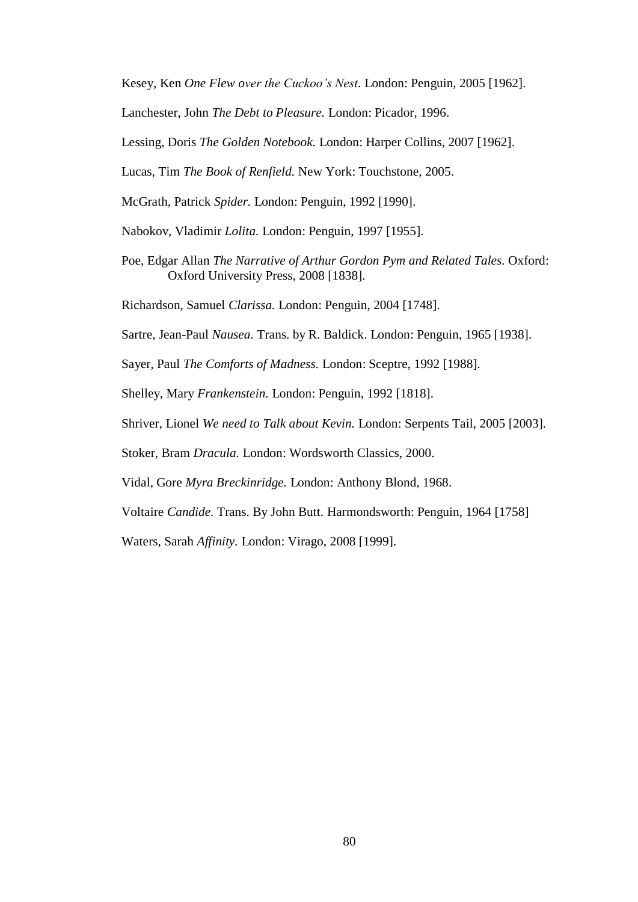Kesey, Ken *One Flew over the Cuckoo's Nest*. London: Penguin, 2005 [1962].

Lanchester, John *The Debt to Pleasure.* London: Picador, 1996.

Lessing, Doris *The Golden Notebook.* London: Harper Collins, 2007 [1962].

Lucas, Tim *The Book of Renfield.* New York: Touchstone, 2005.

McGrath, Patrick *Spider.* London: Penguin, 1992 [1990].

Nabokov, Vladimir *Lolita.* London: Penguin, 1997 [1955].

Poe, Edgar Allan *The Narrative of Arthur Gordon Pym and Related Tales.* Oxford: Oxford University Press, 2008 [1838].

Richardson, Samuel *Clarissa.* London: Penguin, 2004 [1748].

Sartre, Jean-Paul *Nausea*. Trans. by R. Baldick. London: Penguin, 1965 [1938].

Sayer, Paul *The Comforts of Madness.* London: Sceptre, 1992 [1988].

Shelley, Mary *Frankenstein.* London: Penguin, 1992 [1818].

Shriver, Lionel *We need to Talk about Kevin.* London: Serpents Tail, 2005 [2003].

Stoker, Bram *Dracula.* London: Wordsworth Classics, 2000.

Vidal, Gore *Myra Breckinridge.* London: Anthony Blond, 1968.

Voltaire *Candide.* Trans. By John Butt. Harmondsworth: Penguin, 1964 [1758]

Waters, Sarah *Affinity.* London: Virago, 2008 [1999].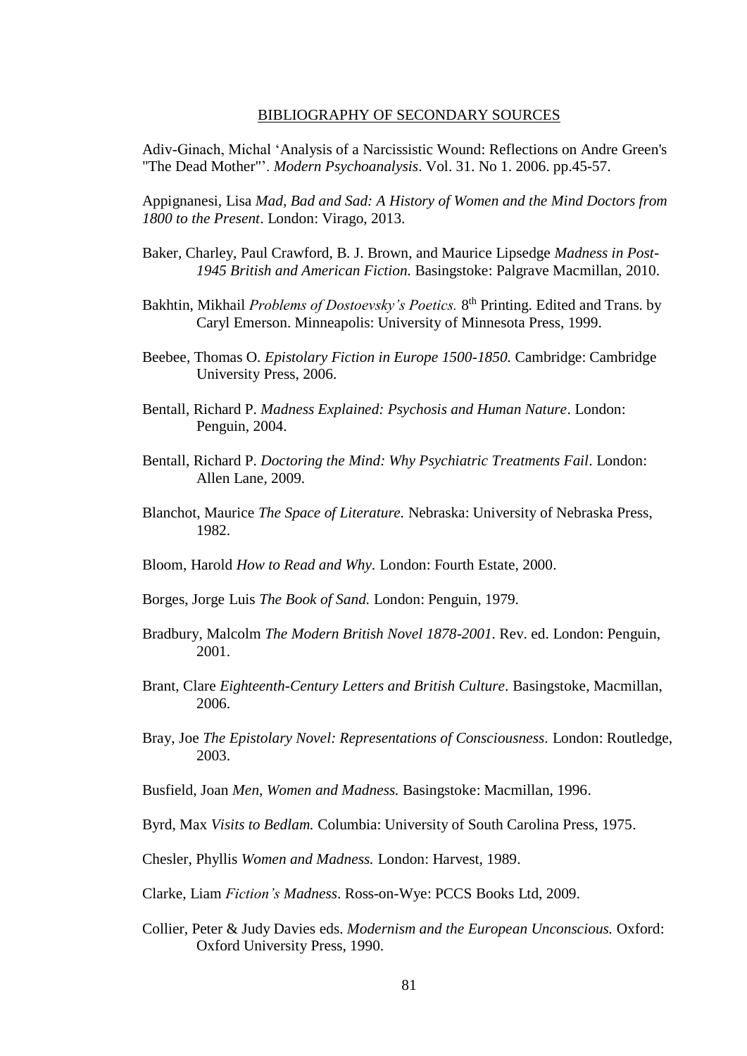## BIBLIOGRAPHY OF SECONDARY SOURCES

Adiv-Ginach, Michal 'Analysis of a Narcissistic Wound: Reflections on Andre Green's "The Dead Mother"'. *Modern Psychoanalysis*. Vol. 31. No 1. 2006. pp.45-57.

Appignanesi, Lisa *Mad, Bad and Sad: A History of Women and the Mind Doctors from 1800 to the Present*. London: Virago, 2013.

Baker, Charley, Paul Crawford, B. J. Brown, and Maurice Lipsedge *Madness in Post-1945 British and American Fiction.* Basingstoke: Palgrave Macmillan, 2010.

Bakhtin, Mikhail *Problems of Dostoevsky's Poetics.* 8th Printing. Edited and Trans. by Caryl Emerson. Minneapolis: University of Minnesota Press, 1999.

Beebee, Thomas O. *Epistolary Fiction in Europe 1500-1850.* Cambridge: Cambridge University Press, 2006.

Bentall, Richard P. *Madness Explained: Psychosis and Human Nature*. London: Penguin, 2004.

Bentall, Richard P. *Doctoring the Mind: Why Psychiatric Treatments Fail*. London: Allen Lane, 2009.

Blanchot, Maurice *The Space of Literature.* Nebraska: University of Nebraska Press, 1982.

Bloom, Harold *How to Read and Why.* London: Fourth Estate, 2000.

Borges, Jorge Luis *The Book of Sand.* London: Penguin, 1979.

Bradbury, Malcolm *The Modern British Novel 1878-2001*. Rev. ed. London: Penguin, 2001.

Brant, Clare *Eighteenth-Century Letters and British Culture*. Basingstoke, Macmillan, 2006.

Bray, Joe *The Epistolary Novel: Representations of Consciousness.* London: Routledge, 2003.

Busfield, Joan *Men, Women and Madness.* Basingstoke: Macmillan, 1996.

Byrd, Max *Visits to Bedlam.* Columbia: University of South Carolina Press, 1975.

Chesler, Phyllis *Women and Madness.* London: Harvest, 1989.

Clarke, Liam *Fiction's Madness*. Ross-on-Wye: PCCS Books Ltd, 2009.

Collier, Peter & Judy Davies eds. *Modernism and the European Unconscious.* Oxford: Oxford University Press, 1990.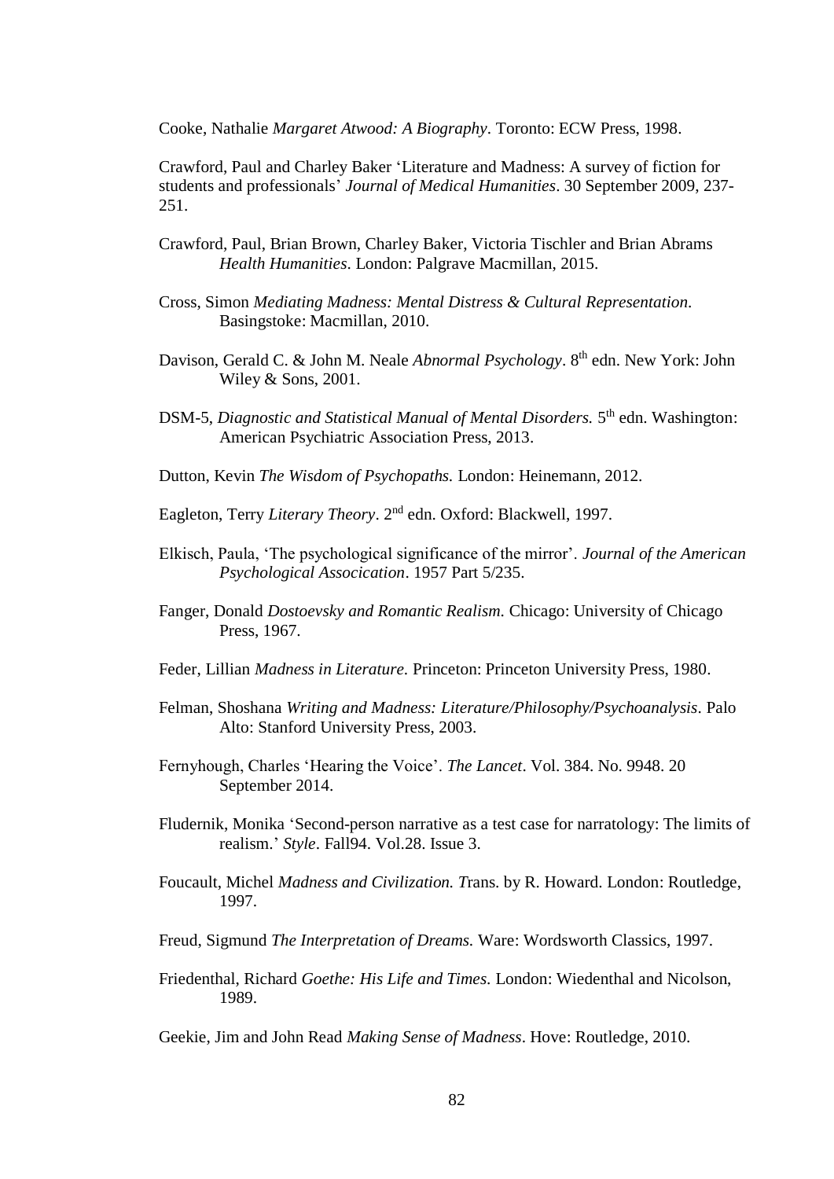Cooke, Nathalie *Margaret Atwood: A Biography*. Toronto: ECW Press, 1998.

Crawford, Paul and Charley Baker 'Literature and Madness: A survey of fiction for students and professionals' *Journal of Medical Humanities*. 30 September 2009, 237-251.

Crawford, Paul, Brian Brown, Charley Baker, Victoria Tischler and Brian Abrams *Health Humanities*. London: Palgrave Macmillan, 2015.

Cross, Simon *Mediating Madness: Mental Distress & Cultural Representation*. Basingstoke: Macmillan, 2010.

Davison, Gerald C. & John M. Neale *Abnormal Psychology*. 8th edn. New York: John Wiley & Sons, 2001.

DSM-5, *Diagnostic and Statistical Manual of Mental Disorders.* 5th edn. Washington: American Psychiatric Association Press, 2013.

Dutton, Kevin *The Wisdom of Psychopaths.* London: Heinemann, 2012.

Eagleton, Terry *Literary Theory*. 2nd edn. Oxford: Blackwell, 1997.

Elkisch, Paula, 'The psychological significance of the mirror'. *Journal of the American Psychological Assocication*. 1957 Part 5/235.

Fanger, Donald *Dostoevsky and Romantic Realism.* Chicago: University of Chicago Press, 1967.

Feder, Lillian *Madness in Literature.* Princeton: Princeton University Press, 1980.

Felman, Shoshana *Writing and Madness: Literature/Philosophy/Psychoanalysis*. Palo Alto: Stanford University Press, 2003.

Fernyhough, Charles 'Hearing the Voice'. *The Lancet*. Vol. 384. No. 9948. 20 September 2014.

Fludernik, Monika 'Second-person narrative as a test case for narratology: The limits of realism.' *Style*. Fall94. Vol.28. Issue 3.

Foucault, Michel *Madness and Civilization. T*rans. by R. Howard. London: Routledge, 1997.

Freud, Sigmund *The Interpretation of Dreams.* Ware: Wordsworth Classics, 1997.

Friedenthal, Richard *Goethe: His Life and Times.* London: Wiedenthal and Nicolson, 1989.

Geekie, Jim and John Read *Making Sense of Madness*. Hove: Routledge, 2010.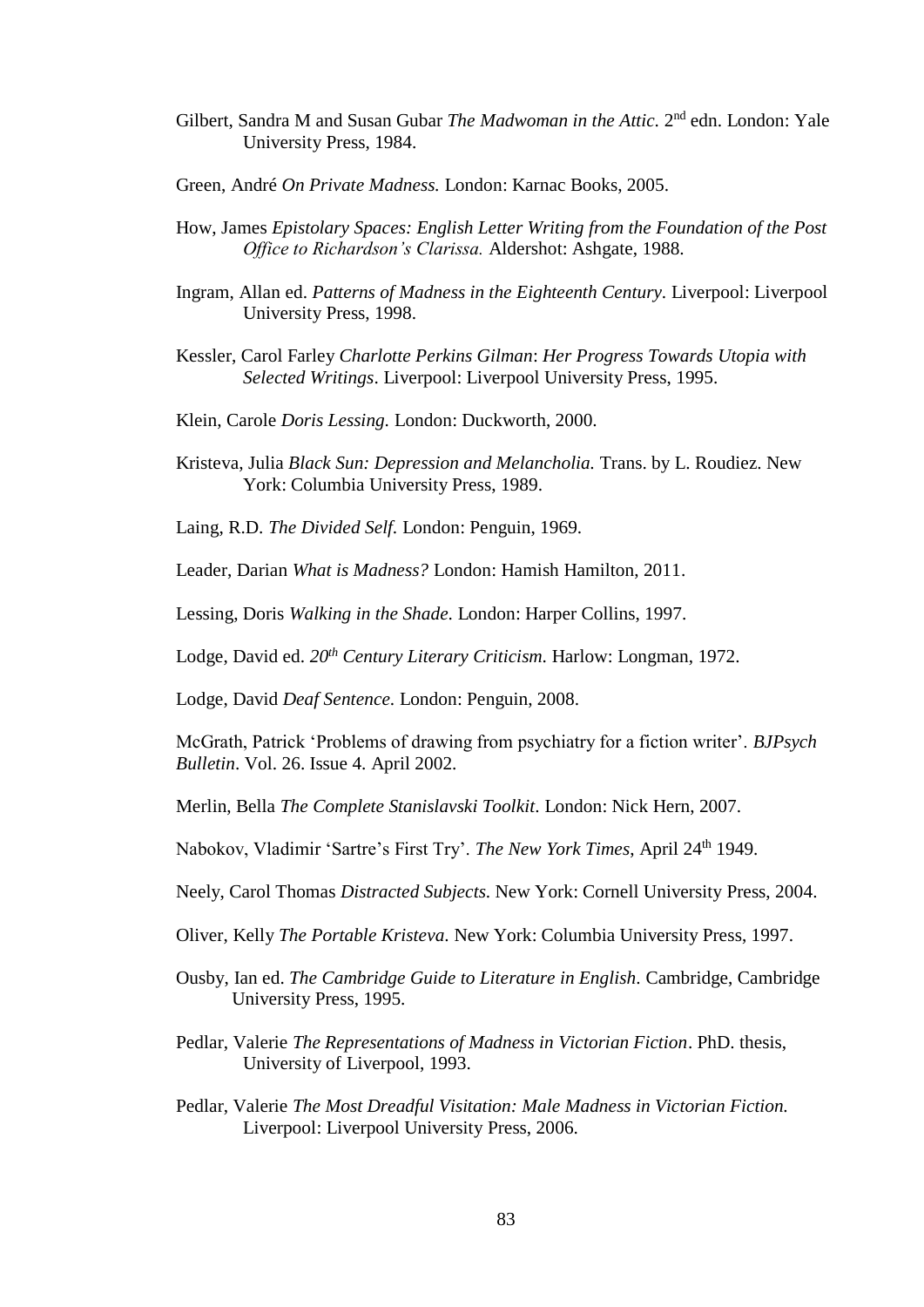Gilbert, Sandra M and Susan Gubar *The Madwoman in the Attic*. 2nd edn. London: Yale University Press, 1984.

Green, André *On Private Madness.* London: Karnac Books, 2005.

How, James *Epistolary Spaces: English Letter Writing from the Foundation of the Post Office to Richardson's Clarissa.* Aldershot: Ashgate, 1988.

Ingram, Allan ed. *Patterns of Madness in the Eighteenth Century.* Liverpool: Liverpool University Press, 1998.

Kessler, Carol Farley *Charlotte Perkins Gilman*: *Her Progress Towards Utopia with Selected Writings*. Liverpool: Liverpool University Press, 1995.

Klein, Carole *Doris Lessing.* London: Duckworth, 2000.

Kristeva, Julia *Black Sun: Depression and Melancholia.* Trans. by L. Roudiez. New York: Columbia University Press, 1989.

Laing, R.D. *The Divided Self.* London: Penguin, 1969.

Leader, Darian *What is Madness?* London: Hamish Hamilton, 2011.

Lessing, Doris *Walking in the Shade.* London: Harper Collins, 1997.

Lodge, David ed. *20th Century Literary Criticism.* Harlow: Longman, 1972.

Lodge, David *Deaf Sentence.* London: Penguin, 2008.

McGrath, Patrick 'Problems of drawing from psychiatry for a fiction writer'. *BJPsych Bulletin*. Vol. 26. Issue 4. April 2002.

Merlin, Bella *The Complete Stanislavski Toolkit*. London: Nick Hern, 2007.

Nabokov, Vladimir 'Sartre's First Try'. *The New York Times*, April 24th 1949.

Neely, Carol Thomas *Distracted Subjects.* New York: Cornell University Press, 2004.

Oliver, Kelly *The Portable Kristeva.* New York: Columbia University Press, 1997.

Ousby, Ian ed. *The Cambridge Guide to Literature in English.* Cambridge, Cambridge University Press, 1995.

Pedlar, Valerie *The Representations of Madness in Victorian Fiction*. PhD. thesis, University of Liverpool, 1993.

Pedlar, Valerie *The Most Dreadful Visitation: Male Madness in Victorian Fiction.* Liverpool: Liverpool University Press, 2006.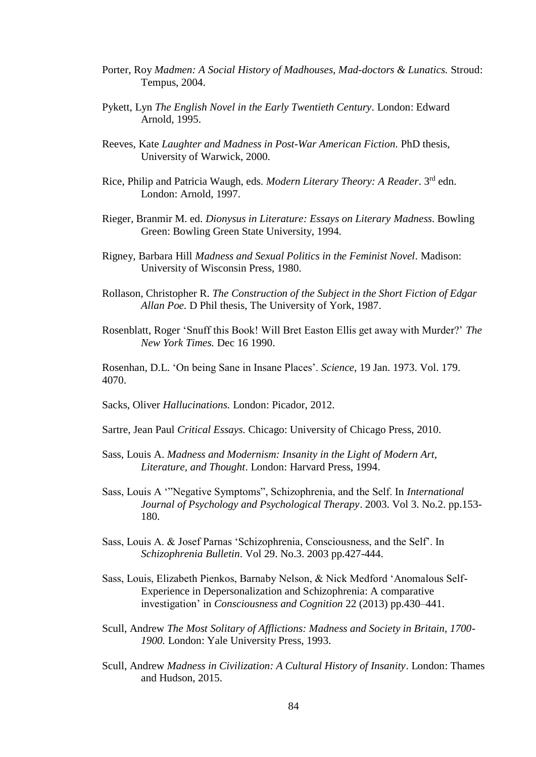Porter, Roy *Madmen: A Social History of Madhouses, Mad-doctors & Lunatics.* Stroud: Tempus, 2004.

Pykett, Lyn *The English Novel in the Early Twentieth Century*. London: Edward Arnold, 1995.

Reeves, Kate *Laughter and Madness in Post-War American Fiction.* PhD thesis, University of Warwick, 2000.

Rice, Philip and Patricia Waugh, eds. *Modern Literary Theory: A Reader*. 3rd edn. London: Arnold, 1997.

Rieger, Branmir M. ed. *Dionysus in Literature: Essays on Literary Madness*. Bowling Green: Bowling Green State University, 1994.

Rigney, Barbara Hill *Madness and Sexual Politics in the Feminist Novel*. Madison: University of Wisconsin Press, 1980.

Rollason, Christopher R. *The Construction of the Subject in the Short Fiction of Edgar Allan Poe.* D Phil thesis, The University of York, 1987.

Rosenblatt, Roger 'Snuff this Book! Will Bret Easton Ellis get away with Murder?' *The New York Times.* Dec 16 1990.

Rosenhan, D.L. 'On being Sane in Insane Places'. *Science*, 19 Jan. 1973. Vol. 179. 4070.

Sacks, Oliver *Hallucinations.* London: Picador, 2012.

Sartre, Jean Paul *Critical Essays.* Chicago: University of Chicago Press, 2010.

Sass, Louis A. *Madness and Modernism: Insanity in the Light of Modern Art, Literature, and Thought*. London: Harvard Press, 1994.

Sass, Louis A '"Negative Symptoms", Schizophrenia, and the Self. In *International Journal of Psychology and Psychological Therapy*. 2003. Vol 3. No.2. pp.153-180.

Sass, Louis A. & Josef Parnas 'Schizophrenia, Consciousness, and the Self'. In *Schizophrenia Bulletin*. Vol 29. No.3. 2003 pp.427-444.

Sass, Louis, Elizabeth Pienkos, Barnaby Nelson, & Nick Medford 'Anomalous Self-Experience in Depersonalization and Schizophrenia: A comparative investigation' in *Consciousness and Cognition* 22 (2013) pp.430–441.

Scull, Andrew *The Most Solitary of Afflictions: Madness and Society in Britain, 1700-1900.* London: Yale University Press, 1993.

Scull, Andrew *Madness in Civilization: A Cultural History of Insanity*. London: Thames and Hudson, 2015.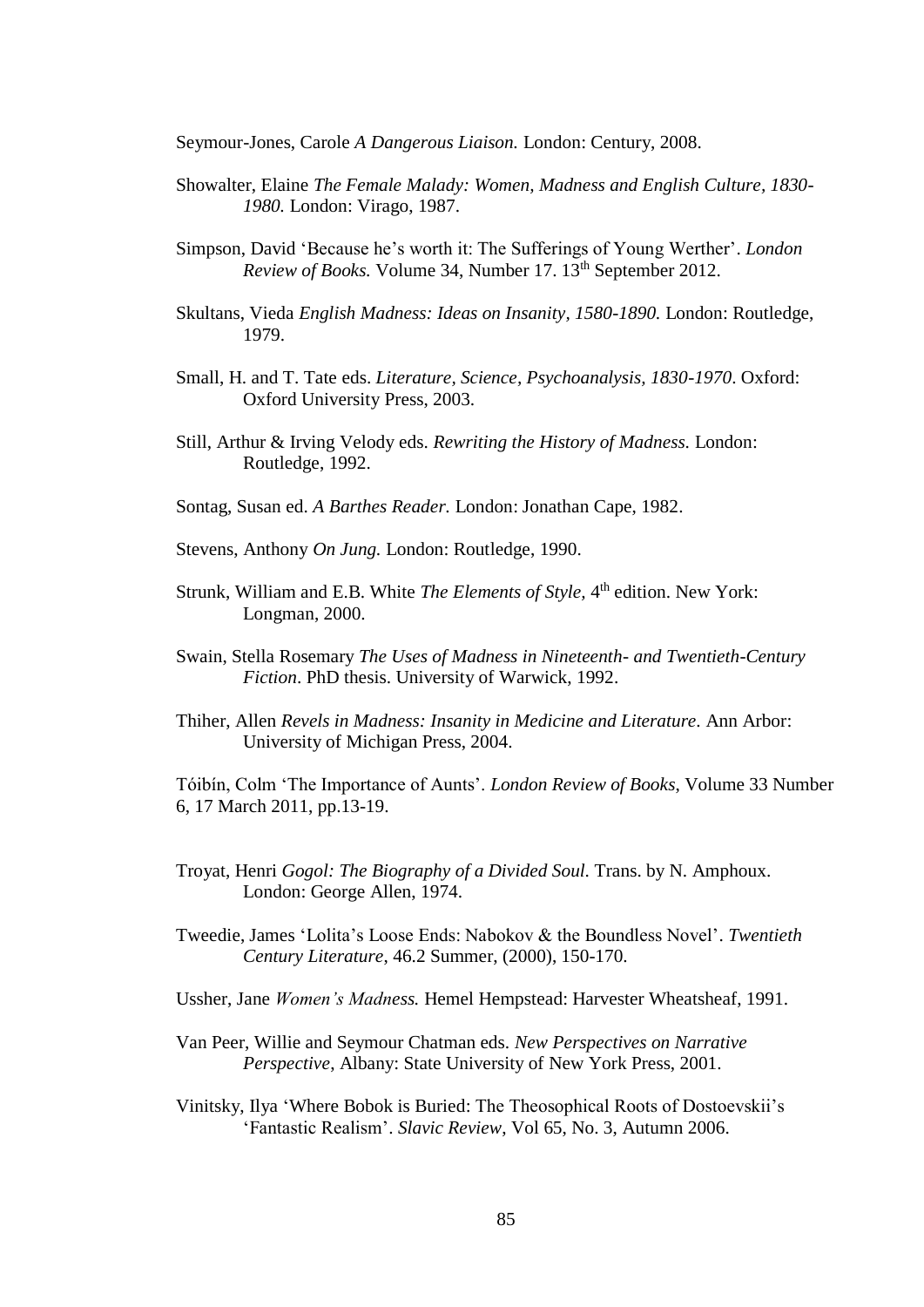Seymour-Jones, Carole *A Dangerous Liaison.* London: Century, 2008.

Showalter, Elaine *The Female Malady: Women, Madness and English Culture, 1830-1980.* London: Virago, 1987.

Simpson, David 'Because he's worth it: The Sufferings of Young Werther'. *London Review of Books.* Volume 34, Number 17. 13th September 2012.

Skultans, Vieda *English Madness: Ideas on Insanity, 1580-1890.* London: Routledge, 1979.

Small, H. and T. Tate eds. *Literature, Science, Psychoanalysis, 1830-1970*. Oxford: Oxford University Press, 2003.

Still, Arthur & Irving Velody eds. *Rewriting the History of Madness.* London: Routledge, 1992.

Sontag, Susan ed. *A Barthes Reader.* London: Jonathan Cape, 1982.

Stevens, Anthony *On Jung.* London: Routledge, 1990.

Strunk, William and E.B. White *The Elements of Style,* 4th edition. New York: Longman, 2000.

Swain, Stella Rosemary *The Uses of Madness in Nineteenth- and Twentieth-Century Fiction*. PhD thesis. University of Warwick, 1992.

Thiher, Allen *Revels in Madness: Insanity in Medicine and Literature.* Ann Arbor: University of Michigan Press, 2004.

Tóibín, Colm 'The Importance of Aunts'. *London Review of Books*, Volume 33 Number 6, 17 March 2011, pp.13-19.

Troyat, Henri *Gogol: The Biography of a Divided Soul.* Trans. by N. Amphoux. London: George Allen, 1974.

Tweedie, James 'Lolita's Loose Ends: Nabokov & the Boundless Novel'. *Twentieth Century Literature*, 46.2 Summer, (2000), 150-170.

Ussher, Jane *Women's Madness.* Hemel Hempstead: Harvester Wheatsheaf, 1991.

Van Peer, Willie and Seymour Chatman eds. *New Perspectives on Narrative Perspective*, Albany: State University of New York Press, 2001.

Vinitsky, Ilya 'Where Bobok is Buried: The Theosophical Roots of Dostoevskii's 'Fantastic Realism'. *Slavic Review*, Vol 65, No. 3, Autumn 2006.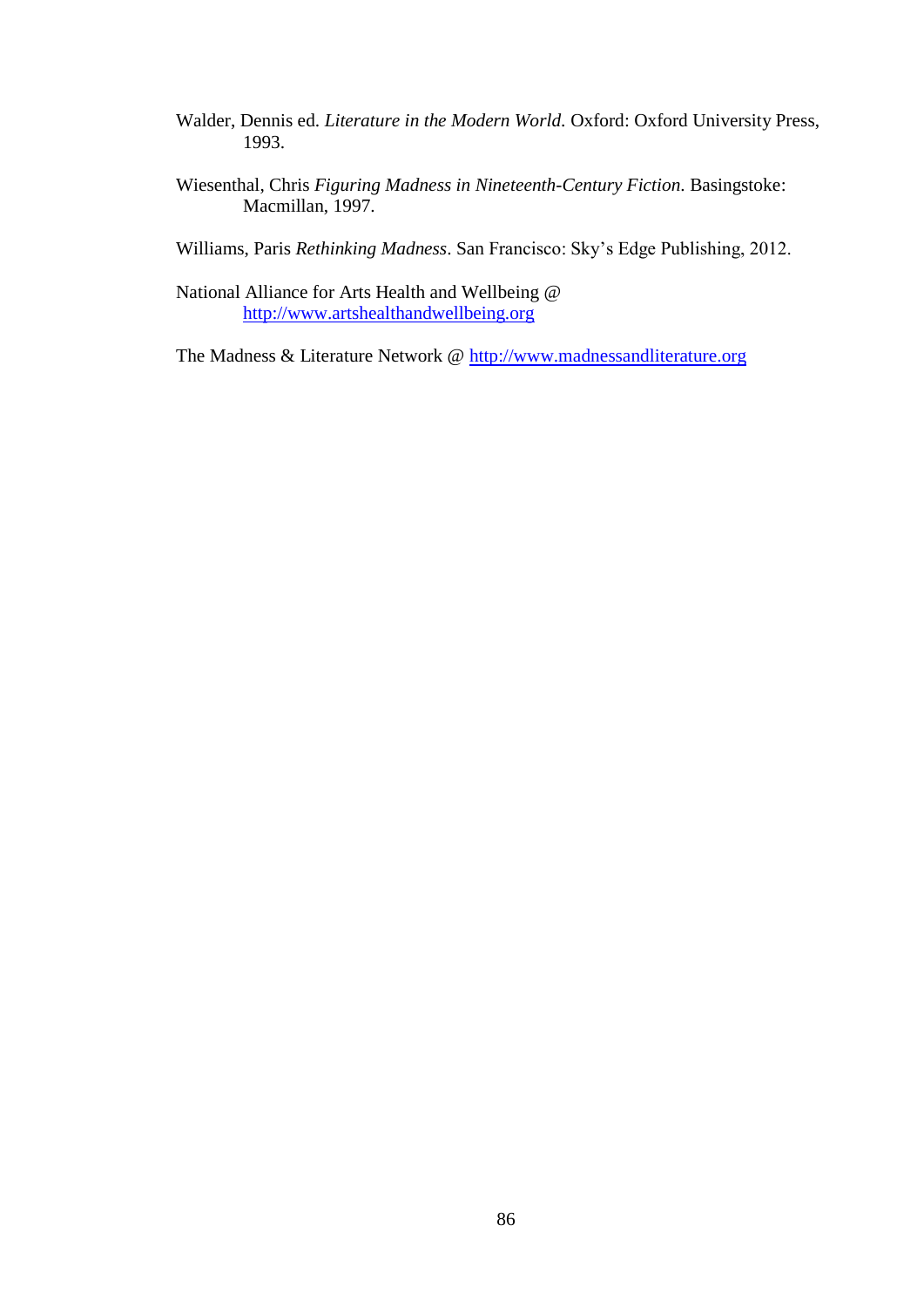Walder, Dennis ed. *Literature in the Modern World.* Oxford: Oxford University Press, 1993.

Wiesenthal, Chris *Figuring Madness in Nineteenth-Century Fiction*. Basingstoke: Macmillan, 1997.

Williams, Paris *Rethinking Madness*. San Francisco: Sky's Edge Publishing, 2012.

National Alliance for Arts Health and Wellbeing @ [http://www.artshealthandwellbeing.org](http://www.artshealthandwellbeing.org)

The Madness & Literature Network @ [http://www.madnessandliterature.org](http://www.madnessandliterature.org)